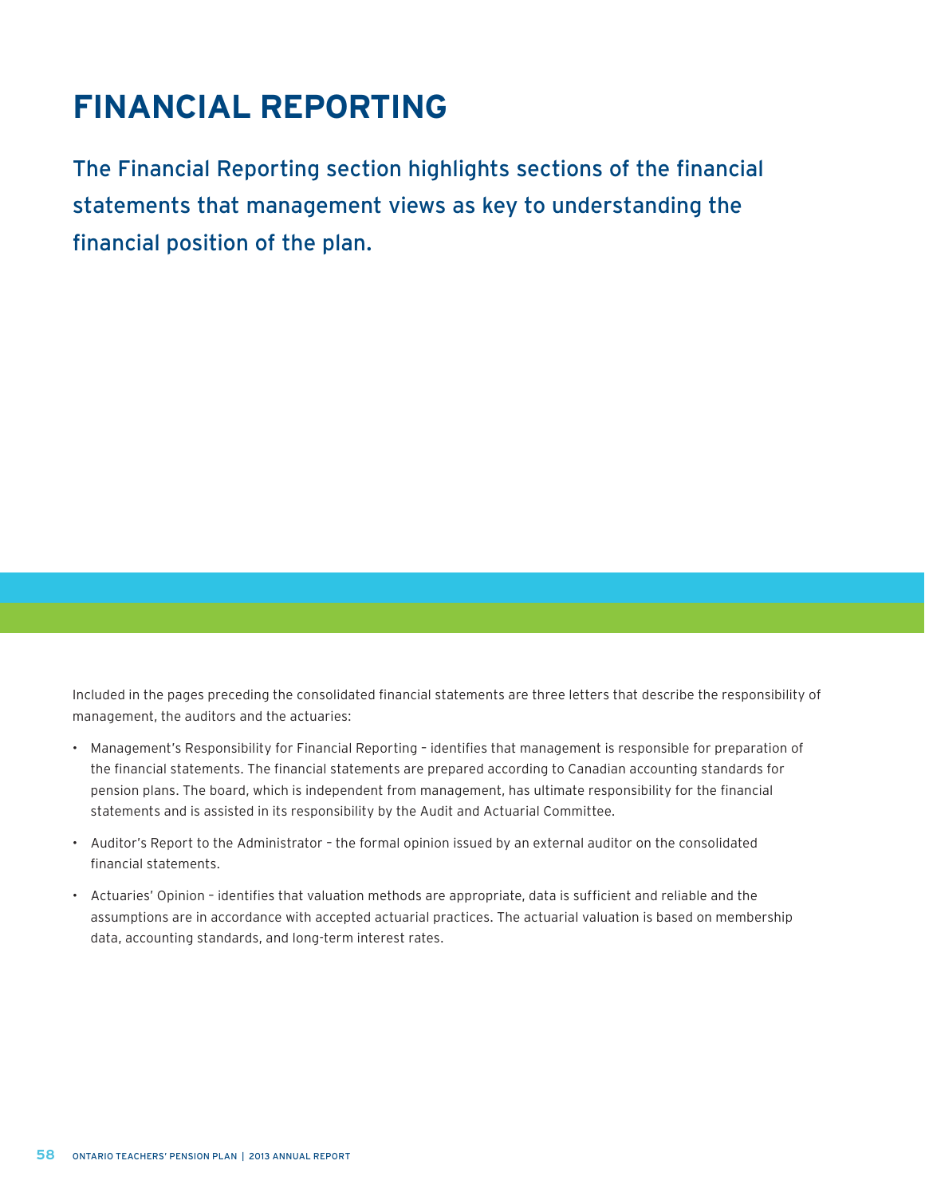# FINANCIAL REPORTING

The Financial Reporting section highlights sections of the financial statements that management views as key to understanding the financial position of the plan.

Included in the pages preceding the consolidated financial statements are three letters that describe the responsibility of management, the auditors and the actuaries:

- Management's Responsibility for Financial Reporting – identifies that management is responsible for preparation of the financial statements. The financial statements are prepared according to Canadian accounting standards for pension plans. The board, which is independent from management, has ultimate responsibility for the financial statements and is assisted in its responsibility by the Audit and Actuarial Committee.
- Auditor's Report to the Administrator – the formal opinion issued by an external auditor on the consolidated financial statements.
- Actuaries' Opinion – identifies that valuation methods are appropriate, data is sufficient and reliable and the assumptions are in accordance with accepted actuarial practices. The actuarial valuation is based on membership data, accounting standards, and long-term interest rates.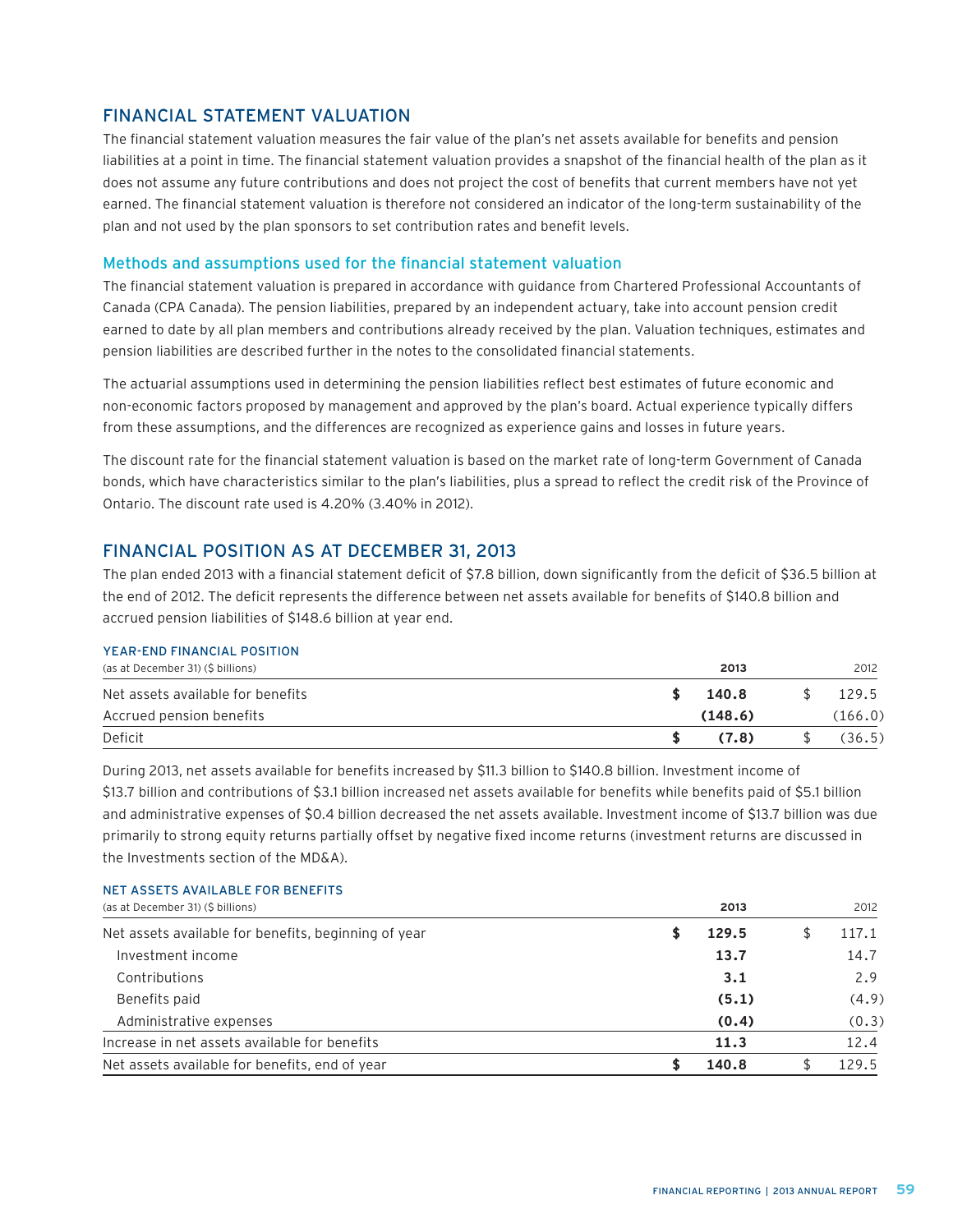## FINANCIAL STATEMENT VALUATION

The financial statement valuation measures the fair value of the plan's net assets available for benefits and pension liabilities at a point in time. The financial statement valuation provides a snapshot of the financial health of the plan as it does not assume any future contributions and does not project the cost of benefits that current members have not yet earned. The financial statement valuation is therefore not considered an indicator of the long-term sustainability of the plan and not used by the plan sponsors to set contribution rates and benefit levels.

### Methods and assumptions used for the financial statement valuation

The financial statement valuation is prepared in accordance with guidance from Chartered Professional Accountants of Canada (CPA Canada). The pension liabilities, prepared by an independent actuary, take into account pension credit earned to date by all plan members and contributions already received by the plan. Valuation techniques, estimates and pension liabilities are described further in the notes to the consolidated financial statements.

The actuarial assumptions used in determining the pension liabilities reflect best estimates of future economic and non-economic factors proposed by management and approved by the plan's board. Actual experience typically differs from these assumptions, and the differences are recognized as experience gains and losses in future years.

The discount rate for the financial statement valuation is based on the market rate of long-term Government of Canada bonds, which have characteristics similar to the plan's liabilities, plus a spread to reflect the credit risk of the Province of Ontario. The discount rate used is 4.20% (3.40% in 2012).

## FINANCIAL POSITION AS AT DECEMBER 31, 2013

The plan ended 2013 with a financial statement deficit of $7.8 billion, down significantly from the deficit of $36.5 billion at the end of 2012. The deficit represents the difference between net assets available for benefits of $140.8 billion and accrued pension liabilities of $148.6 billion at year end.

**YEAR-END FINANCIAL POSITION**
(as at December 31) ($ billions)

| | 2013 | 2012 |
|---|---|---|
| Net assets available for benefits | **$ 140.8** | $ 129.5 |
| Accrued pension benefits | **(148.6)** | (166.0) |
| Deficit | **$ (7.8)** | $ (36.5) |

During 2013, net assets available for benefits increased by $11.3 billion to $140.8 billion. Investment income of $13.7 billion and contributions of $3.1 billion increased net assets available for benefits while benefits paid of $5.1 billion and administrative expenses of $0.4 billion decreased the net assets available. Investment income of $13.7 billion was due primarily to strong equity returns partially offset by negative fixed income returns (investment returns are discussed in the Investments section of the MD&A).

**NET ASSETS AVAILABLE FOR BENEFITS**
(as at December 31) ($ billions)

| | 2013 | 2012 |
|---|---|---|
| Net assets available for benefits, beginning of year | **$ 129.5** | $ 117.1 |
| Investment income | **13.7** | 14.7 |
| Contributions | **3.1** | 2.9 |
| Benefits paid | **(5.1)** | (4.9) |
| Administrative expenses | **(0.4)** | (0.3) |
| Increase in net assets available for benefits | **11.3** | 12.4 |
| Net assets available for benefits, end of year | **$ 140.8** | $ 129.5 |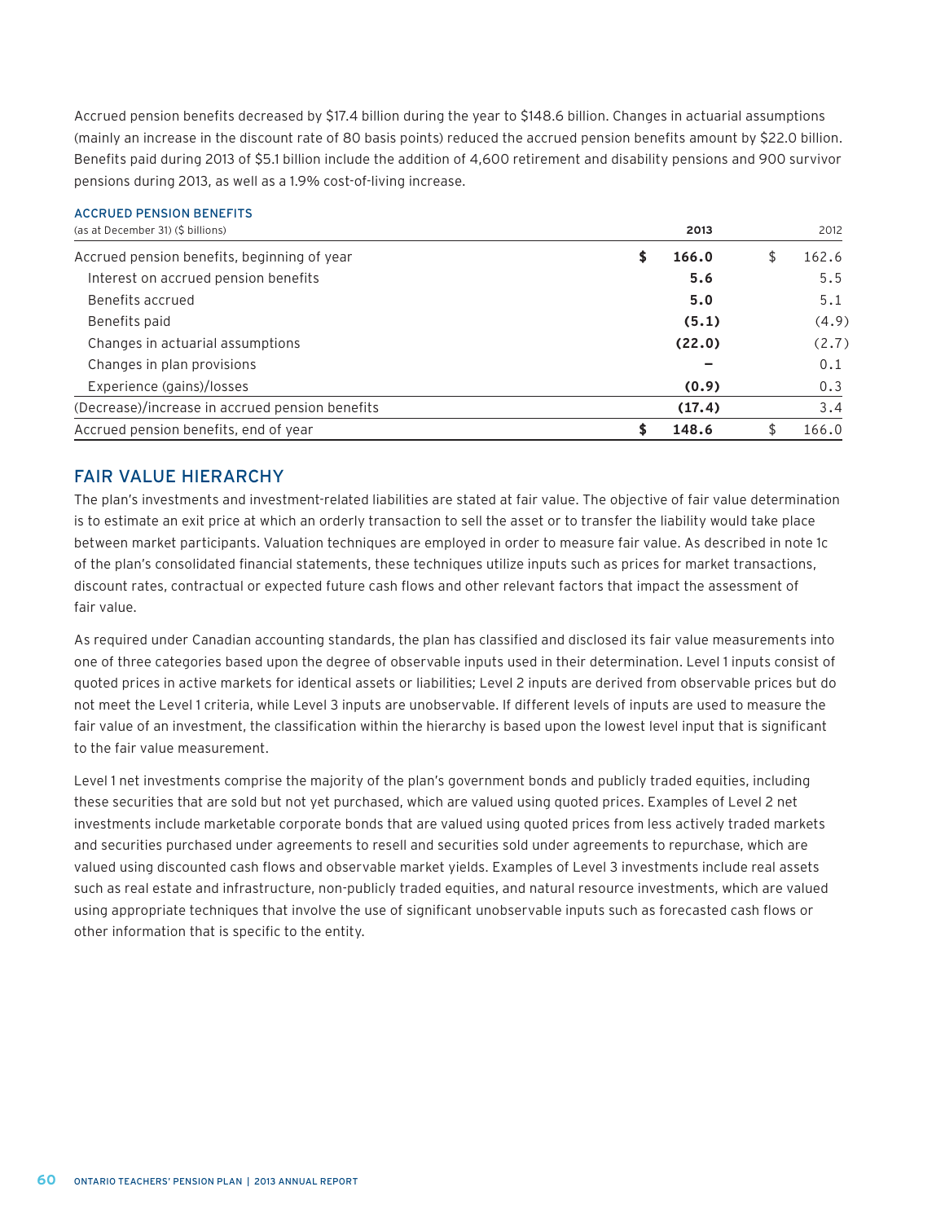Accrued pension benefits decreased by $17.4 billion during the year to $148.6 billion. Changes in actuarial assumptions (mainly an increase in the discount rate of 80 basis points) reduced the accrued pension benefits amount by $22.0 billion. Benefits paid during 2013 of $5.1 billion include the addition of 4,600 retirement and disability pensions and 900 survivor pensions during 2013, as well as a 1.9% cost-of-living increase.

### ACCRUED PENSION BENEFITS

| (as at December 31) ($ billions) | **2013** | 2012 |
|---|---|---|
| Accrued pension benefits, beginning of year | **$ 166.0** | $ 162.6 |
| Interest on accrued pension benefits | **5.6** | 5.5 |
| Benefits accrued | **5.0** | 5.1 |
| Benefits paid | **(5.1)** | (4.9) |
| Changes in actuarial assumptions | **(22.0)** | (2.7) |
| Changes in plan provisions | **–** | 0.1 |
| Experience (gains)/losses | **(0.9)** | 0.3 |
| (Decrease)/increase in accrued pension benefits | **(17.4)** | 3.4 |
| Accrued pension benefits, end of year | **$ 148.6** | $ 166.0 |

## FAIR VALUE HIERARCHY

The plan's investments and investment-related liabilities are stated at fair value. The objective of fair value determination is to estimate an exit price at which an orderly transaction to sell the asset or to transfer the liability would take place between market participants. Valuation techniques are employed in order to measure fair value. As described in note 1c of the plan's consolidated financial statements, these techniques utilize inputs such as prices for market transactions, discount rates, contractual or expected future cash flows and other relevant factors that impact the assessment of fair value.

As required under Canadian accounting standards, the plan has classified and disclosed its fair value measurements into one of three categories based upon the degree of observable inputs used in their determination. Level 1 inputs consist of quoted prices in active markets for identical assets or liabilities; Level 2 inputs are derived from observable prices but do not meet the Level 1 criteria, while Level 3 inputs are unobservable. If different levels of inputs are used to measure the fair value of an investment, the classification within the hierarchy is based upon the lowest level input that is significant to the fair value measurement.

Level 1 net investments comprise the majority of the plan's government bonds and publicly traded equities, including these securities that are sold but not yet purchased, which are valued using quoted prices. Examples of Level 2 net investments include marketable corporate bonds that are valued using quoted prices from less actively traded markets and securities purchased under agreements to resell and securities sold under agreements to repurchase, which are valued using discounted cash flows and observable market yields. Examples of Level 3 investments include real assets such as real estate and infrastructure, non-publicly traded equities, and natural resource investments, which are valued using appropriate techniques that involve the use of significant unobservable inputs such as forecasted cash flows or other information that is specific to the entity.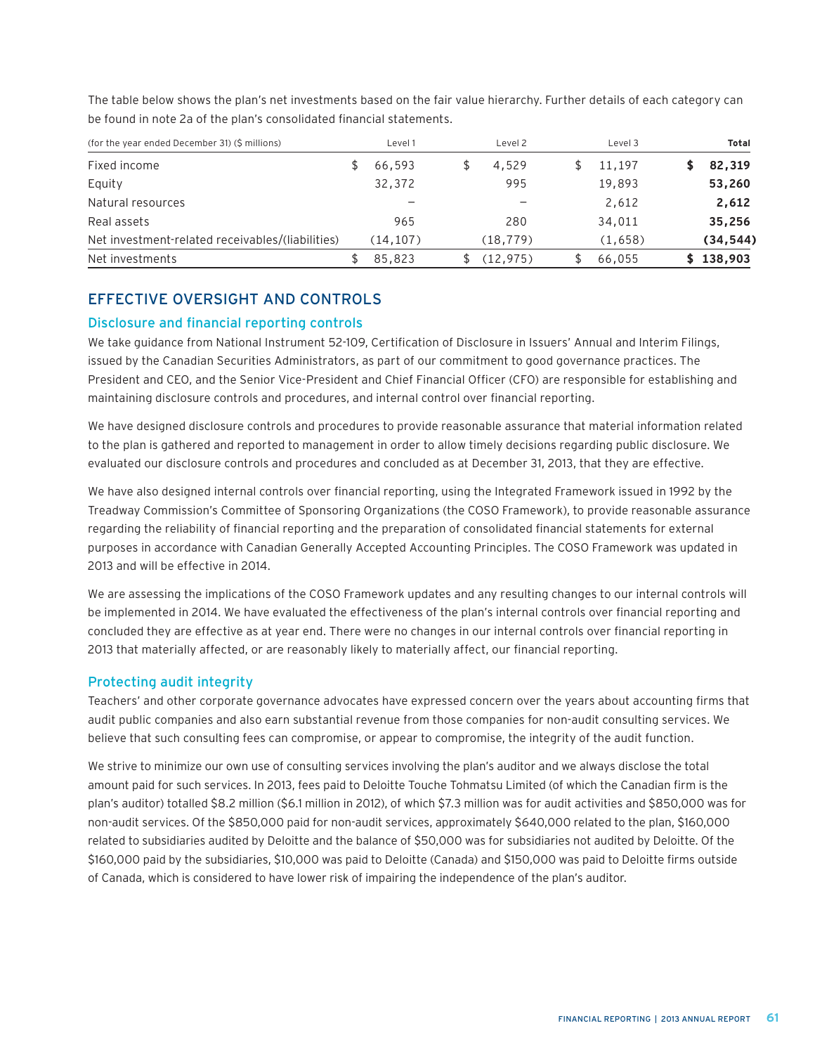The table below shows the plan's net investments based on the fair value hierarchy. Further details of each category can be found in note 2a of the plan's consolidated financial statements.

| (for the year ended December 31) ($ millions) | Level 1 | Level 2 | Level 3 | **Total** |
|---|---|---|---|---|
| Fixed income | $ 66,593 | $ 4,529 | $ 11,197 | **$ 82,319** |
| Equity | 32,372 | 995 | 19,893 | **53,260** |
| Natural resources | – | – | 2,612 | **2,612** |
| Real assets | 965 | 280 | 34,011 | **35,256** |
| Net investment-related receivables/(liabilities) | (14,107) | (18,779) | (1,658) | **(34,544)** |
| Net investments | $ 85,823 | $ (12,975) | $ 66,055 | **$ 138,903** |

## EFFECTIVE OVERSIGHT AND CONTROLS

### Disclosure and financial reporting controls

We take guidance from National Instrument 52-109, Certification of Disclosure in Issuers' Annual and Interim Filings, issued by the Canadian Securities Administrators, as part of our commitment to good governance practices. The President and CEO, and the Senior Vice-President and Chief Financial Officer (CFO) are responsible for establishing and maintaining disclosure controls and procedures, and internal control over financial reporting.

We have designed disclosure controls and procedures to provide reasonable assurance that material information related to the plan is gathered and reported to management in order to allow timely decisions regarding public disclosure. We evaluated our disclosure controls and procedures and concluded as at December 31, 2013, that they are effective.

We have also designed internal controls over financial reporting, using the Integrated Framework issued in 1992 by the Treadway Commission's Committee of Sponsoring Organizations (the COSO Framework), to provide reasonable assurance regarding the reliability of financial reporting and the preparation of consolidated financial statements for external purposes in accordance with Canadian Generally Accepted Accounting Principles. The COSO Framework was updated in 2013 and will be effective in 2014.

We are assessing the implications of the COSO Framework updates and any resulting changes to our internal controls will be implemented in 2014. We have evaluated the effectiveness of the plan's internal controls over financial reporting and concluded they are effective as at year end. There were no changes in our internal controls over financial reporting in 2013 that materially affected, or are reasonably likely to materially affect, our financial reporting.

### Protecting audit integrity

Teachers' and other corporate governance advocates have expressed concern over the years about accounting firms that audit public companies and also earn substantial revenue from those companies for non-audit consulting services. We believe that such consulting fees can compromise, or appear to compromise, the integrity of the audit function.

We strive to minimize our own use of consulting services involving the plan's auditor and we always disclose the total amount paid for such services. In 2013, fees paid to Deloitte Touche Tohmatsu Limited (of which the Canadian firm is the plan's auditor) totalled $8.2 million ($6.1 million in 2012), of which $7.3 million was for audit activities and $850,000 was for non-audit services. Of the $850,000 paid for non-audit services, approximately $640,000 related to the plan, $160,000 related to subsidiaries audited by Deloitte and the balance of $50,000 was for subsidiaries not audited by Deloitte. Of the $160,000 paid by the subsidiaries, $10,000 was paid to Deloitte (Canada) and $150,000 was paid to Deloitte firms outside of Canada, which is considered to have lower risk of impairing the independence of the plan's auditor.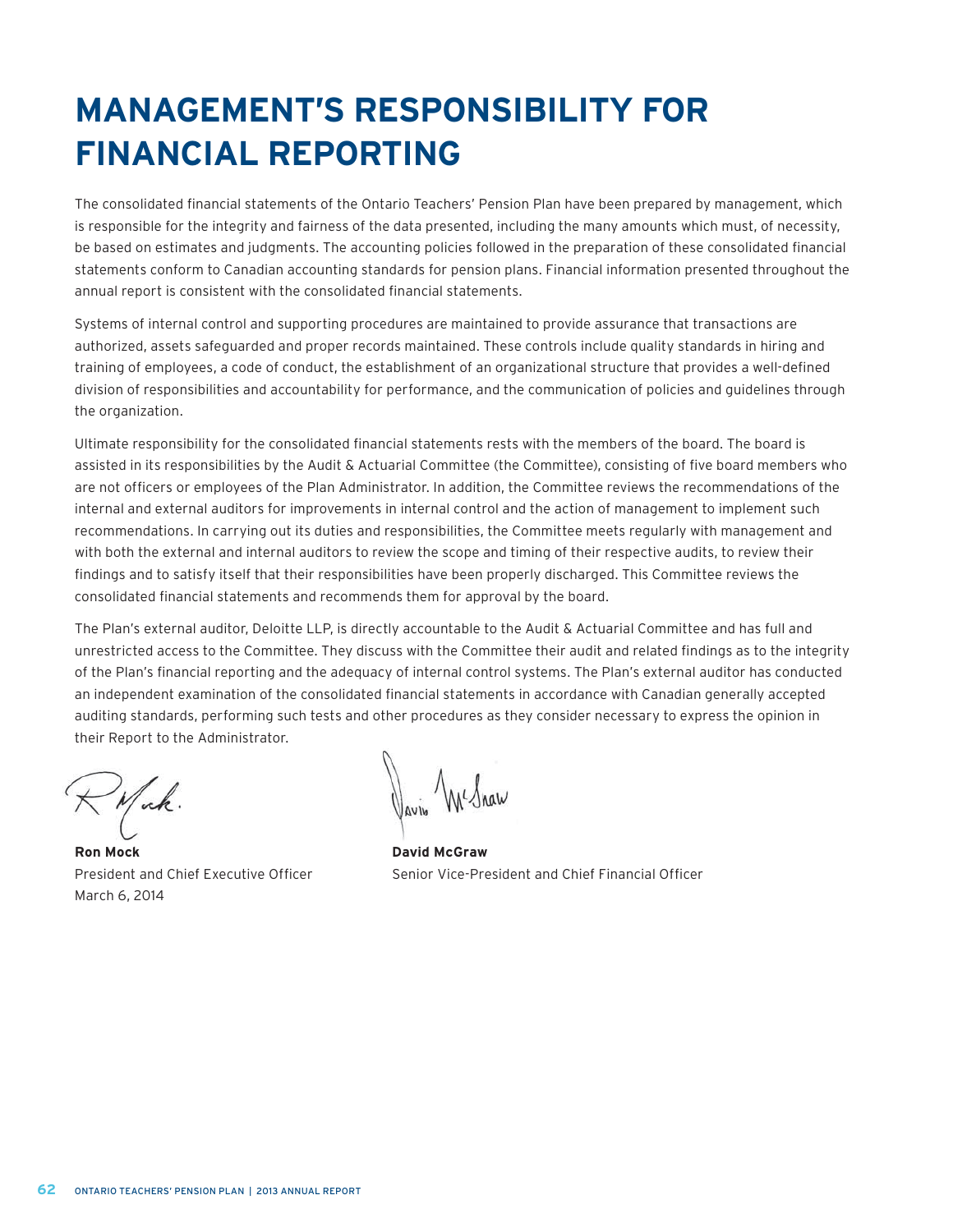# MANAGEMENT'S RESPONSIBILITY FOR FINANCIAL REPORTING

The consolidated financial statements of the Ontario Teachers' Pension Plan have been prepared by management, which is responsible for the integrity and fairness of the data presented, including the many amounts which must, of necessity, be based on estimates and judgments. The accounting policies followed in the preparation of these consolidated financial statements conform to Canadian accounting standards for pension plans. Financial information presented throughout the annual report is consistent with the consolidated financial statements.

Systems of internal control and supporting procedures are maintained to provide assurance that transactions are authorized, assets safeguarded and proper records maintained. These controls include quality standards in hiring and training of employees, a code of conduct, the establishment of an organizational structure that provides a well-defined division of responsibilities and accountability for performance, and the communication of policies and guidelines through the organization.

Ultimate responsibility for the consolidated financial statements rests with the members of the board. The board is assisted in its responsibilities by the Audit & Actuarial Committee (the Committee), consisting of five board members who are not officers or employees of the Plan Administrator. In addition, the Committee reviews the recommendations of the internal and external auditors for improvements in internal control and the action of management to implement such recommendations. In carrying out its duties and responsibilities, the Committee meets regularly with management and with both the external and internal auditors to review the scope and timing of their respective audits, to review their findings and to satisfy itself that their responsibilities have been properly discharged. This Committee reviews the consolidated financial statements and recommends them for approval by the board.

The Plan's external auditor, Deloitte LLP, is directly accountable to the Audit & Actuarial Committee and has full and unrestricted access to the Committee. They discuss with the Committee their audit and related findings as to the integrity of the Plan's financial reporting and the adequacy of internal control systems. The Plan's external auditor has conducted an independent examination of the consolidated financial statements in accordance with Canadian generally accepted auditing standards, performing such tests and other procedures as they consider necessary to express the opinion in their Report to the Administrator.

**Ron Mock**
President and Chief Executive Officer
March 6, 2014

**David McGraw**
Senior Vice-President and Chief Financial Officer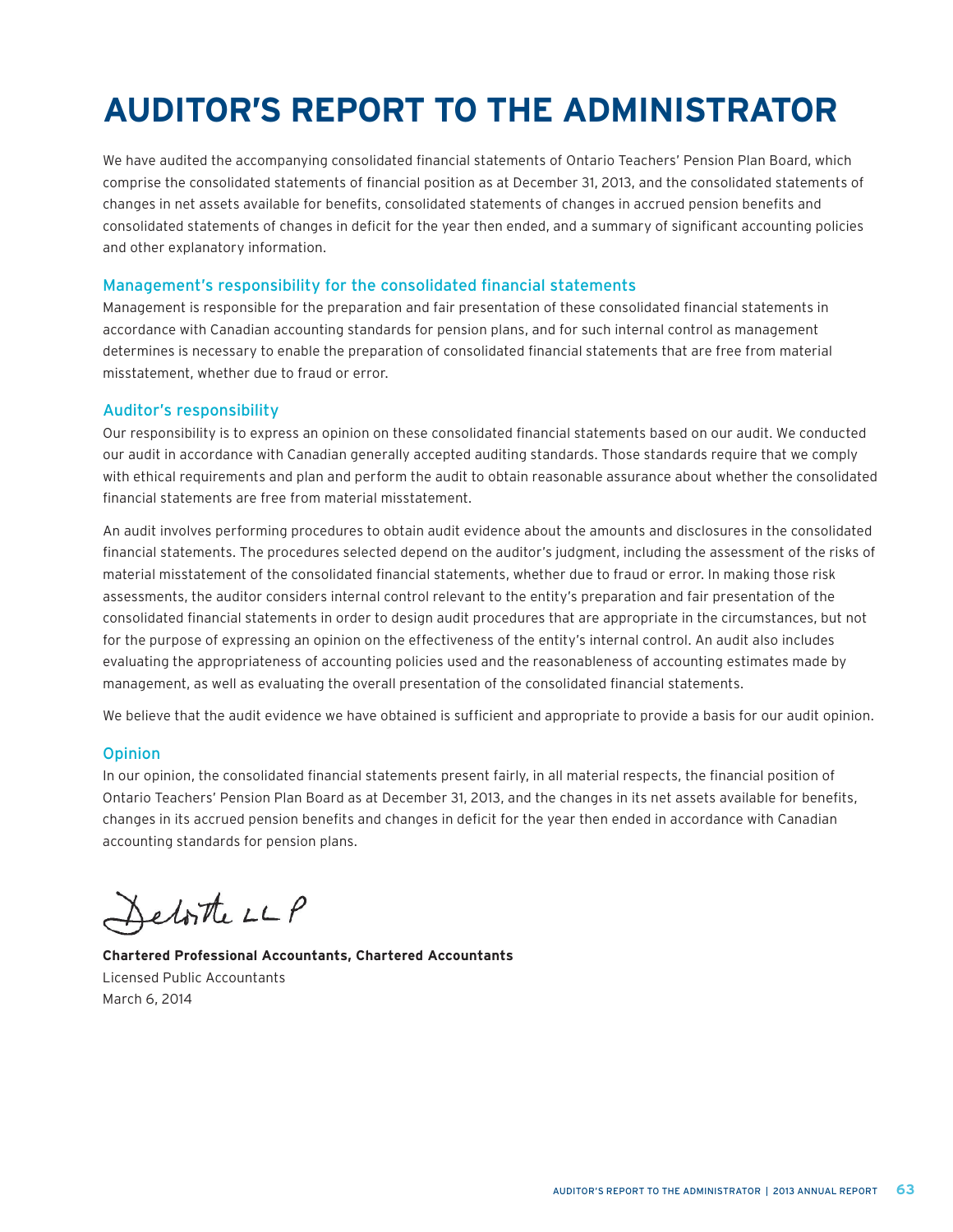# AUDITOR'S REPORT TO THE ADMINISTRATOR

We have audited the accompanying consolidated financial statements of Ontario Teachers' Pension Plan Board, which comprise the consolidated statements of financial position as at December 31, 2013, and the consolidated statements of changes in net assets available for benefits, consolidated statements of changes in accrued pension benefits and consolidated statements of changes in deficit for the year then ended, and a summary of significant accounting policies and other explanatory information.

## Management's responsibility for the consolidated financial statements

Management is responsible for the preparation and fair presentation of these consolidated financial statements in accordance with Canadian accounting standards for pension plans, and for such internal control as management determines is necessary to enable the preparation of consolidated financial statements that are free from material misstatement, whether due to fraud or error.

## Auditor's responsibility

Our responsibility is to express an opinion on these consolidated financial statements based on our audit. We conducted our audit in accordance with Canadian generally accepted auditing standards. Those standards require that we comply with ethical requirements and plan and perform the audit to obtain reasonable assurance about whether the consolidated financial statements are free from material misstatement.

An audit involves performing procedures to obtain audit evidence about the amounts and disclosures in the consolidated financial statements. The procedures selected depend on the auditor's judgment, including the assessment of the risks of material misstatement of the consolidated financial statements, whether due to fraud or error. In making those risk assessments, the auditor considers internal control relevant to the entity's preparation and fair presentation of the consolidated financial statements in order to design audit procedures that are appropriate in the circumstances, but not for the purpose of expressing an opinion on the effectiveness of the entity's internal control. An audit also includes evaluating the appropriateness of accounting policies used and the reasonableness of accounting estimates made by management, as well as evaluating the overall presentation of the consolidated financial statements.

We believe that the audit evidence we have obtained is sufficient and appropriate to provide a basis for our audit opinion.

## Opinion

In our opinion, the consolidated financial statements present fairly, in all material respects, the financial position of Ontario Teachers' Pension Plan Board as at December 31, 2013, and the changes in its net assets available for benefits, changes in its accrued pension benefits and changes in deficit for the year then ended in accordance with Canadian accounting standards for pension plans.

Deloitte LLP

**Chartered Professional Accountants, Chartered Accountants**
Licensed Public Accountants
March 6, 2014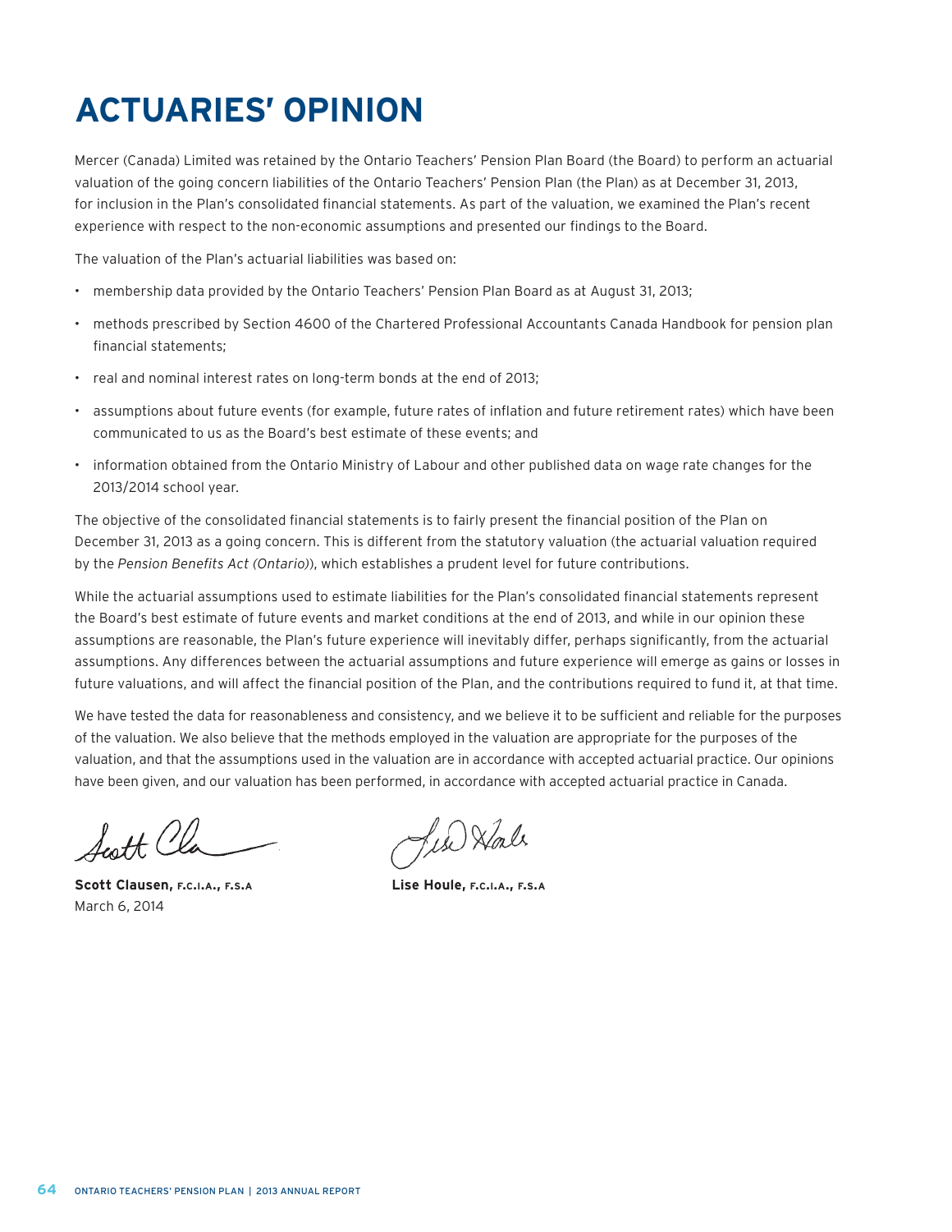# ACTUARIES' OPINION

Mercer (Canada) Limited was retained by the Ontario Teachers' Pension Plan Board (the Board) to perform an actuarial valuation of the going concern liabilities of the Ontario Teachers' Pension Plan (the Plan) as at December 31, 2013, for inclusion in the Plan's consolidated financial statements. As part of the valuation, we examined the Plan's recent experience with respect to the non-economic assumptions and presented our findings to the Board.

The valuation of the Plan's actuarial liabilities was based on:

- membership data provided by the Ontario Teachers' Pension Plan Board as at August 31, 2013;
- methods prescribed by Section 4600 of the Chartered Professional Accountants Canada Handbook for pension plan financial statements;
- real and nominal interest rates on long-term bonds at the end of 2013;
- assumptions about future events (for example, future rates of inflation and future retirement rates) which have been communicated to us as the Board's best estimate of these events; and
- information obtained from the Ontario Ministry of Labour and other published data on wage rate changes for the 2013/2014 school year.

The objective of the consolidated financial statements is to fairly present the financial position of the Plan on December 31, 2013 as a going concern. This is different from the statutory valuation (the actuarial valuation required by the *Pension Benefits Act (Ontario)*), which establishes a prudent level for future contributions.

While the actuarial assumptions used to estimate liabilities for the Plan's consolidated financial statements represent the Board's best estimate of future events and market conditions at the end of 2013, and while in our opinion these assumptions are reasonable, the Plan's future experience will inevitably differ, perhaps significantly, from the actuarial assumptions. Any differences between the actuarial assumptions and future experience will emerge as gains or losses in future valuations, and will affect the financial position of the Plan, and the contributions required to fund it, at that time.

We have tested the data for reasonableness and consistency, and we believe it to be sufficient and reliable for the purposes of the valuation. We also believe that the methods employed in the valuation are appropriate for the purposes of the valuation, and that the assumptions used in the valuation are in accordance with accepted actuarial practice. Our opinions have been given, and our valuation has been performed, in accordance with accepted actuarial practice in Canada.

**Scott Clausen, F.C.I.A., F.S.A**
March 6, 2014

**Lise Houle, F.C.I.A., F.S.A**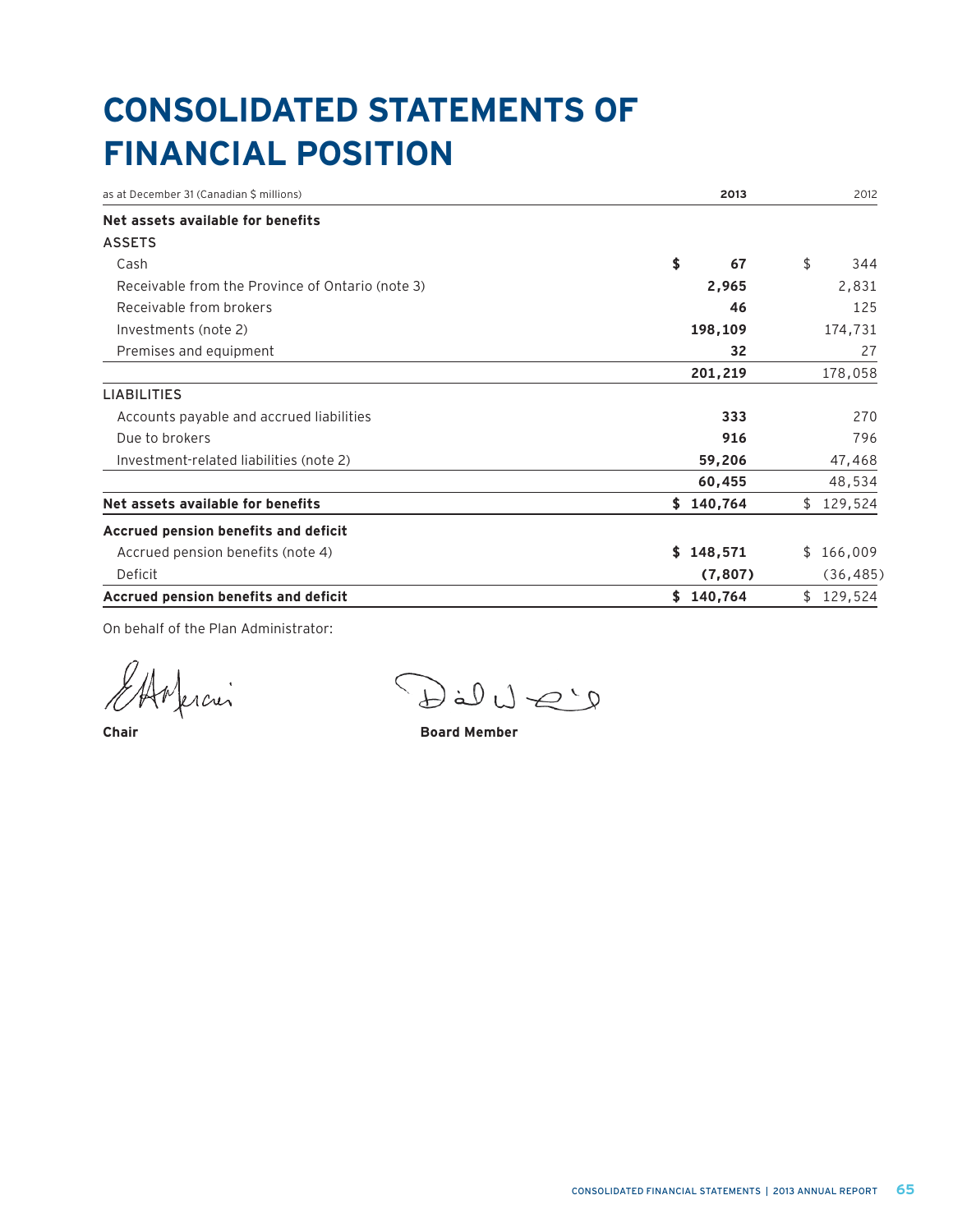# CONSOLIDATED STATEMENTS OF FINANCIAL POSITION

| as at December 31 (Canadian $ millions) | **2013** | 2012 |
|---|---|---|
| **Net assets available for benefits** | | |
| ASSETS | | |
| Cash | **$ 67** | $ 344 |
| Receivable from the Province of Ontario (note 3) | **2,965** | 2,831 |
| Receivable from brokers | **46** | 125 |
| Investments (note 2) | **198,109** | 174,731 |
| Premises and equipment | **32** | 27 |
| | **201,219** | 178,058 |
| LIABILITIES | | |
| Accounts payable and accrued liabilities | **333** | 270 |
| Due to brokers | **916** | 796 |
| Investment-related liabilities (note 2) | **59,206** | 47,468 |
| | **60,455** | 48,534 |
| **Net assets available for benefits** | **$ 140,764** | $ 129,524 |
| **Accrued pension benefits and deficit** | | |
| Accrued pension benefits (note 4) | **$ 148,571** | $ 166,009 |
| Deficit | **(7,807)** | (36,485) |
| **Accrued pension benefits and deficit** | **$ 140,764** | $ 129,524 |

On behalf of the Plan Administrator:

**Chair**

**Board Member**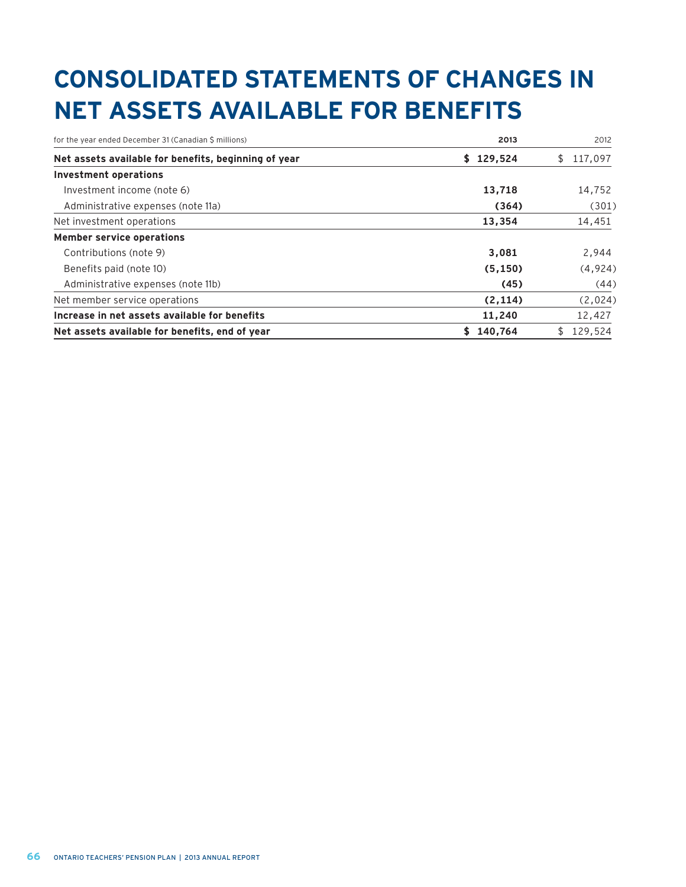# CONSOLIDATED STATEMENTS OF CHANGES IN NET ASSETS AVAILABLE FOR BENEFITS

| for the year ended December 31 (Canadian $ millions) | 2013 | 2012 |
|---|---|---|
| **Net assets available for benefits, beginning of year** | **$ 129,524** | $ 117,097 |
| **Investment operations** | | |
| Investment income (note 6) | **13,718** | 14,752 |
| Administrative expenses (note 11a) | **(364)** | (301) |
| Net investment operations | **13,354** | 14,451 |
| **Member service operations** | | |
| Contributions (note 9) | **3,081** | 2,944 |
| Benefits paid (note 10) | **(5,150)** | (4,924) |
| Administrative expenses (note 11b) | **(45)** | (44) |
| Net member service operations | **(2,114)** | (2,024) |
| **Increase in net assets available for benefits** | **11,240** | 12,427 |
| **Net assets available for benefits, end of year** | **$ 140,764** | $ 129,524 |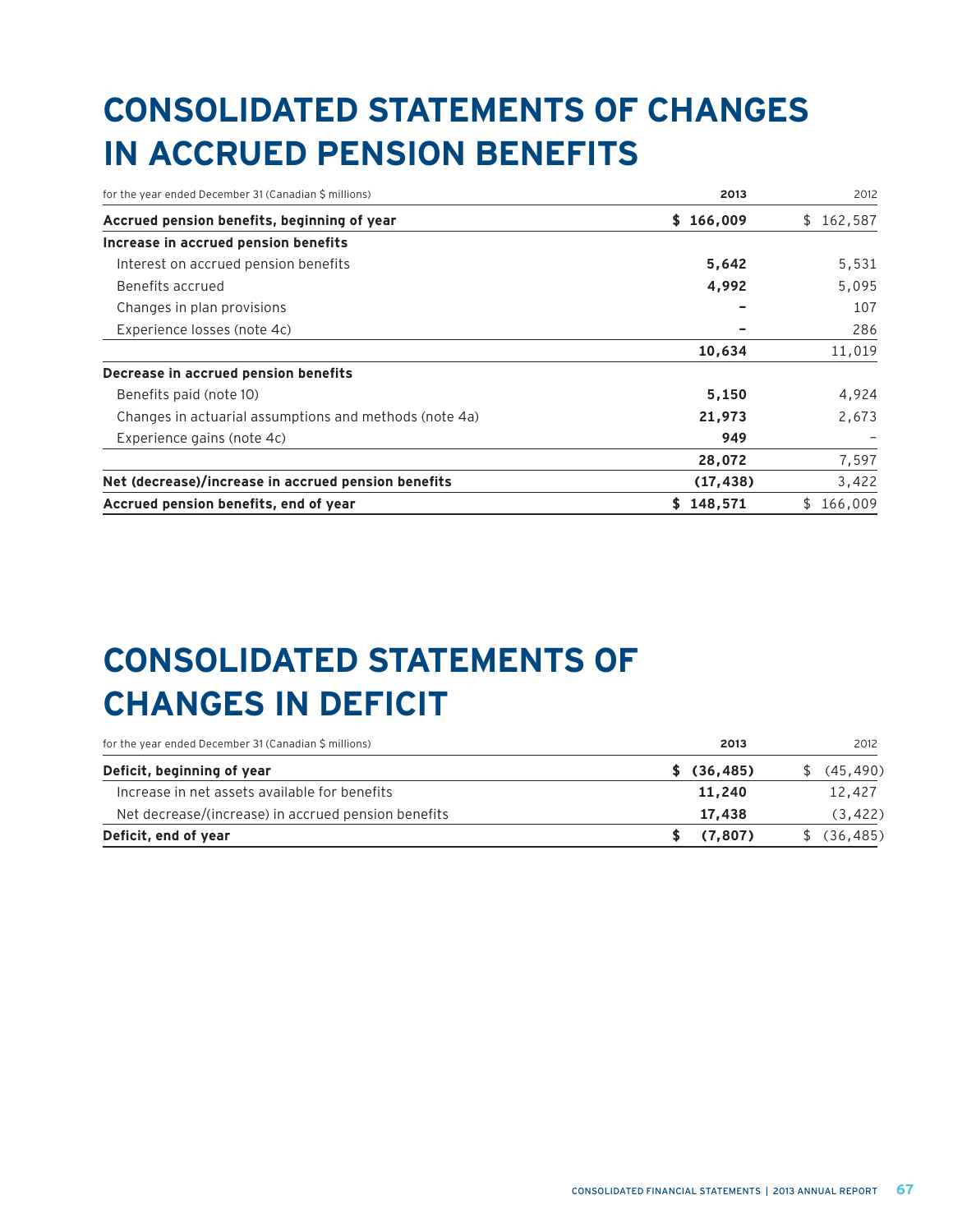# CONSOLIDATED STATEMENTS OF CHANGES IN ACCRUED PENSION BENEFITS

| for the year ended December 31 (Canadian $ millions) | 2013 | 2012 |
|---|---|---|
| **Accrued pension benefits, beginning of year** | **$ 166,009** | $ 162,587 |
| **Increase in accrued pension benefits** | | |
| Interest on accrued pension benefits | **5,642** | 5,531 |
| Benefits accrued | **4,992** | 5,095 |
| Changes in plan provisions | **–** | 107 |
| Experience losses (note 4c) | **–** | 286 |
| | **10,634** | 11,019 |
| **Decrease in accrued pension benefits** | | |
| Benefits paid (note 10) | **5,150** | 4,924 |
| Changes in actuarial assumptions and methods (note 4a) | **21,973** | 2,673 |
| Experience gains (note 4c) | **949** | – |
| | **28,072** | 7,597 |
| **Net (decrease)/increase in accrued pension benefits** | **(17,438)** | 3,422 |
| **Accrued pension benefits, end of year** | **$ 148,571** | $ 166,009 |

# CONSOLIDATED STATEMENTS OF CHANGES IN DEFICIT

| for the year ended December 31 (Canadian $ millions) | 2013 | 2012 |
|---|---|---|
| **Deficit, beginning of year** | **$ (36,485)** | $ (45,490) |
| Increase in net assets available for benefits | **11,240** | 12,427 |
| Net decrease/(increase) in accrued pension benefits | **17,438** | (3,422) |
| **Deficit, end of year** | **$ (7,807)** | $ (36,485) |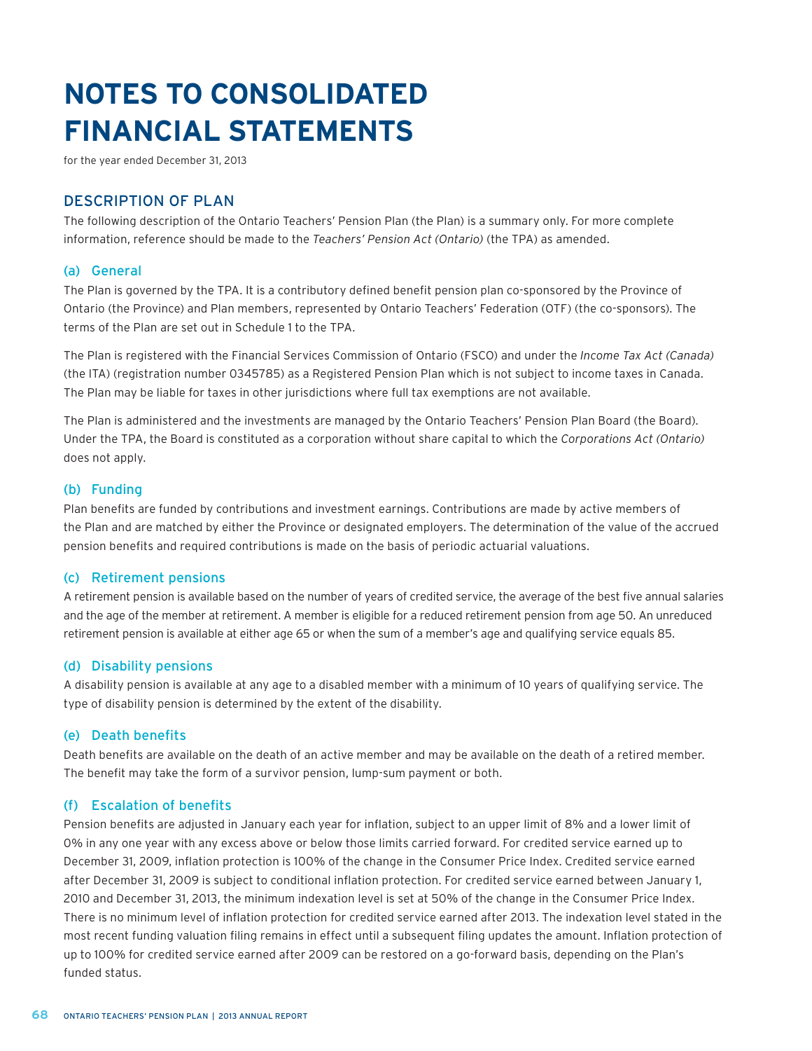# NOTES TO CONSOLIDATED FINANCIAL STATEMENTS

for the year ended December 31, 2013

## DESCRIPTION OF PLAN

The following description of the Ontario Teachers' Pension Plan (the Plan) is a summary only. For more complete information, reference should be made to the *Teachers' Pension Act (Ontario)* (the TPA) as amended.

### (a) General

The Plan is governed by the TPA. It is a contributory defined benefit pension plan co-sponsored by the Province of Ontario (the Province) and Plan members, represented by Ontario Teachers' Federation (OTF) (the co-sponsors). The terms of the Plan are set out in Schedule 1 to the TPA.

The Plan is registered with the Financial Services Commission of Ontario (FSCO) and under the *Income Tax Act (Canada)* (the ITA) (registration number 0345785) as a Registered Pension Plan which is not subject to income taxes in Canada. The Plan may be liable for taxes in other jurisdictions where full tax exemptions are not available.

The Plan is administered and the investments are managed by the Ontario Teachers' Pension Plan Board (the Board). Under the TPA, the Board is constituted as a corporation without share capital to which the *Corporations Act (Ontario)* does not apply.

### (b) Funding

Plan benefits are funded by contributions and investment earnings. Contributions are made by active members of the Plan and are matched by either the Province or designated employers. The determination of the value of the accrued pension benefits and required contributions is made on the basis of periodic actuarial valuations.

### (c) Retirement pensions

A retirement pension is available based on the number of years of credited service, the average of the best five annual salaries and the age of the member at retirement. A member is eligible for a reduced retirement pension from age 50. An unreduced retirement pension is available at either age 65 or when the sum of a member's age and qualifying service equals 85.

### (d) Disability pensions

A disability pension is available at any age to a disabled member with a minimum of 10 years of qualifying service. The type of disability pension is determined by the extent of the disability.

### (e) Death benefits

Death benefits are available on the death of an active member and may be available on the death of a retired member. The benefit may take the form of a survivor pension, lump-sum payment or both.

### (f) Escalation of benefits

Pension benefits are adjusted in January each year for inflation, subject to an upper limit of 8% and a lower limit of 0% in any one year with any excess above or below those limits carried forward. For credited service earned up to December 31, 2009, inflation protection is 100% of the change in the Consumer Price Index. Credited service earned after December 31, 2009 is subject to conditional inflation protection. For credited service earned between January 1, 2010 and December 31, 2013, the minimum indexation level is set at 50% of the change in the Consumer Price Index. There is no minimum level of inflation protection for credited service earned after 2013. The indexation level stated in the most recent funding valuation filing remains in effect until a subsequent filing updates the amount. Inflation protection of up to 100% for credited service earned after 2009 can be restored on a go-forward basis, depending on the Plan's funded status.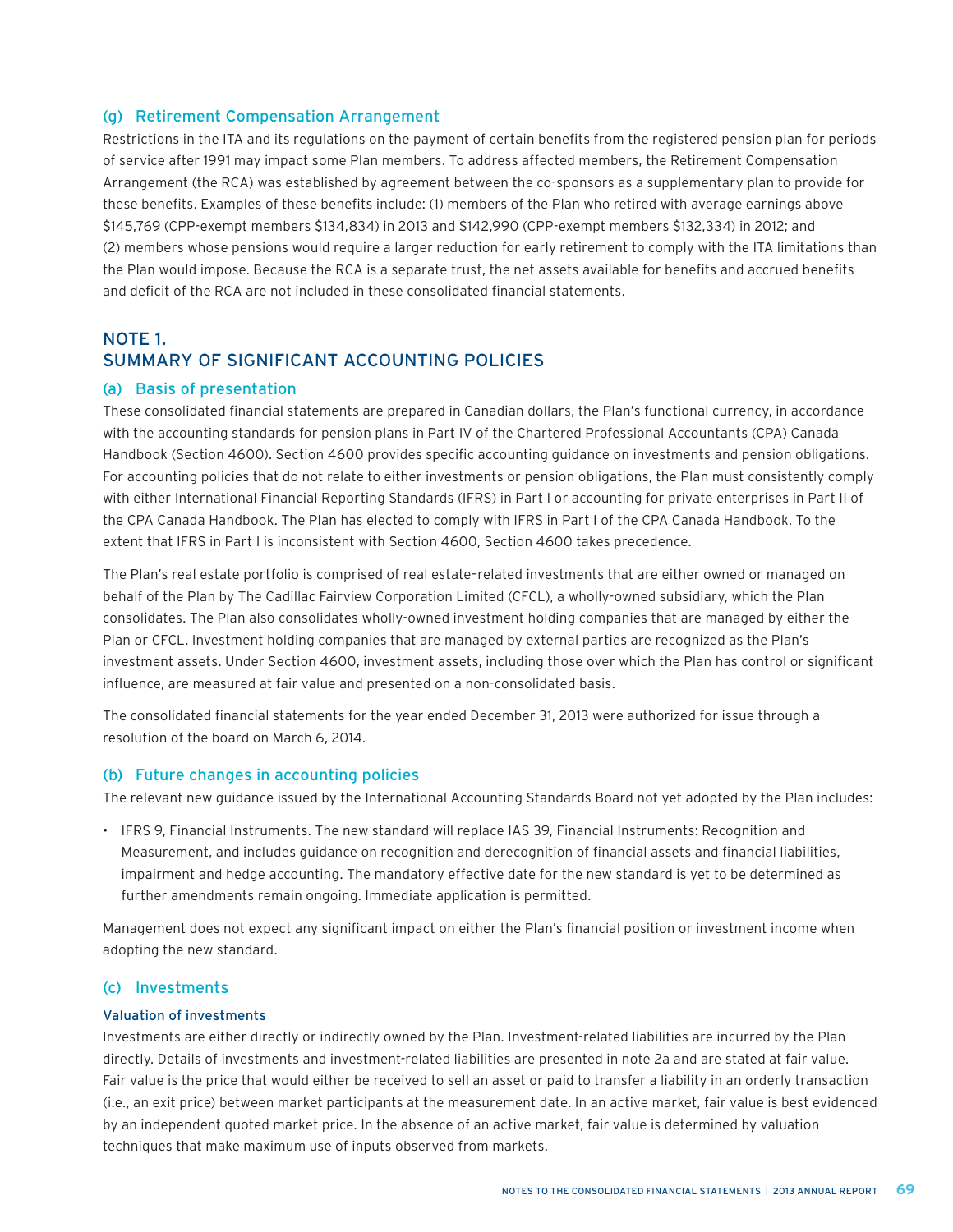### (g) Retirement Compensation Arrangement

Restrictions in the ITA and its regulations on the payment of certain benefits from the registered pension plan for periods of service after 1991 may impact some Plan members. To address affected members, the Retirement Compensation Arrangement (the RCA) was established by agreement between the co-sponsors as a supplementary plan to provide for these benefits. Examples of these benefits include: (1) members of the Plan who retired with average earnings above $145,769 (CPP-exempt members $134,834) in 2013 and $142,990 (CPP-exempt members $132,334) in 2012; and (2) members whose pensions would require a larger reduction for early retirement to comply with the ITA limitations than the Plan would impose. Because the RCA is a separate trust, the net assets available for benefits and accrued benefits and deficit of the RCA are not included in these consolidated financial statements.

## NOTE 1.
## SUMMARY OF SIGNIFICANT ACCOUNTING POLICIES

### (a) Basis of presentation

These consolidated financial statements are prepared in Canadian dollars, the Plan's functional currency, in accordance with the accounting standards for pension plans in Part IV of the Chartered Professional Accountants (CPA) Canada Handbook (Section 4600). Section 4600 provides specific accounting guidance on investments and pension obligations. For accounting policies that do not relate to either investments or pension obligations, the Plan must consistently comply with either International Financial Reporting Standards (IFRS) in Part I or accounting for private enterprises in Part II of the CPA Canada Handbook. The Plan has elected to comply with IFRS in Part I of the CPA Canada Handbook. To the extent that IFRS in Part I is inconsistent with Section 4600, Section 4600 takes precedence.

The Plan's real estate portfolio is comprised of real estate–related investments that are either owned or managed on behalf of the Plan by The Cadillac Fairview Corporation Limited (CFCL), a wholly-owned subsidiary, which the Plan consolidates. The Plan also consolidates wholly-owned investment holding companies that are managed by either the Plan or CFCL. Investment holding companies that are managed by external parties are recognized as the Plan's investment assets. Under Section 4600, investment assets, including those over which the Plan has control or significant influence, are measured at fair value and presented on a non-consolidated basis.

The consolidated financial statements for the year ended December 31, 2013 were authorized for issue through a resolution of the board on March 6, 2014.

### (b) Future changes in accounting policies

The relevant new guidance issued by the International Accounting Standards Board not yet adopted by the Plan includes:

- IFRS 9, Financial Instruments. The new standard will replace IAS 39, Financial Instruments: Recognition and Measurement, and includes guidance on recognition and derecognition of financial assets and financial liabilities, impairment and hedge accounting. The mandatory effective date for the new standard is yet to be determined as further amendments remain ongoing. Immediate application is permitted.

Management does not expect any significant impact on either the Plan's financial position or investment income when adopting the new standard.

### (c) Investments

#### Valuation of investments

Investments are either directly or indirectly owned by the Plan. Investment-related liabilities are incurred by the Plan directly. Details of investments and investment-related liabilities are presented in note 2a and are stated at fair value. Fair value is the price that would either be received to sell an asset or paid to transfer a liability in an orderly transaction (i.e., an exit price) between market participants at the measurement date. In an active market, fair value is best evidenced by an independent quoted market price. In the absence of an active market, fair value is determined by valuation techniques that make maximum use of inputs observed from markets.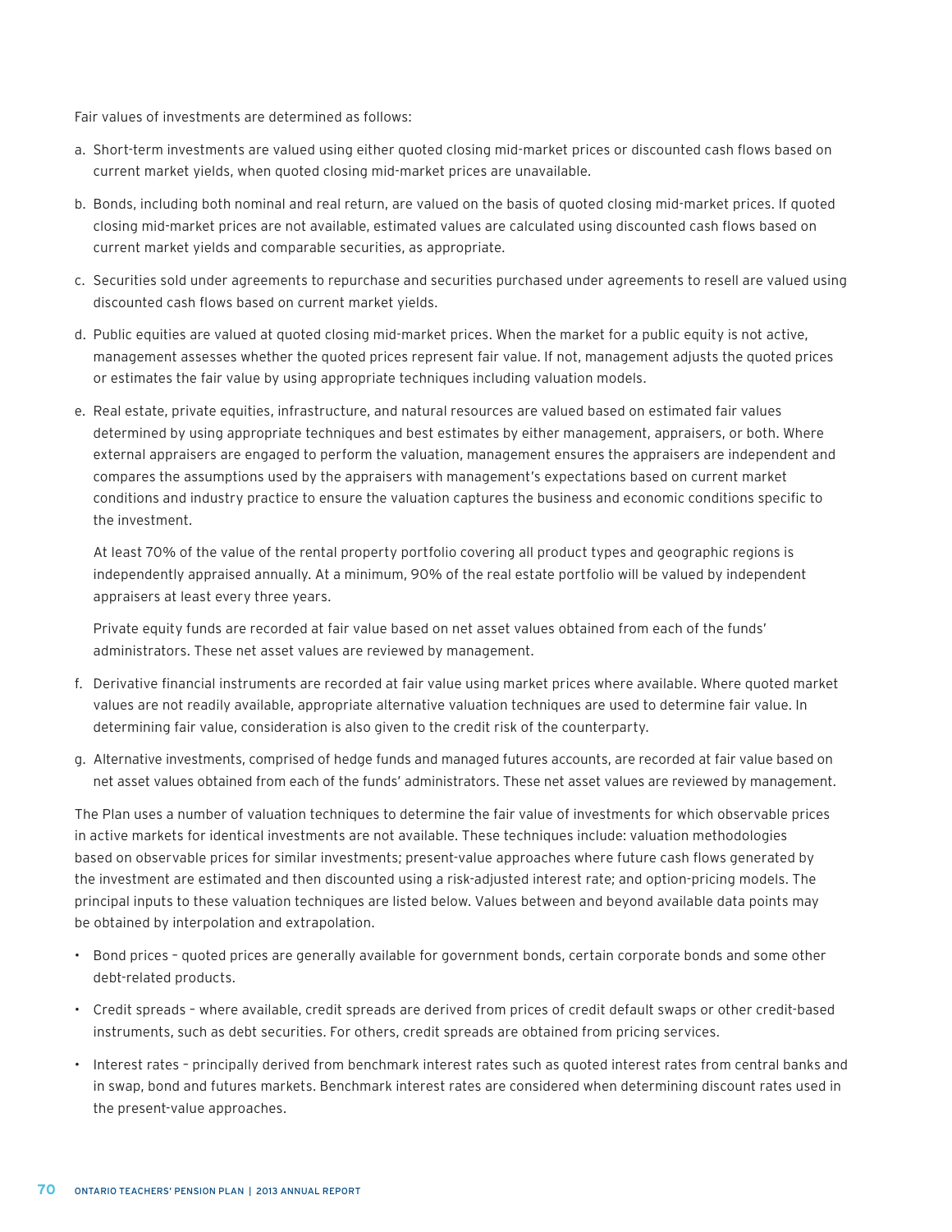Fair values of investments are determined as follows:

a. Short-term investments are valued using either quoted closing mid-market prices or discounted cash flows based on current market yields, when quoted closing mid-market prices are unavailable.

b. Bonds, including both nominal and real return, are valued on the basis of quoted closing mid-market prices. If quoted closing mid-market prices are not available, estimated values are calculated using discounted cash flows based on current market yields and comparable securities, as appropriate.

c. Securities sold under agreements to repurchase and securities purchased under agreements to resell are valued using discounted cash flows based on current market yields.

d. Public equities are valued at quoted closing mid-market prices. When the market for a public equity is not active, management assesses whether the quoted prices represent fair value. If not, management adjusts the quoted prices or estimates the fair value by using appropriate techniques including valuation models.

e. Real estate, private equities, infrastructure, and natural resources are valued based on estimated fair values determined by using appropriate techniques and best estimates by either management, appraisers, or both. Where external appraisers are engaged to perform the valuation, management ensures the appraisers are independent and compares the assumptions used by the appraisers with management's expectations based on current market conditions and industry practice to ensure the valuation captures the business and economic conditions specific to the investment.

   At least 70% of the value of the rental property portfolio covering all product types and geographic regions is independently appraised annually. At a minimum, 90% of the real estate portfolio will be valued by independent appraisers at least every three years.

   Private equity funds are recorded at fair value based on net asset values obtained from each of the funds' administrators. These net asset values are reviewed by management.

f. Derivative financial instruments are recorded at fair value using market prices where available. Where quoted market values are not readily available, appropriate alternative valuation techniques are used to determine fair value. In determining fair value, consideration is also given to the credit risk of the counterparty.

g. Alternative investments, comprised of hedge funds and managed futures accounts, are recorded at fair value based on net asset values obtained from each of the funds' administrators. These net asset values are reviewed by management.

The Plan uses a number of valuation techniques to determine the fair value of investments for which observable prices in active markets for identical investments are not available. These techniques include: valuation methodologies based on observable prices for similar investments; present-value approaches where future cash flows generated by the investment are estimated and then discounted using a risk-adjusted interest rate; and option-pricing models. The principal inputs to these valuation techniques are listed below. Values between and beyond available data points may be obtained by interpolation and extrapolation.

- Bond prices – quoted prices are generally available for government bonds, certain corporate bonds and some other debt-related products.
- Credit spreads – where available, credit spreads are derived from prices of credit default swaps or other credit-based instruments, such as debt securities. For others, credit spreads are obtained from pricing services.
- Interest rates – principally derived from benchmark interest rates such as quoted interest rates from central banks and in swap, bond and futures markets. Benchmark interest rates are considered when determining discount rates used in the present-value approaches.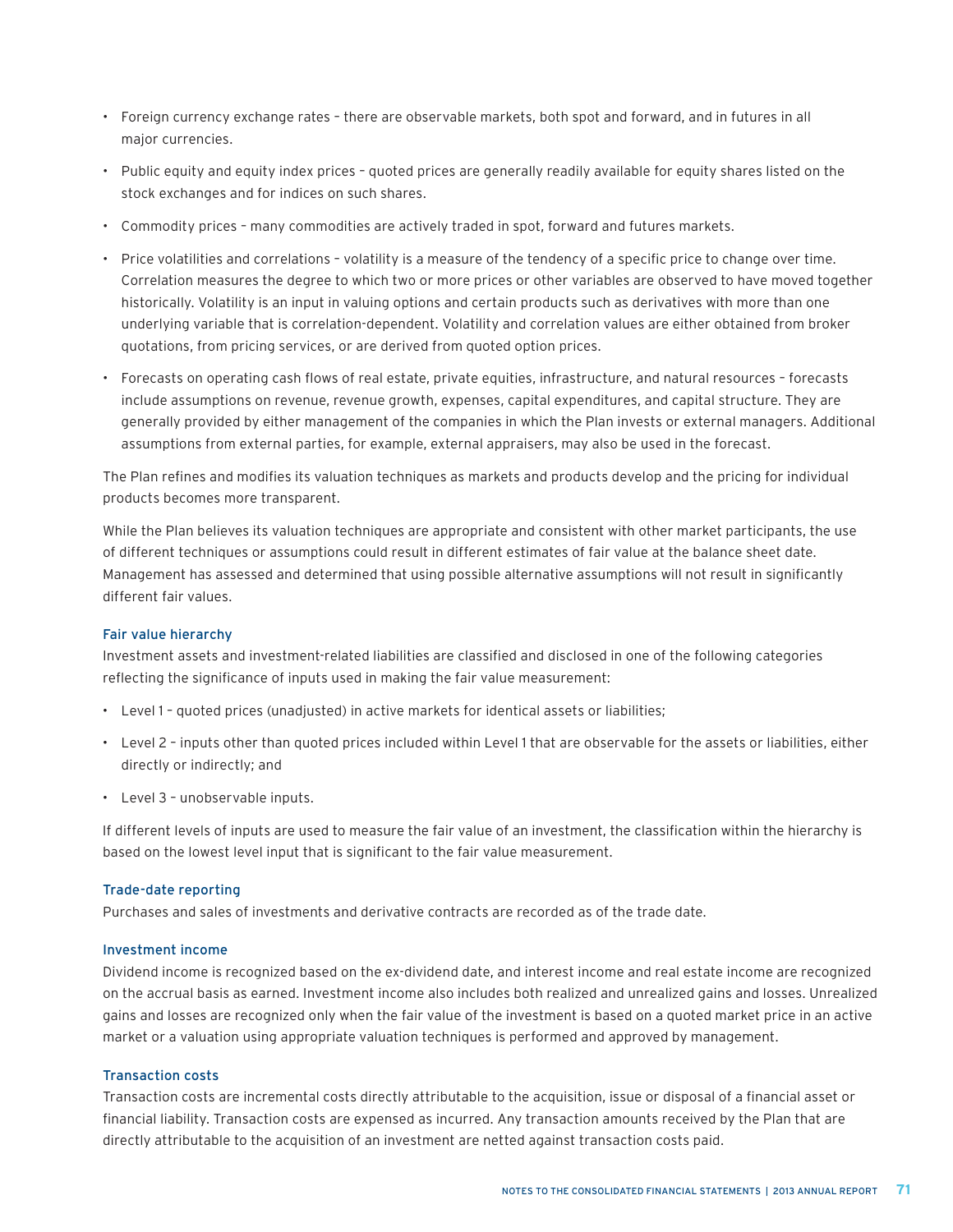- Foreign currency exchange rates – there are observable markets, both spot and forward, and in futures in all major currencies.
- Public equity and equity index prices – quoted prices are generally readily available for equity shares listed on the stock exchanges and for indices on such shares.
- Commodity prices – many commodities are actively traded in spot, forward and futures markets.
- Price volatilities and correlations – volatility is a measure of the tendency of a specific price to change over time. Correlation measures the degree to which two or more prices or other variables are observed to have moved together historically. Volatility is an input in valuing options and certain products such as derivatives with more than one underlying variable that is correlation-dependent. Volatility and correlation values are either obtained from broker quotations, from pricing services, or are derived from quoted option prices.
- Forecasts on operating cash flows of real estate, private equities, infrastructure, and natural resources – forecasts include assumptions on revenue, revenue growth, expenses, capital expenditures, and capital structure. They are generally provided by either management of the companies in which the Plan invests or external managers. Additional assumptions from external parties, for example, external appraisers, may also be used in the forecast.

The Plan refines and modifies its valuation techniques as markets and products develop and the pricing for individual products becomes more transparent.

While the Plan believes its valuation techniques are appropriate and consistent with other market participants, the use of different techniques or assumptions could result in different estimates of fair value at the balance sheet date. Management has assessed and determined that using possible alternative assumptions will not result in significantly different fair values.

### Fair value hierarchy

Investment assets and investment-related liabilities are classified and disclosed in one of the following categories reflecting the significance of inputs used in making the fair value measurement:

- Level 1 – quoted prices (unadjusted) in active markets for identical assets or liabilities;
- Level 2 – inputs other than quoted prices included within Level 1 that are observable for the assets or liabilities, either directly or indirectly; and
- Level 3 – unobservable inputs.

If different levels of inputs are used to measure the fair value of an investment, the classification within the hierarchy is based on the lowest level input that is significant to the fair value measurement.

### Trade-date reporting

Purchases and sales of investments and derivative contracts are recorded as of the trade date.

### Investment income

Dividend income is recognized based on the ex-dividend date, and interest income and real estate income are recognized on the accrual basis as earned. Investment income also includes both realized and unrealized gains and losses. Unrealized gains and losses are recognized only when the fair value of the investment is based on a quoted market price in an active market or a valuation using appropriate valuation techniques is performed and approved by management.

### Transaction costs

Transaction costs are incremental costs directly attributable to the acquisition, issue or disposal of a financial asset or financial liability. Transaction costs are expensed as incurred. Any transaction amounts received by the Plan that are directly attributable to the acquisition of an investment are netted against transaction costs paid.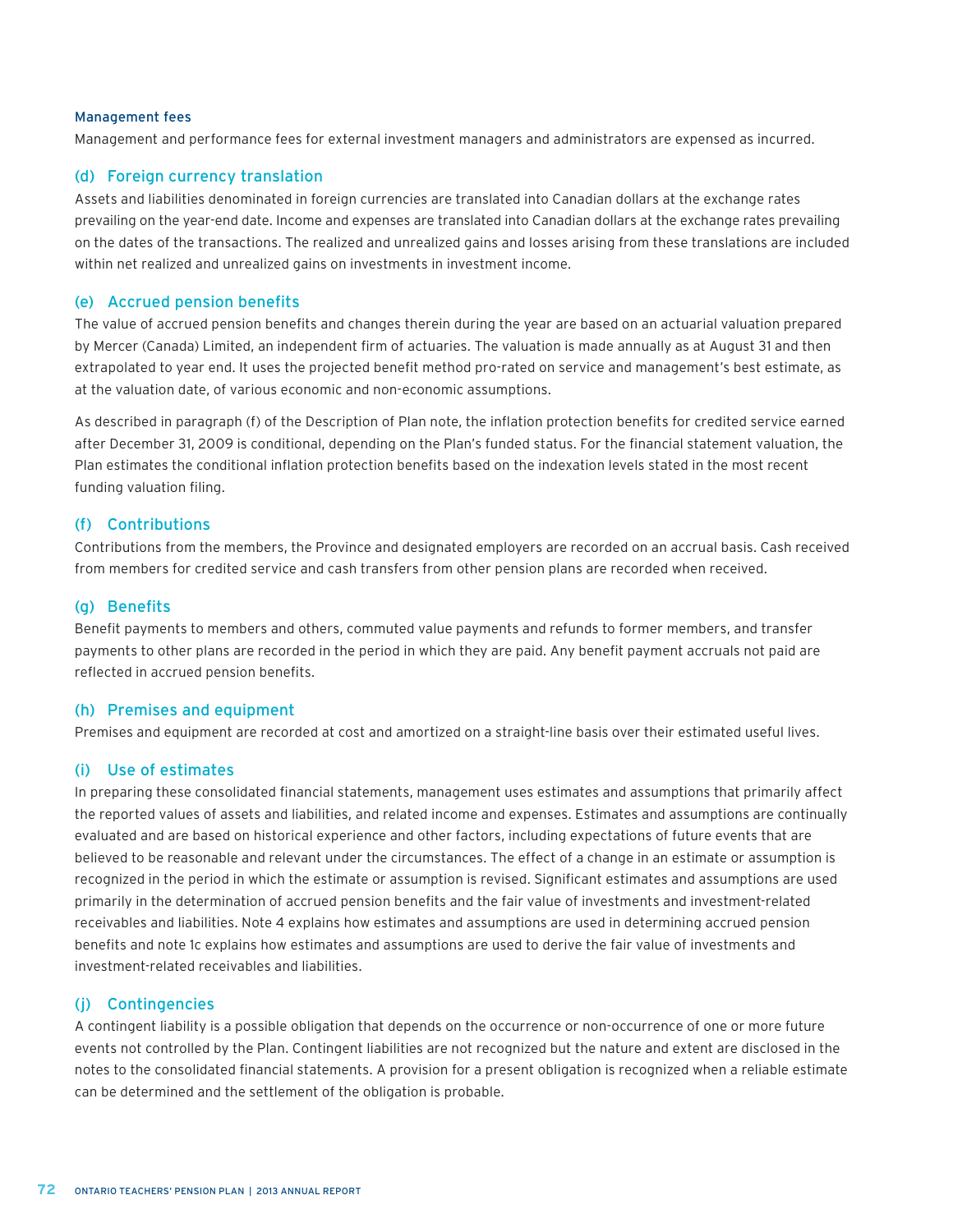### Management fees

Management and performance fees for external investment managers and administrators are expensed as incurred.

## (d) Foreign currency translation

Assets and liabilities denominated in foreign currencies are translated into Canadian dollars at the exchange rates prevailing on the year-end date. Income and expenses are translated into Canadian dollars at the exchange rates prevailing on the dates of the transactions. The realized and unrealized gains and losses arising from these translations are included within net realized and unrealized gains on investments in investment income.

## (e) Accrued pension benefits

The value of accrued pension benefits and changes therein during the year are based on an actuarial valuation prepared by Mercer (Canada) Limited, an independent firm of actuaries. The valuation is made annually as at August 31 and then extrapolated to year end. It uses the projected benefit method pro-rated on service and management's best estimate, as at the valuation date, of various economic and non-economic assumptions.

As described in paragraph (f) of the Description of Plan note, the inflation protection benefits for credited service earned after December 31, 2009 is conditional, depending on the Plan's funded status. For the financial statement valuation, the Plan estimates the conditional inflation protection benefits based on the indexation levels stated in the most recent funding valuation filing.

## (f) Contributions

Contributions from the members, the Province and designated employers are recorded on an accrual basis. Cash received from members for credited service and cash transfers from other pension plans are recorded when received.

## (g) Benefits

Benefit payments to members and others, commuted value payments and refunds to former members, and transfer payments to other plans are recorded in the period in which they are paid. Any benefit payment accruals not paid are reflected in accrued pension benefits.

## (h) Premises and equipment

Premises and equipment are recorded at cost and amortized on a straight-line basis over their estimated useful lives.

## (i) Use of estimates

In preparing these consolidated financial statements, management uses estimates and assumptions that primarily affect the reported values of assets and liabilities, and related income and expenses. Estimates and assumptions are continually evaluated and are based on historical experience and other factors, including expectations of future events that are believed to be reasonable and relevant under the circumstances. The effect of a change in an estimate or assumption is recognized in the period in which the estimate or assumption is revised. Significant estimates and assumptions are used primarily in the determination of accrued pension benefits and the fair value of investments and investment-related receivables and liabilities. Note 4 explains how estimates and assumptions are used in determining accrued pension benefits and note 1c explains how estimates and assumptions are used to derive the fair value of investments and investment-related receivables and liabilities.

## (j) Contingencies

A contingent liability is a possible obligation that depends on the occurrence or non-occurrence of one or more future events not controlled by the Plan. Contingent liabilities are not recognized but the nature and extent are disclosed in the notes to the consolidated financial statements. A provision for a present obligation is recognized when a reliable estimate can be determined and the settlement of the obligation is probable.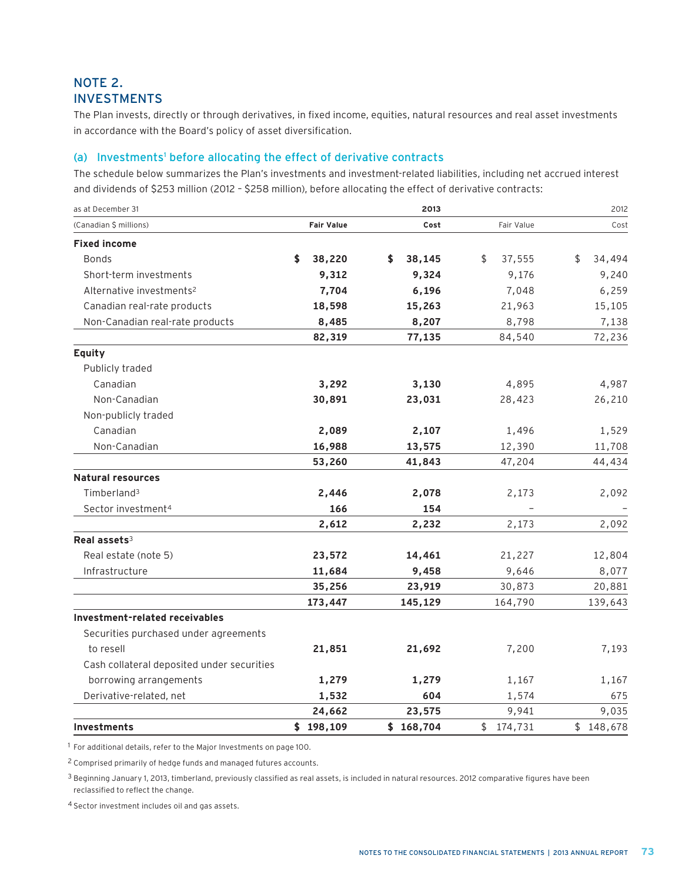## NOTE 2. INVESTMENTS

The Plan invests, directly or through derivatives, in fixed income, equities, natural resources and real asset investments in accordance with the Board's policy of asset diversification.

### (a) Investments[1] before allocating the effect of derivative contracts

The schedule below summarizes the Plan's investments and investment-related liabilities, including net accrued interest and dividends of $253 million (2012 – $258 million), before allocating the effect of derivative contracts:

| as at December 31 | | 2013 | | 2012 |
|---|---|---|---|---|
| (Canadian $ millions) | **Fair Value** | **Cost** | Fair Value | Cost |
| **Fixed income** | | | | |
| Bonds | **$ 38,220** | **$ 38,145** | $ 37,555 | $ 34,494 |
| Short-term investments | **9,312** | **9,324** | 9,176 | 9,240 |
| Alternative investments[2] | **7,704** | **6,196** | 7,048 | 6,259 |
| Canadian real-rate products | **18,598** | **15,263** | 21,963 | 15,105 |
| Non-Canadian real-rate products | **8,485** | **8,207** | 8,798 | 7,138 |
| | **82,319** | **77,135** | 84,540 | 72,236 |
| **Equity** | | | | |
| Publicly traded | | | | |
| Canadian | **3,292** | **3,130** | 4,895 | 4,987 |
| Non-Canadian | **30,891** | **23,031** | 28,423 | 26,210 |
| Non-publicly traded | | | | |
| Canadian | **2,089** | **2,107** | 1,496 | 1,529 |
| Non-Canadian | **16,988** | **13,575** | 12,390 | 11,708 |
| | **53,260** | **41,843** | 47,204 | 44,434 |
| **Natural resources** | | | | |
| Timberland[3] | **2,446** | **2,078** | 2,173 | 2,092 |
| Sector investment[4] | **166** | **154** | – | – |
| | **2,612** | **2,232** | 2,173 | 2,092 |
| **Real assets**[3] | | | | |
| Real estate (note 5) | **23,572** | **14,461** | 21,227 | 12,804 |
| Infrastructure | **11,684** | **9,458** | 9,646 | 8,077 |
| | **35,256** | **23,919** | 30,873 | 20,881 |
| | **173,447** | **145,129** | 164,790 | 139,643 |
| **Investment-related receivables** | | | | |
| Securities purchased under agreements to resell | **21,851** | **21,692** | 7,200 | 7,193 |
| Cash collateral deposited under securities borrowing arrangements | **1,279** | **1,279** | 1,167 | 1,167 |
| Derivative-related, net | **1,532** | **604** | 1,574 | 675 |
| | **24,662** | **23,575** | 9,941 | 9,035 |
| **Investments** | **$ 198,109** | **$ 168,704** | $ 174,731 | $ 148,678 |

[1] For additional details, refer to the Major Investments on page 100.

[2] Comprised primarily of hedge funds and managed futures accounts.

[3] Beginning January 1, 2013, timberland, previously classified as real assets, is included in natural resources. 2012 comparative figures have been reclassified to reflect the change.

[4] Sector investment includes oil and gas assets.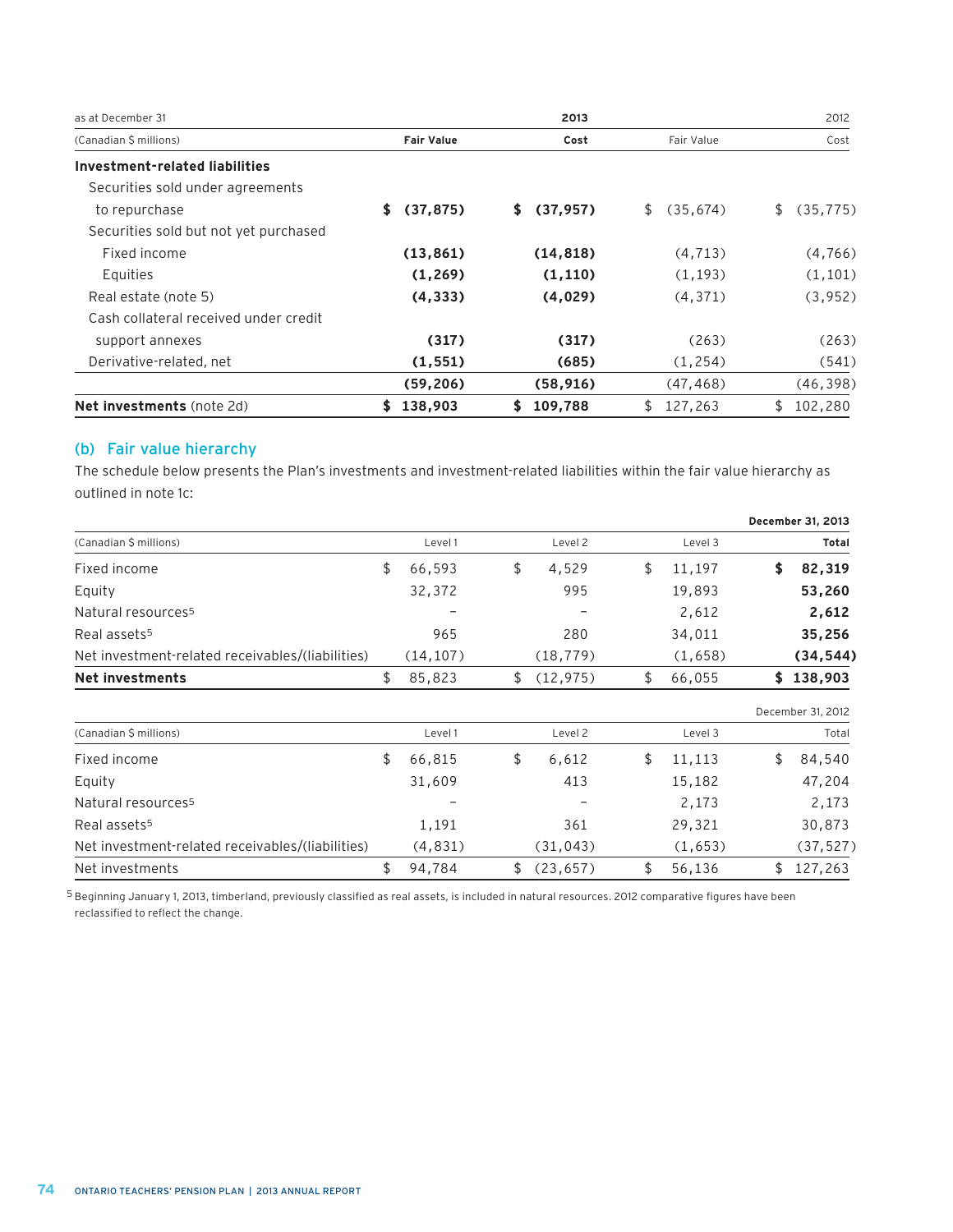| as at December 31 | 2013 | | 2012 | |
|---|---|---|---|---|
| (Canadian $ millions) | **Fair Value** | **Cost** | Fair Value | Cost |
| **Investment-related liabilities** | | | | |
| Securities sold under agreements to repurchase | **$ (37,875)** | **$ (37,957)** | $ (35,674) | $ (35,775) |
| Securities sold but not yet purchased | | | | |
| Fixed income | **(13,861)** | **(14,818)** | (4,713) | (4,766) |
| Equities | **(1,269)** | **(1,110)** | (1,193) | (1,101) |
| Real estate (note 5) | **(4,333)** | **(4,029)** | (4,371) | (3,952) |
| Cash collateral received under credit support annexes | **(317)** | **(317)** | (263) | (263) |
| Derivative-related, net | **(1,551)** | **(685)** | (1,254) | (541) |
| | **(59,206)** | **(58,916)** | (47,468) | (46,398) |
| **Net investments** (note 2d) | **$ 138,903** | **$ 109,788** | $ 127,263 | $ 102,280 |

## (b) Fair value hierarchy

The schedule below presents the Plan's investments and investment-related liabilities within the fair value hierarchy as outlined in note 1c:

| | | | | **December 31, 2013** |
|---|---|---|---|---|
| (Canadian $ millions) | Level 1 | Level 2 | Level 3 | **Total** |
| Fixed income | $ 66,593 | $ 4,529 | $ 11,197 | **$ 82,319** |
| Equity | 32,372 | 995 | 19,893 | **53,260** |
| Natural resources[5] | – | – | 2,612 | **2,612** |
| Real assets[5] | 965 | 280 | 34,011 | **35,256** |
| Net investment-related receivables/(liabilities) | (14,107) | (18,779) | (1,658) | **(34,544)** |
| **Net investments** | $ 85,823 | $ (12,975) | $ 66,055 | **$ 138,903** |

| | | | | December 31, 2012 |
|---|---|---|---|---|
| (Canadian $ millions) | Level 1 | Level 2 | Level 3 | Total |
| Fixed income | $ 66,815 | $ 6,612 | $ 11,113 | $ 84,540 |
| Equity | 31,609 | 413 | 15,182 | 47,204 |
| Natural resources[5] | – | – | 2,173 | 2,173 |
| Real assets[5] | 1,191 | 361 | 29,321 | 30,873 |
| Net investment-related receivables/(liabilities) | (4,831) | (31,043) | (1,653) | (37,527) |
| Net investments | $ 94,784 | $ (23,657) | $ 56,136 | $ 127,263 |

[5] Beginning January 1, 2013, timberland, previously classified as real assets, is included in natural resources. 2012 comparative figures have been reclassified to reflect the change.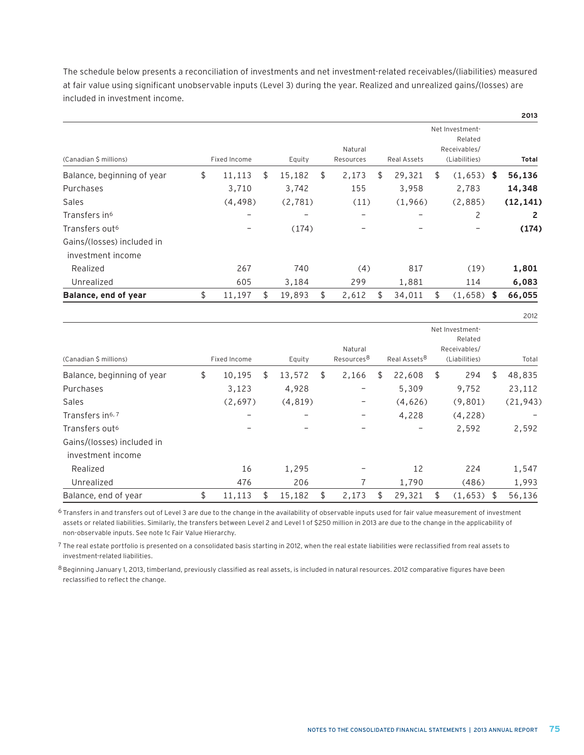The schedule below presents a reconciliation of investments and net investment-related receivables/(liabilities) measured at fair value using significant unobservable inputs (Level 3) during the year. Realized and unrealized gains/(losses) are included in investment income.

**2013**

| (Canadian $ millions) | Fixed Income | Equity | Natural Resources | Real Assets | Net Investment-Related Receivables/(Liabilities) | **Total** |
|---|---|---|---|---|---|---|
| Balance, beginning of year | $ 11,113 | $ 15,182 | $ 2,173 | $ 29,321 | $ (1,653) | **$ 56,136** |
| Purchases | 3,710 | 3,742 | 155 | 3,958 | 2,783 | **14,348** |
| Sales | (4,498) | (2,781) | (11) | (1,966) | (2,885) | **(12,141)** |
| Transfers in[6] | – | – | – | – | 2 | **2** |
| Transfers out[6] | – | (174) | – | – | – | **(174)** |
| Gains/(losses) included in investment income | | | | | | |
| Realized | 267 | 740 | (4) | 817 | (19) | **1,801** |
| Unrealized | 605 | 3,184 | 299 | 1,881 | 114 | **6,083** |
| **Balance, end of year** | $ 11,197 | $ 19,893 | $ 2,612 | $ 34,011 | $ (1,658) | **$ 66,055** |

2012

| (Canadian $ millions) | Fixed Income | Equity | Natural Resources[8] | Real Assets[8] | Net Investment-Related Receivables/(Liabilities) | Total |
|---|---|---|---|---|---|---|
| Balance, beginning of year | $ 10,195 | $ 13,572 | $ 2,166 | $ 22,608 | $ 294 | $ 48,835 |
| Purchases | 3,123 | 4,928 | – | 5,309 | 9,752 | 23,112 |
| Sales | (2,697) | (4,819) | – | (4,626) | (9,801) | (21,943) |
| Transfers in[6, 7] | – | – | – | 4,228 | (4,228) | – |
| Transfers out[6] | – | – | – | – | 2,592 | 2,592 |
| Gains/(losses) included in investment income | | | | | | |
| Realized | 16 | 1,295 | – | 12 | 224 | 1,547 |
| Unrealized | 476 | 206 | 7 | 1,790 | (486) | 1,993 |
| Balance, end of year | $ 11,113 | $ 15,182 | $ 2,173 | $ 29,321 | $ (1,653) | $ 56,136 |

[6] Transfers in and transfers out of Level 3 are due to the change in the availability of observable inputs used for fair value measurement of investment assets or related liabilities. Similarly, the transfers between Level 2 and Level 1 of $250 million in 2013 are due to the change in the applicability of non-observable inputs. See note 1c Fair Value Hierarchy.

[7] The real estate portfolio is presented on a consolidated basis starting in 2012, when the real estate liabilities were reclassified from real assets to investment-related liabilities.

[8] Beginning January 1, 2013, timberland, previously classified as real assets, is included in natural resources. 2012 comparative figures have been reclassified to reflect the change.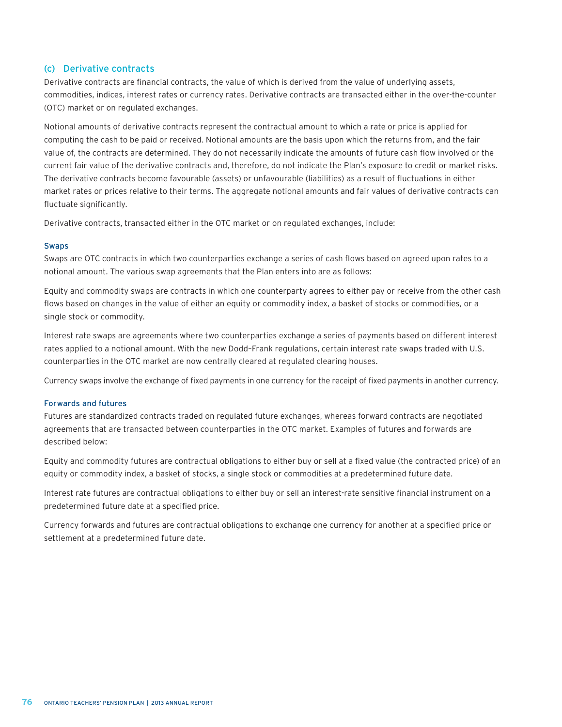### (c) Derivative contracts

Derivative contracts are financial contracts, the value of which is derived from the value of underlying assets, commodities, indices, interest rates or currency rates. Derivative contracts are transacted either in the over-the-counter (OTC) market or on regulated exchanges.

Notional amounts of derivative contracts represent the contractual amount to which a rate or price is applied for computing the cash to be paid or received. Notional amounts are the basis upon which the returns from, and the fair value of, the contracts are determined. They do not necessarily indicate the amounts of future cash flow involved or the current fair value of the derivative contracts and, therefore, do not indicate the Plan's exposure to credit or market risks. The derivative contracts become favourable (assets) or unfavourable (liabilities) as a result of fluctuations in either market rates or prices relative to their terms. The aggregate notional amounts and fair values of derivative contracts can fluctuate significantly.

Derivative contracts, transacted either in the OTC market or on regulated exchanges, include:

#### Swaps

Swaps are OTC contracts in which two counterparties exchange a series of cash flows based on agreed upon rates to a notional amount. The various swap agreements that the Plan enters into are as follows:

Equity and commodity swaps are contracts in which one counterparty agrees to either pay or receive from the other cash flows based on changes in the value of either an equity or commodity index, a basket of stocks or commodities, or a single stock or commodity.

Interest rate swaps are agreements where two counterparties exchange a series of payments based on different interest rates applied to a notional amount. With the new Dodd–Frank regulations, certain interest rate swaps traded with U.S. counterparties in the OTC market are now centrally cleared at regulated clearing houses.

Currency swaps involve the exchange of fixed payments in one currency for the receipt of fixed payments in another currency.

#### Forwards and futures

Futures are standardized contracts traded on regulated future exchanges, whereas forward contracts are negotiated agreements that are transacted between counterparties in the OTC market. Examples of futures and forwards are described below:

Equity and commodity futures are contractual obligations to either buy or sell at a fixed value (the contracted price) of an equity or commodity index, a basket of stocks, a single stock or commodities at a predetermined future date.

Interest rate futures are contractual obligations to either buy or sell an interest-rate sensitive financial instrument on a predetermined future date at a specified price.

Currency forwards and futures are contractual obligations to exchange one currency for another at a specified price or settlement at a predetermined future date.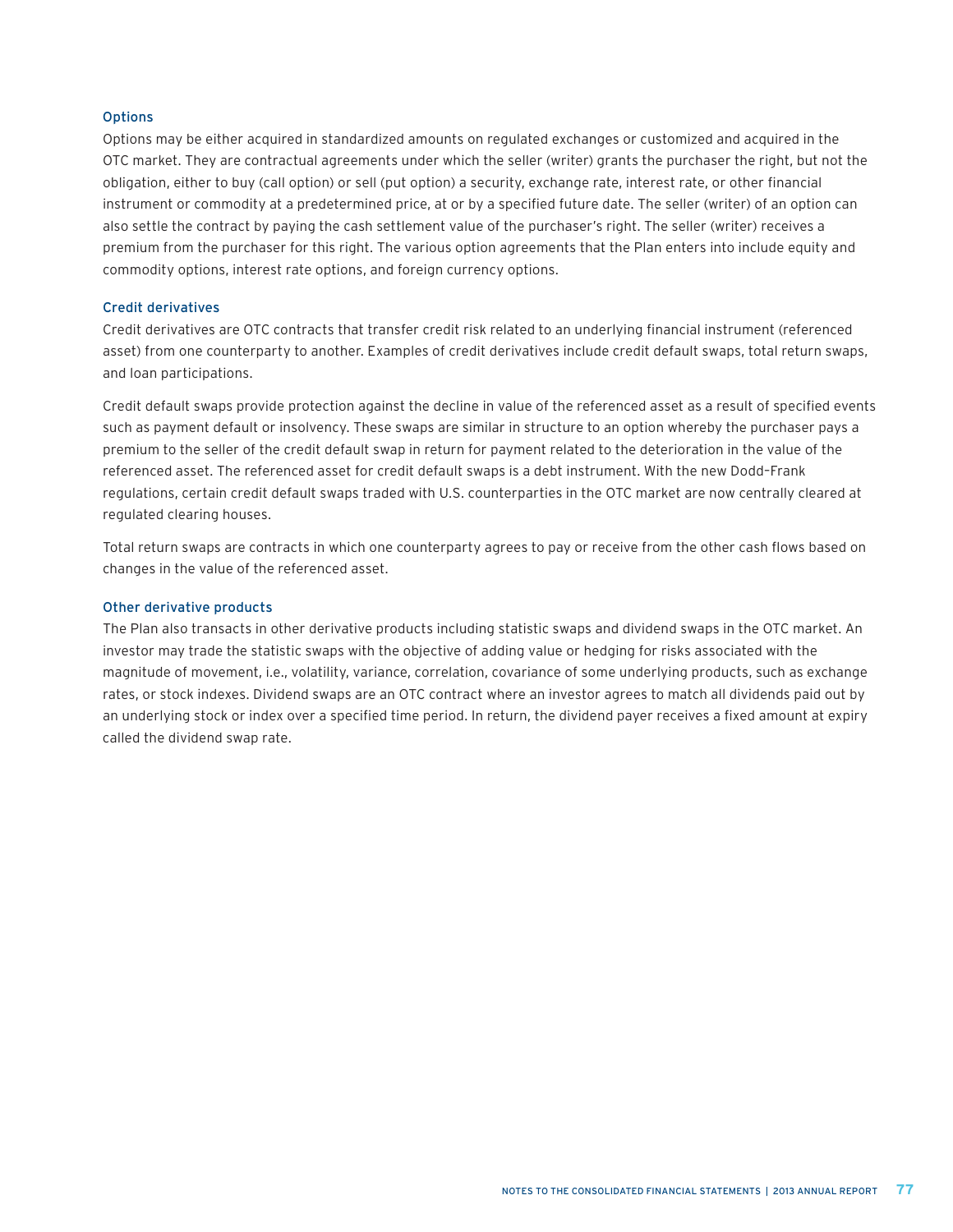### Options

Options may be either acquired in standardized amounts on regulated exchanges or customized and acquired in the OTC market. They are contractual agreements under which the seller (writer) grants the purchaser the right, but not the obligation, either to buy (call option) or sell (put option) a security, exchange rate, interest rate, or other financial instrument or commodity at a predetermined price, at or by a specified future date. The seller (writer) of an option can also settle the contract by paying the cash settlement value of the purchaser's right. The seller (writer) receives a premium from the purchaser for this right. The various option agreements that the Plan enters into include equity and commodity options, interest rate options, and foreign currency options.

### Credit derivatives

Credit derivatives are OTC contracts that transfer credit risk related to an underlying financial instrument (referenced asset) from one counterparty to another. Examples of credit derivatives include credit default swaps, total return swaps, and loan participations.

Credit default swaps provide protection against the decline in value of the referenced asset as a result of specified events such as payment default or insolvency. These swaps are similar in structure to an option whereby the purchaser pays a premium to the seller of the credit default swap in return for payment related to the deterioration in the value of the referenced asset. The referenced asset for credit default swaps is a debt instrument. With the new Dodd–Frank regulations, certain credit default swaps traded with U.S. counterparties in the OTC market are now centrally cleared at regulated clearing houses.

Total return swaps are contracts in which one counterparty agrees to pay or receive from the other cash flows based on changes in the value of the referenced asset.

### Other derivative products

The Plan also transacts in other derivative products including statistic swaps and dividend swaps in the OTC market. An investor may trade the statistic swaps with the objective of adding value or hedging for risks associated with the magnitude of movement, i.e., volatility, variance, correlation, covariance of some underlying products, such as exchange rates, or stock indexes. Dividend swaps are an OTC contract where an investor agrees to match all dividends paid out by an underlying stock or index over a specified time period. In return, the dividend payer receives a fixed amount at expiry called the dividend swap rate.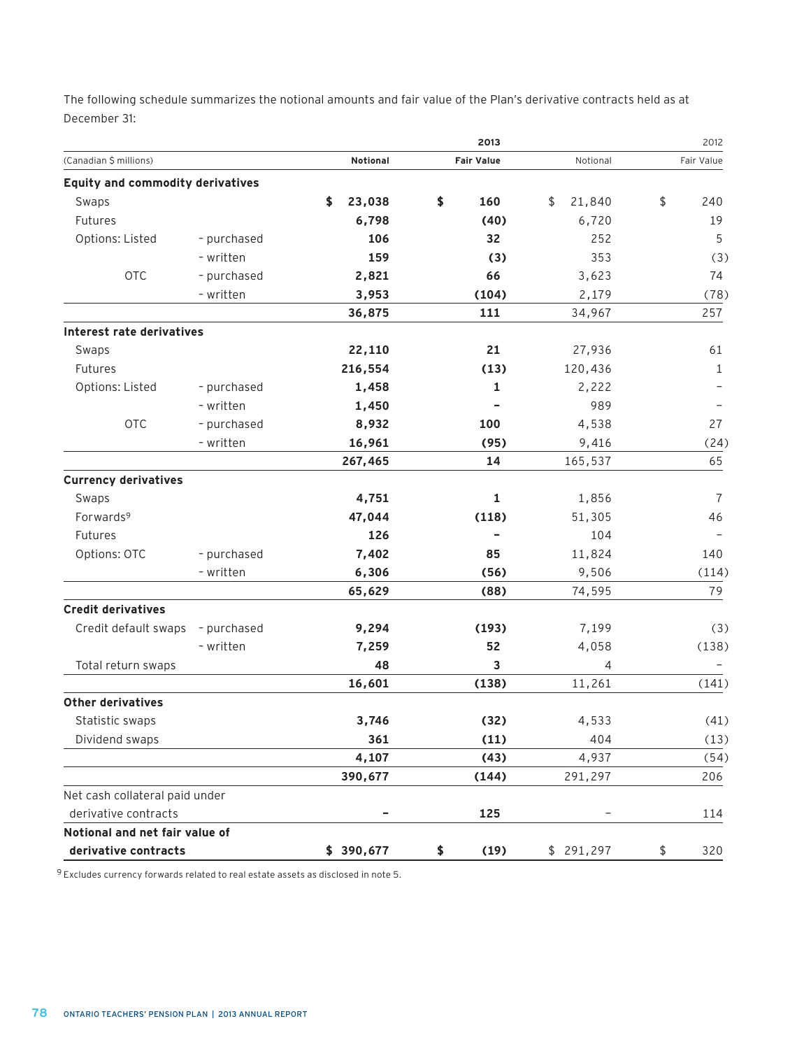The following schedule summarizes the notional amounts and fair value of the Plan's derivative contracts held as at December 31:

| (Canadian $ millions) | | 2013 Notional | 2013 Fair Value | 2012 Notional | 2012 Fair Value |
|---|---|---|---|---|---|
| **Equity and commodity derivatives** | | | | | |
| Swaps | | $ 23,038 | $ 160 | $ 21,840 | $ 240 |
| Futures | | 6,798 | (40) | 6,720 | 19 |
| Options: Listed | – purchased | 106 | 32 | 252 | 5 |
| | – written | 159 | (3) | 353 | (3) |
| OTC | – purchased | 2,821 | 66 | 3,623 | 74 |
| | – written | 3,953 | (104) | 2,179 | (78) |
| | | 36,875 | 111 | 34,967 | 257 |
| **Interest rate derivatives** | | | | | |
| Swaps | | 22,110 | 21 | 27,936 | 61 |
| Futures | | 216,554 | (13) | 120,436 | 1 |
| Options: Listed | – purchased | 1,458 | 1 | 2,222 | – |
| | – written | 1,450 | – | 989 | – |
| OTC | – purchased | 8,932 | 100 | 4,538 | 27 |
| | – written | 16,961 | (95) | 9,416 | (24) |
| | | 267,465 | 14 | 165,537 | 65 |
| **Currency derivatives** | | | | | |
| Swaps | | 4,751 | 1 | 1,856 | 7 |
| Forwards[9] | | 47,044 | (118) | 51,305 | 46 |
| Futures | | 126 | – | 104 | – |
| Options: OTC | – purchased | 7,402 | 85 | 11,824 | 140 |
| | – written | 6,306 | (56) | 9,506 | (114) |
| | | 65,629 | (88) | 74,595 | 79 |
| **Credit derivatives** | | | | | |
| Credit default swaps | – purchased | 9,294 | (193) | 7,199 | (3) |
| | – written | 7,259 | 52 | 4,058 | (138) |
| Total return swaps | | 48 | 3 | 4 | – |
| | | 16,601 | (138) | 11,261 | (141) |
| **Other derivatives** | | | | | |
| Statistic swaps | | 3,746 | (32) | 4,533 | (41) |
| Dividend swaps | | 361 | (11) | 404 | (13) |
| | | 4,107 | (43) | 4,937 | (54) |
| | | 390,677 | (144) | 291,297 | 206 |
| Net cash collateral paid under derivative contracts | | – | 125 | – | 114 |
| **Notional and net fair value of derivative contracts** | | $ 390,677 | $ (19) | $ 291,297 | $ 320 |

[9] Excludes currency forwards related to real estate assets as disclosed in note 5.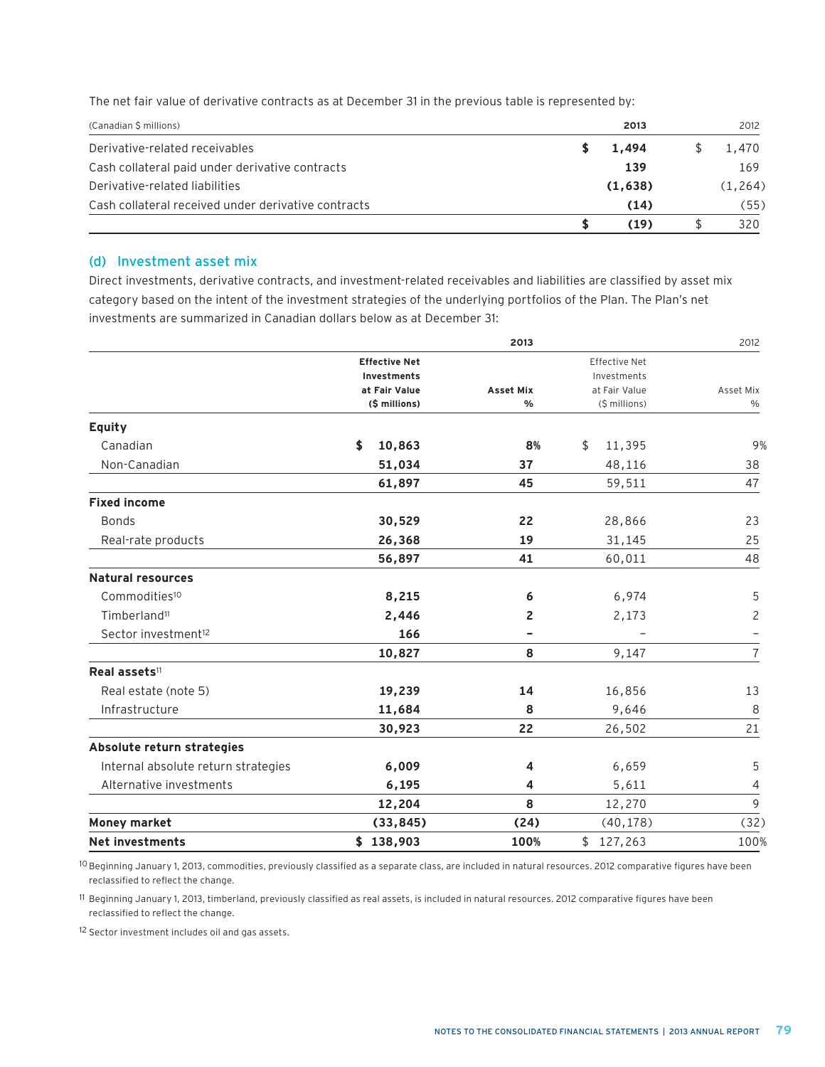The net fair value of derivative contracts as at December 31 in the previous table is represented by:

| (Canadian $ millions) | 2013 | 2012 |
|---|---|---|
| Derivative-related receivables | $ 1,494 | $ 1,470 |
| Cash collateral paid under derivative contracts | 139 | 169 |
| Derivative-related liabilities | (1,638) | (1,264) |
| Cash collateral received under derivative contracts | (14) | (55) |
| | $ (19) | $ 320 |

## (d) Investment asset mix

Direct investments, derivative contracts, and investment-related receivables and liabilities are classified by asset mix category based on the intent of the investment strategies of the underlying portfolios of the Plan. The Plan's net investments are summarized in Canadian dollars below as at December 31:

| | 2013 | | 2012 | |
|---|---|---|---|---|
| | Effective Net Investments at Fair Value ($ millions) | Asset Mix % | Effective Net Investments at Fair Value ($ millions) | Asset Mix % |
| **Equity** | | | | |
| Canadian | $ 10,863 | 8% | $ 11,395 | 9% |
| Non-Canadian | 51,034 | 37 | 48,116 | 38 |
| | 61,897 | 45 | 59,511 | 47 |
| **Fixed income** | | | | |
| Bonds | 30,529 | 22 | 28,866 | 23 |
| Real-rate products | 26,368 | 19 | 31,145 | 25 |
| | 56,897 | 41 | 60,011 | 48 |
| **Natural resources** | | | | |
| Commodities[10] | 8,215 | 6 | 6,974 | 5 |
| Timberland[11] | 2,446 | 2 | 2,173 | 2 |
| Sector investment[12] | 166 | – | – | – |
| | 10,827 | 8 | 9,147 | 7 |
| **Real assets**[11] | | | | |
| Real estate (note 5) | 19,239 | 14 | 16,856 | 13 |
| Infrastructure | 11,684 | 8 | 9,646 | 8 |
| | 30,923 | 22 | 26,502 | 21 |
| **Absolute return strategies** | | | | |
| Internal absolute return strategies | 6,009 | 4 | 6,659 | 5 |
| Alternative investments | 6,195 | 4 | 5,611 | 4 |
| | 12,204 | 8 | 12,270 | 9 |
| **Money market** | (33,845) | (24) | (40,178) | (32) |
| **Net investments** | $ 138,903 | 100% | $ 127,263 | 100% |

[10] Beginning January 1, 2013, commodities, previously classified as a separate class, are included in natural resources. 2012 comparative figures have been reclassified to reflect the change.

[11] Beginning January 1, 2013, timberland, previously classified as real assets, is included in natural resources. 2012 comparative figures have been reclassified to reflect the change.

[12] Sector investment includes oil and gas assets.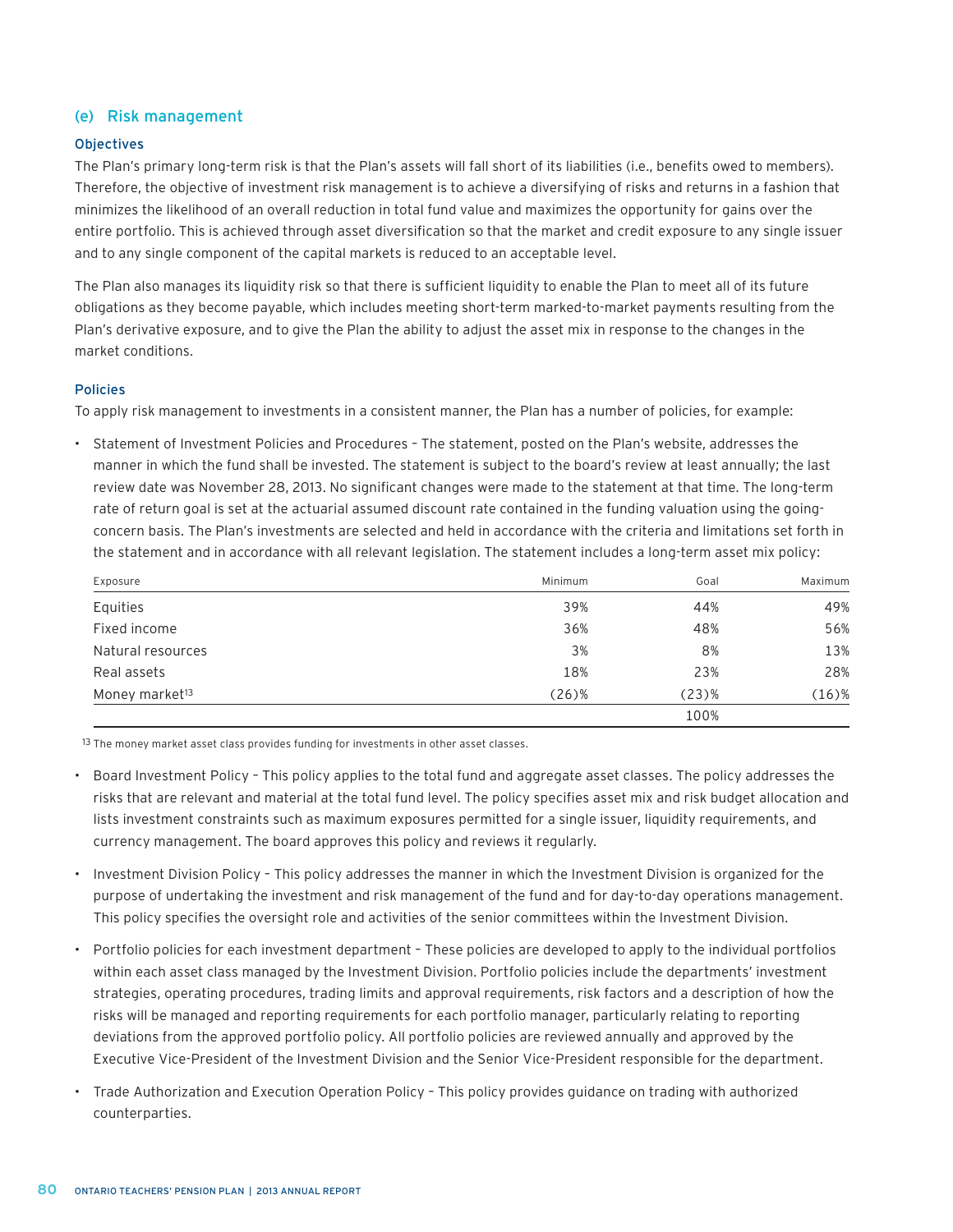## (e) Risk management

### Objectives

The Plan's primary long-term risk is that the Plan's assets will fall short of its liabilities (i.e., benefits owed to members). Therefore, the objective of investment risk management is to achieve a diversifying of risks and returns in a fashion that minimizes the likelihood of an overall reduction in total fund value and maximizes the opportunity for gains over the entire portfolio. This is achieved through asset diversification so that the market and credit exposure to any single issuer and to any single component of the capital markets is reduced to an acceptable level.

The Plan also manages its liquidity risk so that there is sufficient liquidity to enable the Plan to meet all of its future obligations as they become payable, which includes meeting short-term marked-to-market payments resulting from the Plan's derivative exposure, and to give the Plan the ability to adjust the asset mix in response to the changes in the market conditions.

### Policies

To apply risk management to investments in a consistent manner, the Plan has a number of policies, for example:

- Statement of Investment Policies and Procedures – The statement, posted on the Plan's website, addresses the manner in which the fund shall be invested. The statement is subject to the board's review at least annually; the last review date was November 28, 2013. No significant changes were made to the statement at that time. The long-term rate of return goal is set at the actuarial assumed discount rate contained in the funding valuation using the going-concern basis. The Plan's investments are selected and held in accordance with the criteria and limitations set forth in the statement and in accordance with all relevant legislation. The statement includes a long-term asset mix policy:

| Exposure | Minimum | Goal | Maximum |
|---|---|---|---|
| Equities | 39% | 44% | 49% |
| Fixed income | 36% | 48% | 56% |
| Natural resources | 3% | 8% | 13% |
| Real assets | 18% | 23% | 28% |
| Money market[13] | (26)% | (23)% | (16)% |
| | | 100% | |

[13] The money market asset class provides funding for investments in other asset classes.

- Board Investment Policy – This policy applies to the total fund and aggregate asset classes. The policy addresses the risks that are relevant and material at the total fund level. The policy specifies asset mix and risk budget allocation and lists investment constraints such as maximum exposures permitted for a single issuer, liquidity requirements, and currency management. The board approves this policy and reviews it regularly.

- Investment Division Policy – This policy addresses the manner in which the Investment Division is organized for the purpose of undertaking the investment and risk management of the fund and for day-to-day operations management. This policy specifies the oversight role and activities of the senior committees within the Investment Division.

- Portfolio policies for each investment department – These policies are developed to apply to the individual portfolios within each asset class managed by the Investment Division. Portfolio policies include the departments' investment strategies, operating procedures, trading limits and approval requirements, risk factors and a description of how the risks will be managed and reporting requirements for each portfolio manager, particularly relating to reporting deviations from the approved portfolio policy. All portfolio policies are reviewed annually and approved by the Executive Vice-President of the Investment Division and the Senior Vice-President responsible for the department.

- Trade Authorization and Execution Operation Policy – This policy provides guidance on trading with authorized counterparties.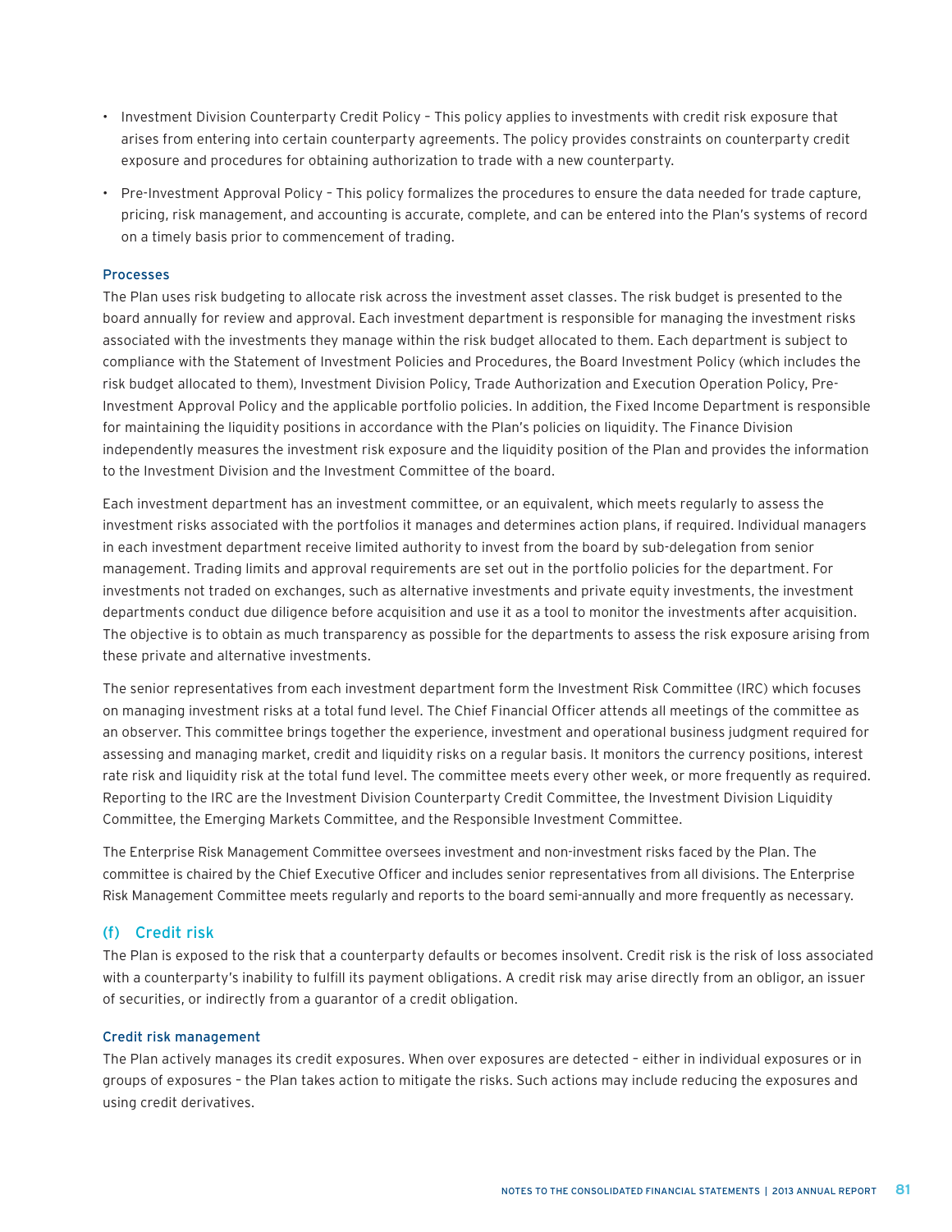- Investment Division Counterparty Credit Policy – This policy applies to investments with credit risk exposure that arises from entering into certain counterparty agreements. The policy provides constraints on counterparty credit exposure and procedures for obtaining authorization to trade with a new counterparty.
- Pre-Investment Approval Policy – This policy formalizes the procedures to ensure the data needed for trade capture, pricing, risk management, and accounting is accurate, complete, and can be entered into the Plan's systems of record on a timely basis prior to commencement of trading.

#### Processes

The Plan uses risk budgeting to allocate risk across the investment asset classes. The risk budget is presented to the board annually for review and approval. Each investment department is responsible for managing the investment risks associated with the investments they manage within the risk budget allocated to them. Each department is subject to compliance with the Statement of Investment Policies and Procedures, the Board Investment Policy (which includes the risk budget allocated to them), Investment Division Policy, Trade Authorization and Execution Operation Policy, Pre-Investment Approval Policy and the applicable portfolio policies. In addition, the Fixed Income Department is responsible for maintaining the liquidity positions in accordance with the Plan's policies on liquidity. The Finance Division independently measures the investment risk exposure and the liquidity position of the Plan and provides the information to the Investment Division and the Investment Committee of the board.

Each investment department has an investment committee, or an equivalent, which meets regularly to assess the investment risks associated with the portfolios it manages and determines action plans, if required. Individual managers in each investment department receive limited authority to invest from the board by sub-delegation from senior management. Trading limits and approval requirements are set out in the portfolio policies for the department. For investments not traded on exchanges, such as alternative investments and private equity investments, the investment departments conduct due diligence before acquisition and use it as a tool to monitor the investments after acquisition. The objective is to obtain as much transparency as possible for the departments to assess the risk exposure arising from these private and alternative investments.

The senior representatives from each investment department form the Investment Risk Committee (IRC) which focuses on managing investment risks at a total fund level. The Chief Financial Officer attends all meetings of the committee as an observer. This committee brings together the experience, investment and operational business judgment required for assessing and managing market, credit and liquidity risks on a regular basis. It monitors the currency positions, interest rate risk and liquidity risk at the total fund level. The committee meets every other week, or more frequently as required. Reporting to the IRC are the Investment Division Counterparty Credit Committee, the Investment Division Liquidity Committee, the Emerging Markets Committee, and the Responsible Investment Committee.

The Enterprise Risk Management Committee oversees investment and non-investment risks faced by the Plan. The committee is chaired by the Chief Executive Officer and includes senior representatives from all divisions. The Enterprise Risk Management Committee meets regularly and reports to the board semi-annually and more frequently as necessary.

### (f) Credit risk

The Plan is exposed to the risk that a counterparty defaults or becomes insolvent. Credit risk is the risk of loss associated with a counterparty's inability to fulfill its payment obligations. A credit risk may arise directly from an obligor, an issuer of securities, or indirectly from a guarantor of a credit obligation.

#### Credit risk management

The Plan actively manages its credit exposures. When over exposures are detected – either in individual exposures or in groups of exposures – the Plan takes action to mitigate the risks. Such actions may include reducing the exposures and using credit derivatives.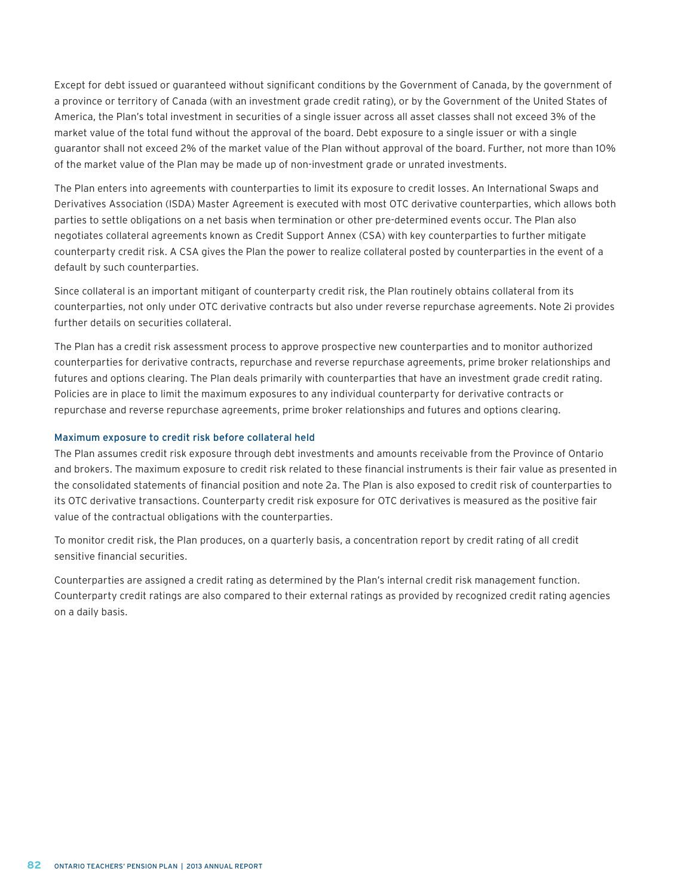Except for debt issued or guaranteed without significant conditions by the Government of Canada, by the government of a province or territory of Canada (with an investment grade credit rating), or by the Government of the United States of America, the Plan's total investment in securities of a single issuer across all asset classes shall not exceed 3% of the market value of the total fund without the approval of the board. Debt exposure to a single issuer or with a single guarantor shall not exceed 2% of the market value of the Plan without approval of the board. Further, not more than 10% of the market value of the Plan may be made up of non-investment grade or unrated investments.

The Plan enters into agreements with counterparties to limit its exposure to credit losses. An International Swaps and Derivatives Association (ISDA) Master Agreement is executed with most OTC derivative counterparties, which allows both parties to settle obligations on a net basis when termination or other pre-determined events occur. The Plan also negotiates collateral agreements known as Credit Support Annex (CSA) with key counterparties to further mitigate counterparty credit risk. A CSA gives the Plan the power to realize collateral posted by counterparties in the event of a default by such counterparties.

Since collateral is an important mitigant of counterparty credit risk, the Plan routinely obtains collateral from its counterparties, not only under OTC derivative contracts but also under reverse repurchase agreements. Note 2i provides further details on securities collateral.

The Plan has a credit risk assessment process to approve prospective new counterparties and to monitor authorized counterparties for derivative contracts, repurchase and reverse repurchase agreements, prime broker relationships and futures and options clearing. The Plan deals primarily with counterparties that have an investment grade credit rating. Policies are in place to limit the maximum exposures to any individual counterparty for derivative contracts or repurchase and reverse repurchase agreements, prime broker relationships and futures and options clearing.

### Maximum exposure to credit risk before collateral held

The Plan assumes credit risk exposure through debt investments and amounts receivable from the Province of Ontario and brokers. The maximum exposure to credit risk related to these financial instruments is their fair value as presented in the consolidated statements of financial position and note 2a. The Plan is also exposed to credit risk of counterparties to its OTC derivative transactions. Counterparty credit risk exposure for OTC derivatives is measured as the positive fair value of the contractual obligations with the counterparties.

To monitor credit risk, the Plan produces, on a quarterly basis, a concentration report by credit rating of all credit sensitive financial securities.

Counterparties are assigned a credit rating as determined by the Plan's internal credit risk management function. Counterparty credit ratings are also compared to their external ratings as provided by recognized credit rating agencies on a daily basis.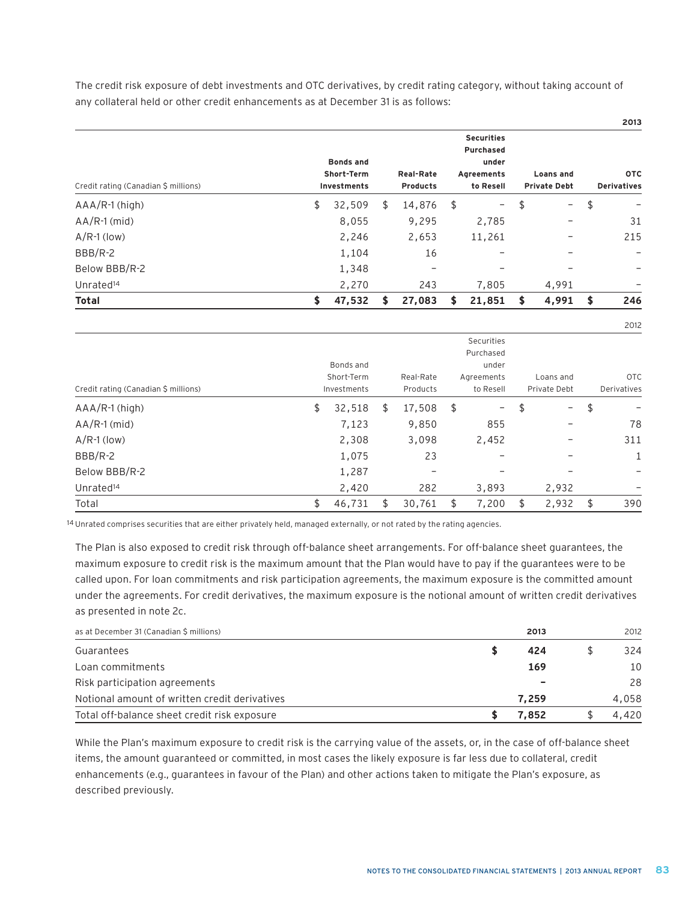The credit risk exposure of debt investments and OTC derivatives, by credit rating category, without taking account of any collateral held or other credit enhancements as at December 31 is as follows:

**2013**

| Credit rating (Canadian $ millions) | Bonds and Short-Term Investments | Real-Rate Products | Securities Purchased under Agreements to Resell | Loans and Private Debt | OTC Derivatives |
|---|---|---|---|---|---|
| AAA/R-1 (high) | $ 32,509 | $ 14,876 | $ – | $ – | $ – |
| AA/R-1 (mid) | 8,055 | 9,295 | 2,785 | – | 31 |
| A/R-1 (low) | 2,246 | 2,653 | 11,261 | – | 215 |
| BBB/R-2 | 1,104 | 16 | – | – | – |
| Below BBB/R-2 | 1,348 | – | – | – | – |
| Unrated[14] | 2,270 | 243 | 7,805 | 4,991 | – |
| **Total** | **$ 47,532** | **$ 27,083** | **$ 21,851** | **$ 4,991** | **$ 246** |

2012

| Credit rating (Canadian $ millions) | Bonds and Short-Term Investments | Real-Rate Products | Securities Purchased under Agreements to Resell | Loans and Private Debt | OTC Derivatives |
|---|---|---|---|---|---|
| AAA/R-1 (high) | $ 32,518 | $ 17,508 | $ – | $ – | $ – |
| AA/R-1 (mid) | 7,123 | 9,850 | 855 | – | 78 |
| A/R-1 (low) | 2,308 | 3,098 | 2,452 | – | 311 |
| BBB/R-2 | 1,075 | 23 | – | – | 1 |
| Below BBB/R-2 | 1,287 | – | – | – | – |
| Unrated[14] | 2,420 | 282 | 3,893 | 2,932 | – |
| Total | $ 46,731 | $ 30,761 | $ 7,200 | $ 2,932 | $ 390 |

[14] Unrated comprises securities that are either privately held, managed externally, or not rated by the rating agencies.

The Plan is also exposed to credit risk through off-balance sheet arrangements. For off-balance sheet guarantees, the maximum exposure to credit risk is the maximum amount that the Plan would have to pay if the guarantees were to be called upon. For loan commitments and risk participation agreements, the maximum exposure is the committed amount under the agreements. For credit derivatives, the maximum exposure is the notional amount of written credit derivatives as presented in note 2c.

| as at December 31 (Canadian $ millions) | 2013 | 2012 |
|---|---|---|
| Guarantees | **$ 424** | $ 324 |
| Loan commitments | **169** | 10 |
| Risk participation agreements | **–** | 28 |
| Notional amount of written credit derivatives | **7,259** | 4,058 |
| Total off-balance sheet credit risk exposure | **$ 7,852** | $ 4,420 |

While the Plan's maximum exposure to credit risk is the carrying value of the assets, or, in the case of off-balance sheet items, the amount guaranteed or committed, in most cases the likely exposure is far less due to collateral, credit enhancements (e.g., guarantees in favour of the Plan) and other actions taken to mitigate the Plan's exposure, as described previously.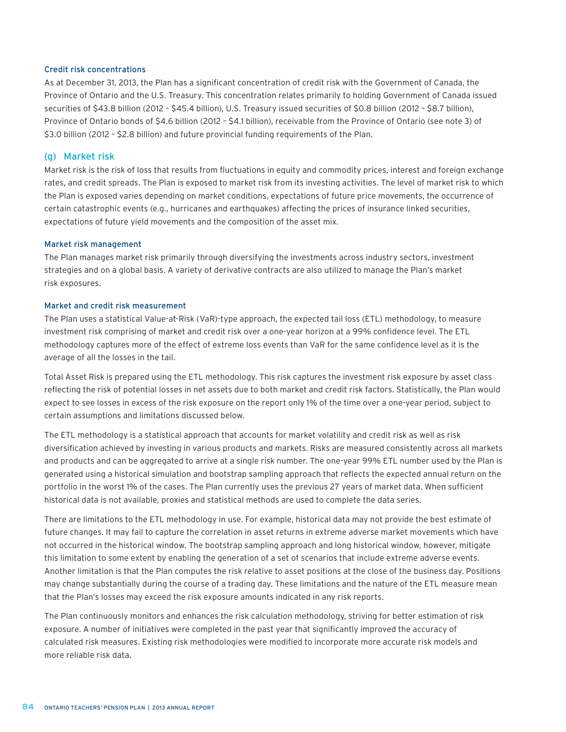#### Credit risk concentrations

As at December 31, 2013, the Plan has a significant concentration of credit risk with the Government of Canada, the Province of Ontario and the U.S. Treasury. This concentration relates primarily to holding Government of Canada issued securities of $43.8 billion (2012 – $45.4 billion), U.S. Treasury issued securities of $0.8 billion (2012 – $8.7 billion), Province of Ontario bonds of $4.6 billion (2012 – $4.1 billion), receivable from the Province of Ontario (see note 3) of $3.0 billion (2012 – $2.8 billion) and future provincial funding requirements of the Plan.

### (g) Market risk

Market risk is the risk of loss that results from fluctuations in equity and commodity prices, interest and foreign exchange rates, and credit spreads. The Plan is exposed to market risk from its investing activities. The level of market risk to which the Plan is exposed varies depending on market conditions, expectations of future price movements, the occurrence of certain catastrophic events (e.g., hurricanes and earthquakes) affecting the prices of insurance linked securities, expectations of future yield movements and the composition of the asset mix.

#### Market risk management

The Plan manages market risk primarily through diversifying the investments across industry sectors, investment strategies and on a global basis. A variety of derivative contracts are also utilized to manage the Plan's market risk exposures.

#### Market and credit risk measurement

The Plan uses a statistical Value-at-Risk (VaR)-type approach, the expected tail loss (ETL) methodology, to measure investment risk comprising of market and credit risk over a one-year horizon at a 99% confidence level. The ETL methodology captures more of the effect of extreme loss events than VaR for the same confidence level as it is the average of all the losses in the tail.

Total Asset Risk is prepared using the ETL methodology. This risk captures the investment risk exposure by asset class reflecting the risk of potential losses in net assets due to both market and credit risk factors. Statistically, the Plan would expect to see losses in excess of the risk exposure on the report only 1% of the time over a one-year period, subject to certain assumptions and limitations discussed below.

The ETL methodology is a statistical approach that accounts for market volatility and credit risk as well as risk diversification achieved by investing in various products and markets. Risks are measured consistently across all markets and products and can be aggregated to arrive at a single risk number. The one-year 99% ETL number used by the Plan is generated using a historical simulation and bootstrap sampling approach that reflects the expected annual return on the portfolio in the worst 1% of the cases. The Plan currently uses the previous 27 years of market data. When sufficient historical data is not available, proxies and statistical methods are used to complete the data series.

There are limitations to the ETL methodology in use. For example, historical data may not provide the best estimate of future changes. It may fail to capture the correlation in asset returns in extreme adverse market movements which have not occurred in the historical window. The bootstrap sampling approach and long historical window, however, mitigate this limitation to some extent by enabling the generation of a set of scenarios that include extreme adverse events. Another limitation is that the Plan computes the risk relative to asset positions at the close of the business day. Positions may change substantially during the course of a trading day. These limitations and the nature of the ETL measure mean that the Plan's losses may exceed the risk exposure amounts indicated in any risk reports.

The Plan continuously monitors and enhances the risk calculation methodology, striving for better estimation of risk exposure. A number of initiatives were completed in the past year that significantly improved the accuracy of calculated risk measures. Existing risk methodologies were modified to incorporate more accurate risk models and more reliable risk data.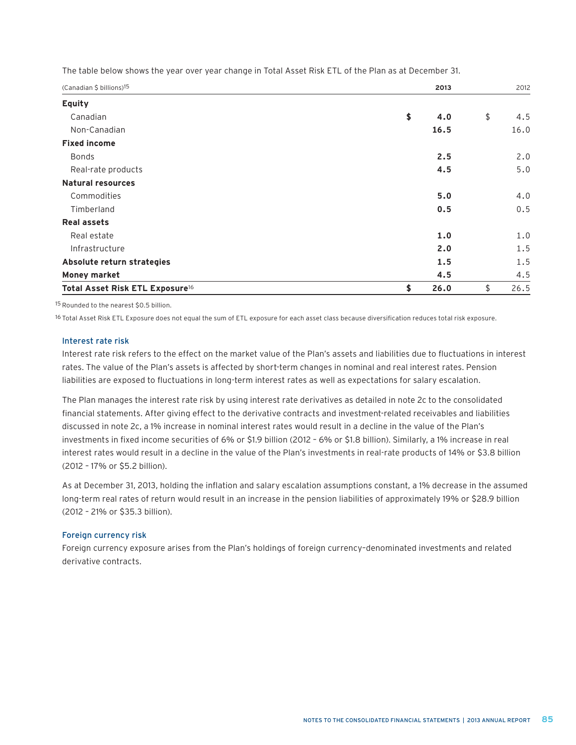The table below shows the year over year change in Total Asset Risk ETL of the Plan as at December 31.

| (Canadian $ billions)[15] | 2013 | 2012 |
|---|---|---|
| **Equity** | | |
| Canadian | **$ 4.0** | $ 4.5 |
| Non-Canadian | **16.5** | 16.0 |
| **Fixed income** | | |
| Bonds | **2.5** | 2.0 |
| Real-rate products | **4.5** | 5.0 |
| **Natural resources** | | |
| Commodities | **5.0** | 4.0 |
| Timberland | **0.5** | 0.5 |
| **Real assets** | | |
| Real estate | **1.0** | 1.0 |
| Infrastructure | **2.0** | 1.5 |
| **Absolute return strategies** | **1.5** | 1.5 |
| **Money market** | **4.5** | 4.5 |
| **Total Asset Risk ETL Exposure**[16] | **$ 26.0** | $ 26.5 |

[15] Rounded to the nearest $0.5 billion.

[16] Total Asset Risk ETL Exposure does not equal the sum of ETL exposure for each asset class because diversification reduces total risk exposure.

### Interest rate risk

Interest rate risk refers to the effect on the market value of the Plan's assets and liabilities due to fluctuations in interest rates. The value of the Plan's assets is affected by short-term changes in nominal and real interest rates. Pension liabilities are exposed to fluctuations in long-term interest rates as well as expectations for salary escalation.

The Plan manages the interest rate risk by using interest rate derivatives as detailed in note 2c to the consolidated financial statements. After giving effect to the derivative contracts and investment-related receivables and liabilities discussed in note 2c, a 1% increase in nominal interest rates would result in a decline in the value of the Plan's investments in fixed income securities of 6% or $1.9 billion (2012 – 6% or $1.8 billion). Similarly, a 1% increase in real interest rates would result in a decline in the value of the Plan's investments in real-rate products of 14% or $3.8 billion (2012 – 17% or $5.2 billion).

As at December 31, 2013, holding the inflation and salary escalation assumptions constant, a 1% decrease in the assumed long-term real rates of return would result in an increase in the pension liabilities of approximately 19% or $28.9 billion (2012 – 21% or $35.3 billion).

### Foreign currency risk

Foreign currency exposure arises from the Plan's holdings of foreign currency–denominated investments and related derivative contracts.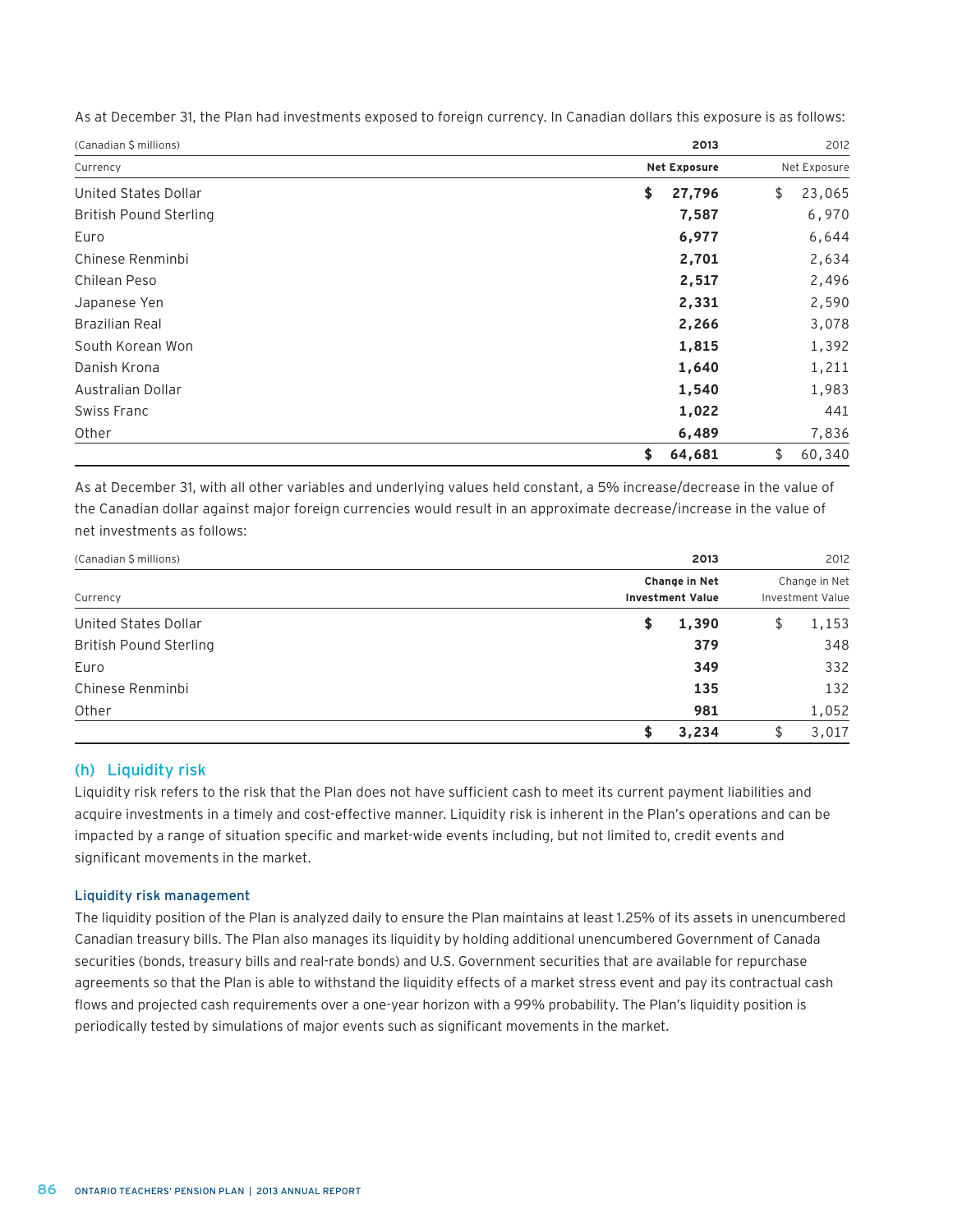As at December 31, the Plan had investments exposed to foreign currency. In Canadian dollars this exposure is as follows:

| (Canadian $ millions) | **2013** | 2012 |
|---|---|---|
| Currency | **Net Exposure** | Net Exposure |
| United States Dollar | **$ 27,796** | $ 23,065 |
| British Pound Sterling | **7,587** | 6,970 |
| Euro | **6,977** | 6,644 |
| Chinese Renminbi | **2,701** | 2,634 |
| Chilean Peso | **2,517** | 2,496 |
| Japanese Yen | **2,331** | 2,590 |
| Brazilian Real | **2,266** | 3,078 |
| South Korean Won | **1,815** | 1,392 |
| Danish Krona | **1,640** | 1,211 |
| Australian Dollar | **1,540** | 1,983 |
| Swiss Franc | **1,022** | 441 |
| Other | **6,489** | 7,836 |
| | **$ 64,681** | $ 60,340 |

As at December 31, with all other variables and underlying values held constant, a 5% increase/decrease in the value of the Canadian dollar against major foreign currencies would result in an approximate decrease/increase in the value of net investments as follows:

| (Canadian $ millions) | **2013** | 2012 |
|---|---|---|
| Currency | **Change in Net Investment Value** | Change in Net Investment Value |
| United States Dollar | **$ 1,390** | $ 1,153 |
| British Pound Sterling | **379** | 348 |
| Euro | **349** | 332 |
| Chinese Renminbi | **135** | 132 |
| Other | **981** | 1,052 |
| | **$ 3,234** | $ 3,017 |

## (h) Liquidity risk

Liquidity risk refers to the risk that the Plan does not have sufficient cash to meet its current payment liabilities and acquire investments in a timely and cost-effective manner. Liquidity risk is inherent in the Plan's operations and can be impacted by a range of situation specific and market-wide events including, but not limited to, credit events and significant movements in the market.

### Liquidity risk management

The liquidity position of the Plan is analyzed daily to ensure the Plan maintains at least 1.25% of its assets in unencumbered Canadian treasury bills. The Plan also manages its liquidity by holding additional unencumbered Government of Canada securities (bonds, treasury bills and real-rate bonds) and U.S. Government securities that are available for repurchase agreements so that the Plan is able to withstand the liquidity effects of a market stress event and pay its contractual cash flows and projected cash requirements over a one-year horizon with a 99% probability. The Plan's liquidity position is periodically tested by simulations of major events such as significant movements in the market.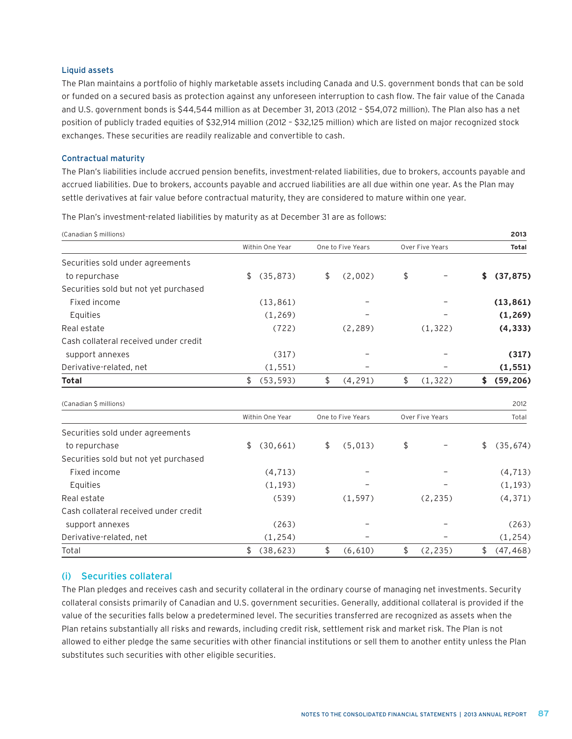### Liquid assets

The Plan maintains a portfolio of highly marketable assets including Canada and U.S. government bonds that can be sold or funded on a secured basis as protection against any unforeseen interruption to cash flow. The fair value of the Canada and U.S. government bonds is $44,544 million as at December 31, 2013 (2012 – $54,072 million). The Plan also has a net position of publicly traded equities of $32,914 million (2012 – $32,125 million) which are listed on major recognized stock exchanges. These securities are readily realizable and convertible to cash.

### Contractual maturity

The Plan's liabilities include accrued pension benefits, investment-related liabilities, due to brokers, accounts payable and accrued liabilities. Due to brokers, accounts payable and accrued liabilities are all due within one year. As the Plan may settle derivatives at fair value before contractual maturity, they are considered to mature within one year.

The Plan's investment-related liabilities by maturity as at December 31 are as follows:

| (Canadian $ millions) | | | | **2013** |
|---|---|---|---|---|
| | Within One Year | One to Five Years | Over Five Years | **Total** |
| Securities sold under agreements to repurchase | $ (35,873) | $ (2,002) | $ – | **$ (37,875)** |
| Securities sold but not yet purchased | | | | |
| Fixed income | (13,861) | – | – | **(13,861)** |
| Equities | (1,269) | – | – | **(1,269)** |
| Real estate | (722) | (2,289) | (1,322) | **(4,333)** |
| Cash collateral received under credit support annexes | (317) | – | – | **(317)** |
| Derivative-related, net | (1,551) | – | – | **(1,551)** |
| **Total** | $ (53,593) | $ (4,291) | $ (1,322) | **$ (59,206)** |

| (Canadian $ millions) | | | | 2012 |
|---|---|---|---|---|
| | Within One Year | One to Five Years | Over Five Years | Total |
| Securities sold under agreements to repurchase | $ (30,661) | $ (5,013) | $ – | $ (35,674) |
| Securities sold but not yet purchased | | | | |
| Fixed income | (4,713) | – | – | (4,713) |
| Equities | (1,193) | – | – | (1,193) |
| Real estate | (539) | (1,597) | (2,235) | (4,371) |
| Cash collateral received under credit support annexes | (263) | – | – | (263) |
| Derivative-related, net | (1,254) | – | – | (1,254) |
| Total | $ (38,623) | $ (6,610) | $ (2,235) | $ (47,468) |

## (i) Securities collateral

The Plan pledges and receives cash and security collateral in the ordinary course of managing net investments. Security collateral consists primarily of Canadian and U.S. government securities. Generally, additional collateral is provided if the value of the securities falls below a predetermined level. The securities transferred are recognized as assets when the Plan retains substantially all risks and rewards, including credit risk, settlement risk and market risk. The Plan is not allowed to either pledge the same securities with other financial institutions or sell them to another entity unless the Plan substitutes such securities with other eligible securities.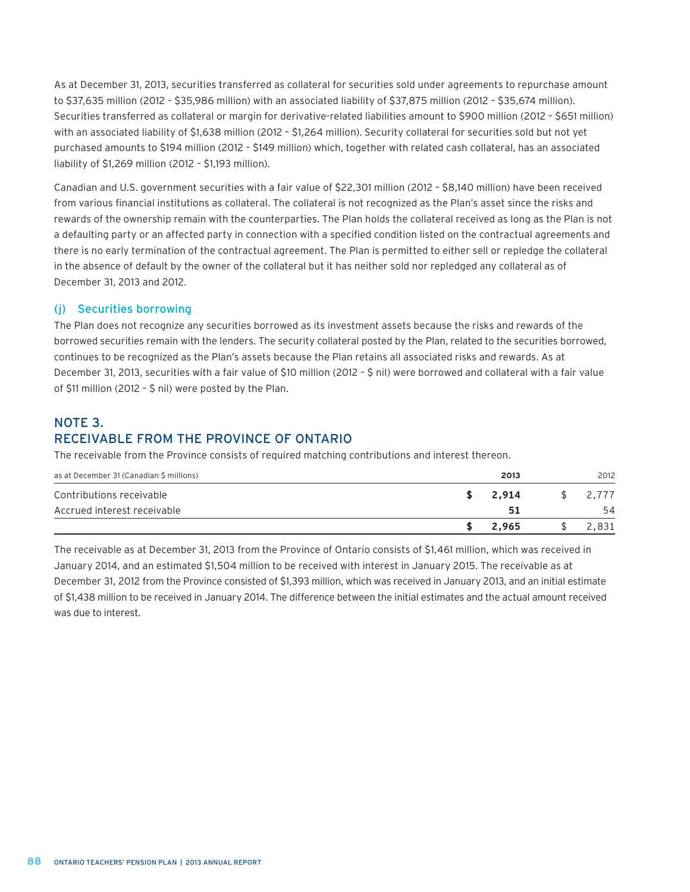As at December 31, 2013, securities transferred as collateral for securities sold under agreements to repurchase amount to $37,635 million (2012 – $35,986 million) with an associated liability of $37,875 million (2012 – $35,674 million). Securities transferred as collateral or margin for derivative-related liabilities amount to $900 million (2012 – $651 million) with an associated liability of $1,638 million (2012 – $1,264 million). Security collateral for securities sold but not yet purchased amounts to $194 million (2012 – $149 million) which, together with related cash collateral, has an associated liability of $1,269 million (2012 – $1,193 million).

Canadian and U.S. government securities with a fair value of $22,301 million (2012 – $8,140 million) have been received from various financial institutions as collateral. The collateral is not recognized as the Plan's asset since the risks and rewards of the ownership remain with the counterparties. The Plan holds the collateral received as long as the Plan is not a defaulting party or an affected party in connection with a specified condition listed on the contractual agreements and there is no early termination of the contractual agreement. The Plan is permitted to either sell or repledge the collateral in the absence of default by the owner of the collateral but it has neither sold nor repledged any collateral as of December 31, 2013 and 2012.

### (j) Securities borrowing

The Plan does not recognize any securities borrowed as its investment assets because the risks and rewards of the borrowed securities remain with the lenders. The security collateral posted by the Plan, related to the securities borrowed, continues to be recognized as the Plan's assets because the Plan retains all associated risks and rewards. As at December 31, 2013, securities with a fair value of $10 million (2012 – $ nil) were borrowed and collateral with a fair value of $11 million (2012 – $ nil) were posted by the Plan.

## NOTE 3.
## RECEIVABLE FROM THE PROVINCE OF ONTARIO

The receivable from the Province consists of required matching contributions and interest thereon.

| as at December 31 (Canadian $ millions) | **2013** | 2012 |
|---|---|---|
| Contributions receivable | **$ 2,914** | $ 2,777 |
| Accrued interest receivable | **51** | 54 |
| | **$ 2,965** | $ 2,831 |

The receivable as at December 31, 2013 from the Province of Ontario consists of $1,461 million, which was received in January 2014, and an estimated $1,504 million to be received with interest in January 2015. The receivable as at December 31, 2012 from the Province consisted of $1,393 million, which was received in January 2013, and an initial estimate of $1,438 million to be received in January 2014. The difference between the initial estimates and the actual amount received was due to interest.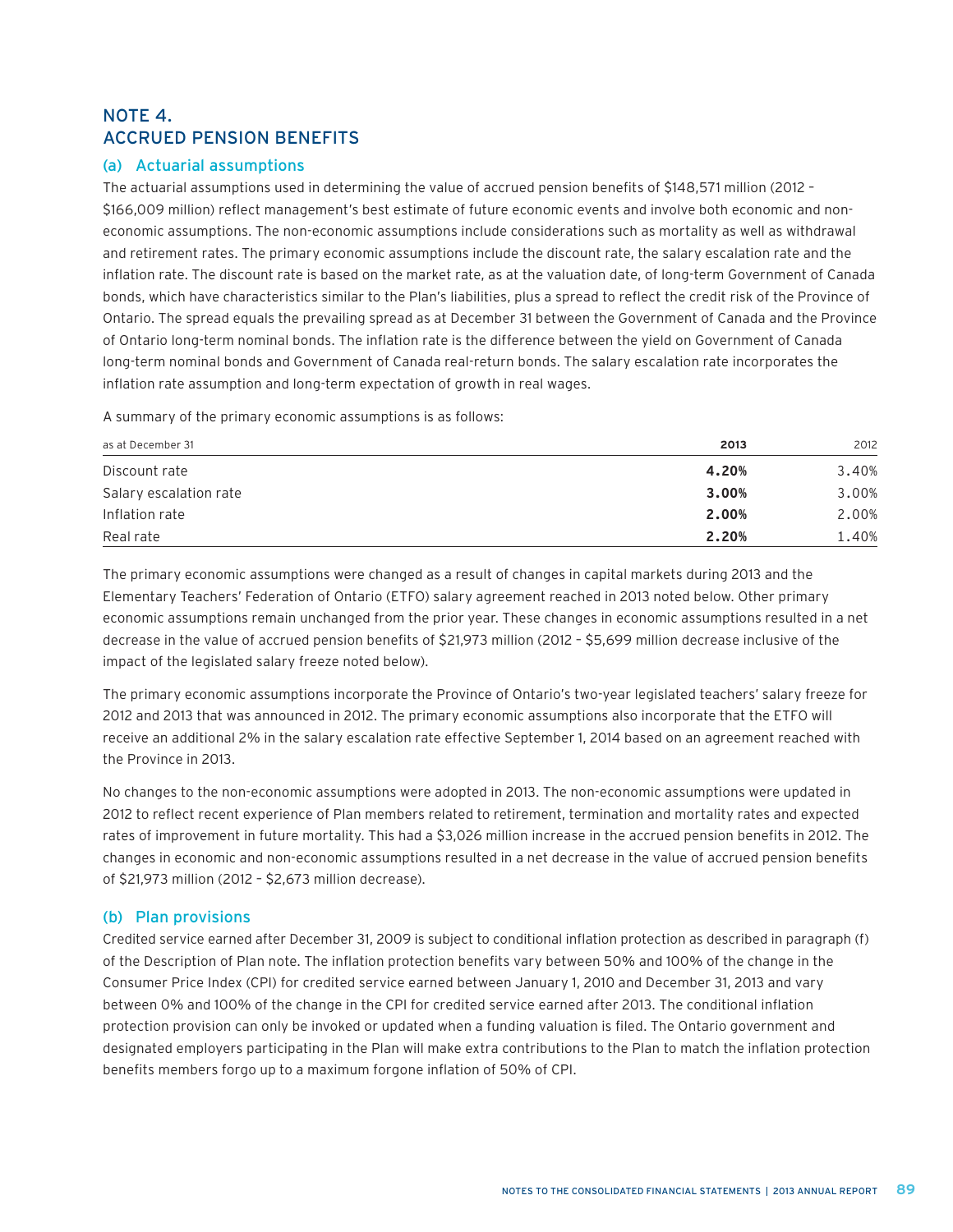## NOTE 4. ACCRUED PENSION BENEFITS

### (a) Actuarial assumptions

The actuarial assumptions used in determining the value of accrued pension benefits of $148,571 million (2012 – $166,009 million) reflect management's best estimate of future economic events and involve both economic and non-economic assumptions. The non-economic assumptions include considerations such as mortality as well as withdrawal and retirement rates. The primary economic assumptions include the discount rate, the salary escalation rate and the inflation rate. The discount rate is based on the market rate, as at the valuation date, of long-term Government of Canada bonds, which have characteristics similar to the Plan's liabilities, plus a spread to reflect the credit risk of the Province of Ontario. The spread equals the prevailing spread as at December 31 between the Government of Canada and the Province of Ontario long-term nominal bonds. The inflation rate is the difference between the yield on Government of Canada long-term nominal bonds and Government of Canada real-return bonds. The salary escalation rate incorporates the inflation rate assumption and long-term expectation of growth in real wages.

A summary of the primary economic assumptions is as follows:

| as at December 31 | **2013** | 2012 |
|---|---|---|
| Discount rate | **4.20%** | 3.40% |
| Salary escalation rate | **3.00%** | 3.00% |
| Inflation rate | **2.00%** | 2.00% |
| Real rate | **2.20%** | 1.40% |

The primary economic assumptions were changed as a result of changes in capital markets during 2013 and the Elementary Teachers' Federation of Ontario (ETFO) salary agreement reached in 2013 noted below. Other primary economic assumptions remain unchanged from the prior year. These changes in economic assumptions resulted in a net decrease in the value of accrued pension benefits of $21,973 million (2012 – $5,699 million decrease inclusive of the impact of the legislated salary freeze noted below).

The primary economic assumptions incorporate the Province of Ontario's two-year legislated teachers' salary freeze for 2012 and 2013 that was announced in 2012. The primary economic assumptions also incorporate that the ETFO will receive an additional 2% in the salary escalation rate effective September 1, 2014 based on an agreement reached with the Province in 2013.

No changes to the non-economic assumptions were adopted in 2013. The non-economic assumptions were updated in 2012 to reflect recent experience of Plan members related to retirement, termination and mortality rates and expected rates of improvement in future mortality. This had a $3,026 million increase in the accrued pension benefits in 2012. The changes in economic and non-economic assumptions resulted in a net decrease in the value of accrued pension benefits of $21,973 million (2012 – $2,673 million decrease).

### (b) Plan provisions

Credited service earned after December 31, 2009 is subject to conditional inflation protection as described in paragraph (f) of the Description of Plan note. The inflation protection benefits vary between 50% and 100% of the change in the Consumer Price Index (CPI) for credited service earned between January 1, 2010 and December 31, 2013 and vary between 0% and 100% of the change in the CPI for credited service earned after 2013. The conditional inflation protection provision can only be invoked or updated when a funding valuation is filed. The Ontario government and designated employers participating in the Plan will make extra contributions to the Plan to match the inflation protection benefits members forgo up to a maximum forgone inflation of 50% of CPI.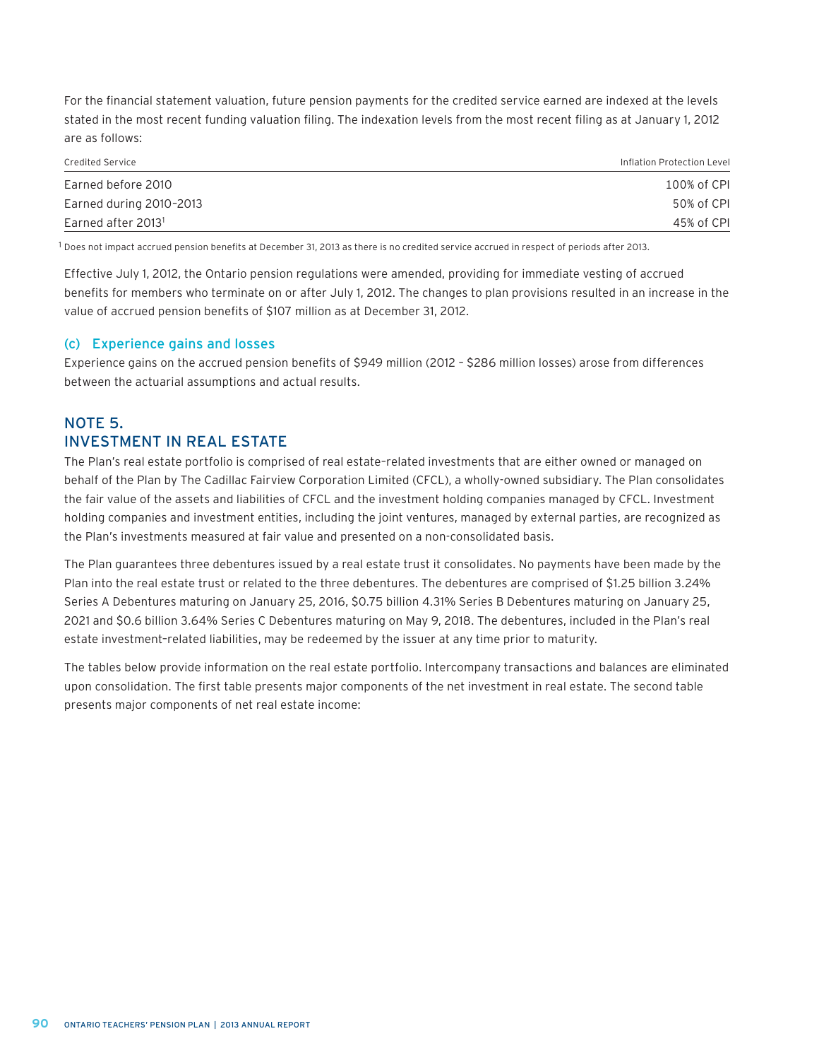For the financial statement valuation, future pension payments for the credited service earned are indexed at the levels stated in the most recent funding valuation filing. The indexation levels from the most recent filing as at January 1, 2012 are as follows:

| Credited Service | Inflation Protection Level |
|---|---|
| Earned before 2010 | 100% of CPI |
| Earned during 2010–2013 | 50% of CPI |
| Earned after 2013[1] | 45% of CPI |

[1] Does not impact accrued pension benefits at December 31, 2013 as there is no credited service accrued in respect of periods after 2013.

Effective July 1, 2012, the Ontario pension regulations were amended, providing for immediate vesting of accrued benefits for members who terminate on or after July 1, 2012. The changes to plan provisions resulted in an increase in the value of accrued pension benefits of $107 million as at December 31, 2012.

### (c) Experience gains and losses

Experience gains on the accrued pension benefits of $949 million (2012 – $286 million losses) arose from differences between the actuarial assumptions and actual results.

## NOTE 5. INVESTMENT IN REAL ESTATE

The Plan's real estate portfolio is comprised of real estate-related investments that are either owned or managed on behalf of the Plan by The Cadillac Fairview Corporation Limited (CFCL), a wholly-owned subsidiary. The Plan consolidates the fair value of the assets and liabilities of CFCL and the investment holding companies managed by CFCL. Investment holding companies and investment entities, including the joint ventures, managed by external parties, are recognized as the Plan's investments measured at fair value and presented on a non-consolidated basis.

The Plan guarantees three debentures issued by a real estate trust it consolidates. No payments have been made by the Plan into the real estate trust or related to the three debentures. The debentures are comprised of $1.25 billion 3.24% Series A Debentures maturing on January 25, 2016, $0.75 billion 4.31% Series B Debentures maturing on January 25, 2021 and $0.6 billion 3.64% Series C Debentures maturing on May 9, 2018. The debentures, included in the Plan's real estate investment-related liabilities, may be redeemed by the issuer at any time prior to maturity.

The tables below provide information on the real estate portfolio. Intercompany transactions and balances are eliminated upon consolidation. The first table presents major components of the net investment in real estate. The second table presents major components of net real estate income: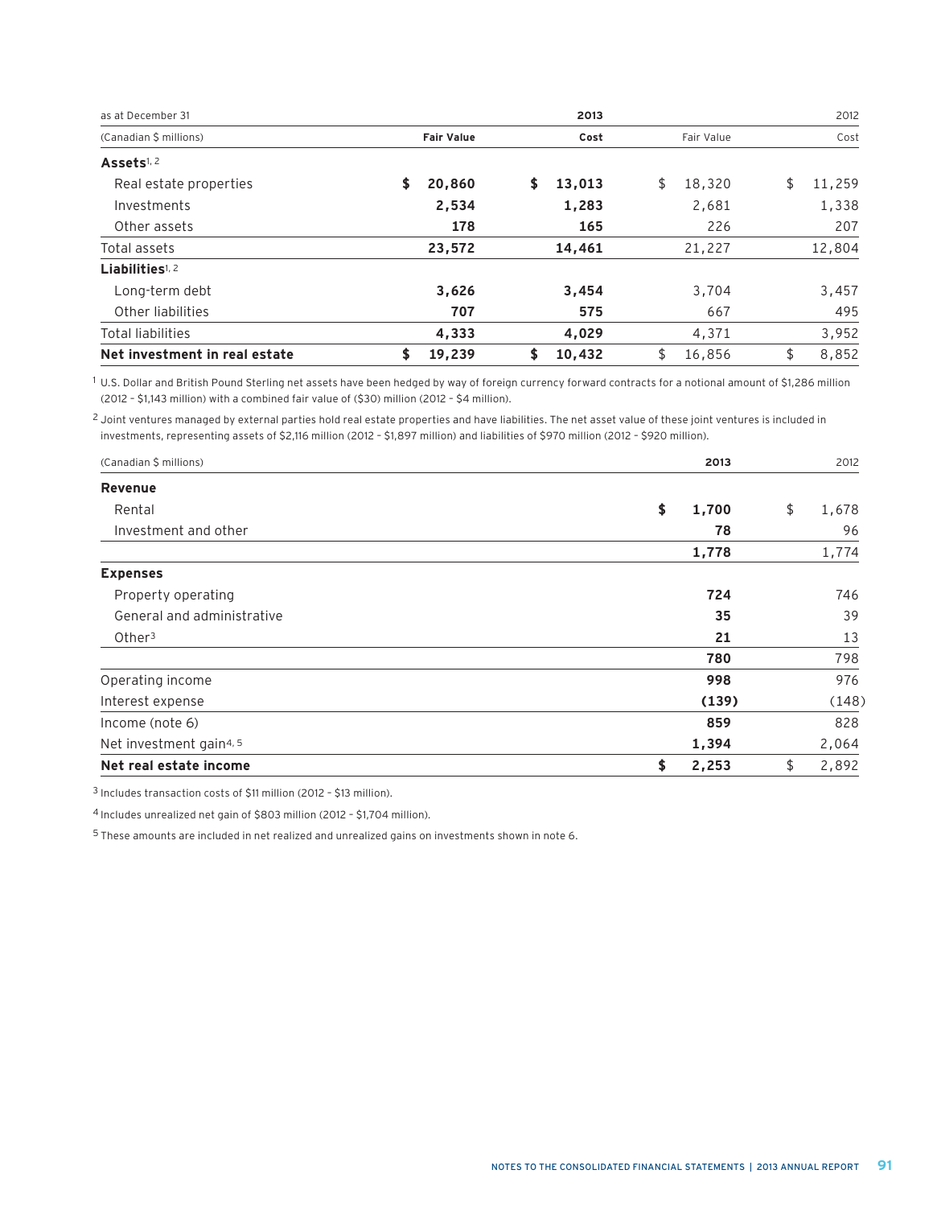| as at December 31 | | 2013 | | 2012 |
|---|---|---|---|---|
| (Canadian $ millions) | **Fair Value** | **Cost** | Fair Value | Cost |
| **Assets**[1, 2] | | | | |
| Real estate properties | **$ 20,860** | **$ 13,013** | $ 18,320 | $ 11,259 |
| Investments | **2,534** | **1,283** | 2,681 | 1,338 |
| Other assets | **178** | **165** | 226 | 207 |
| Total assets | **23,572** | **14,461** | 21,227 | 12,804 |
| **Liabilities**[1, 2] | | | | |
| Long-term debt | **3,626** | **3,454** | 3,704 | 3,457 |
| Other liabilities | **707** | **575** | 667 | 495 |
| Total liabilities | **4,333** | **4,029** | 4,371 | 3,952 |
| **Net investment in real estate** | **$ 19,239** | **$ 10,432** | $ 16,856 | $ 8,852 |

[1] U.S. Dollar and British Pound Sterling net assets have been hedged by way of foreign currency forward contracts for a notional amount of $1,286 million (2012 – $1,143 million) with a combined fair value of ($30) million (2012 – $4 million).

[2] Joint ventures managed by external parties hold real estate properties and have liabilities. The net asset value of these joint ventures is included in investments, representing assets of $2,116 million (2012 – $1,897 million) and liabilities of $970 million (2012 – $920 million).

| (Canadian $ millions) | 2013 | 2012 |
|---|---|---|
| **Revenue** | | |
| Rental | **$ 1,700** | $ 1,678 |
| Investment and other | **78** | 96 |
| | **1,778** | 1,774 |
| **Expenses** | | |
| Property operating | **724** | 746 |
| General and administrative | **35** | 39 |
| Other[3] | **21** | 13 |
| | **780** | 798 |
| Operating income | **998** | 976 |
| Interest expense | **(139)** | (148) |
| Income (note 6) | **859** | 828 |
| Net investment gain[4, 5] | **1,394** | 2,064 |
| **Net real estate income** | **$ 2,253** | $ 2,892 |

[3] Includes transaction costs of $11 million (2012 – $13 million).

[4] Includes unrealized net gain of $803 million (2012 – $1,704 million).

[5] These amounts are included in net realized and unrealized gains on investments shown in note 6.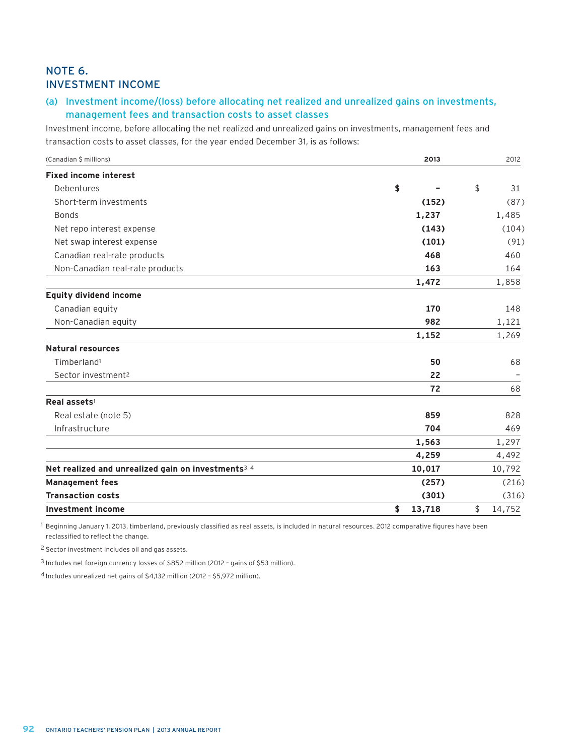## NOTE 6.
## INVESTMENT INCOME

### (a) Investment income/(loss) before allocating net realized and unrealized gains on investments, management fees and transaction costs to asset classes

Investment income, before allocating the net realized and unrealized gains on investments, management fees and transaction costs to asset classes, for the year ended December 31, is as follows:

| (Canadian $ millions) | 2013 | 2012 |
|---|---|---|
| **Fixed income interest** | | |
| Debentures | $ – | $ 31 |
| Short-term investments | (152) | (87) |
| Bonds | 1,237 | 1,485 |
| Net repo interest expense | (143) | (104) |
| Net swap interest expense | (101) | (91) |
| Canadian real-rate products | 468 | 460 |
| Non-Canadian real-rate products | 163 | 164 |
| | 1,472 | 1,858 |
| **Equity dividend income** | | |
| Canadian equity | 170 | 148 |
| Non-Canadian equity | 982 | 1,121 |
| | 1,152 | 1,269 |
| **Natural resources** | | |
| Timberland[1] | 50 | 68 |
| Sector investment[2] | 22 | – |
| | 72 | 68 |
| **Real assets**[1] | | |
| Real estate (note 5) | 859 | 828 |
| Infrastructure | 704 | 469 |
| | 1,563 | 1,297 |
| | 4,259 | 4,492 |
| **Net realized and unrealized gain on investments**[3, 4] | 10,017 | 10,792 |
| **Management fees** | (257) | (216) |
| **Transaction costs** | (301) | (316) |
| **Investment income** | $ 13,718 | $ 14,752 |

[1] Beginning January 1, 2013, timberland, previously classified as real assets, is included in natural resources. 2012 comparative figures have been reclassified to reflect the change.

[2] Sector investment includes oil and gas assets.

[3] Includes net foreign currency losses of $852 million (2012 – gains of $53 million).

[4] Includes unrealized net gains of $4,132 million (2012 – $5,972 million).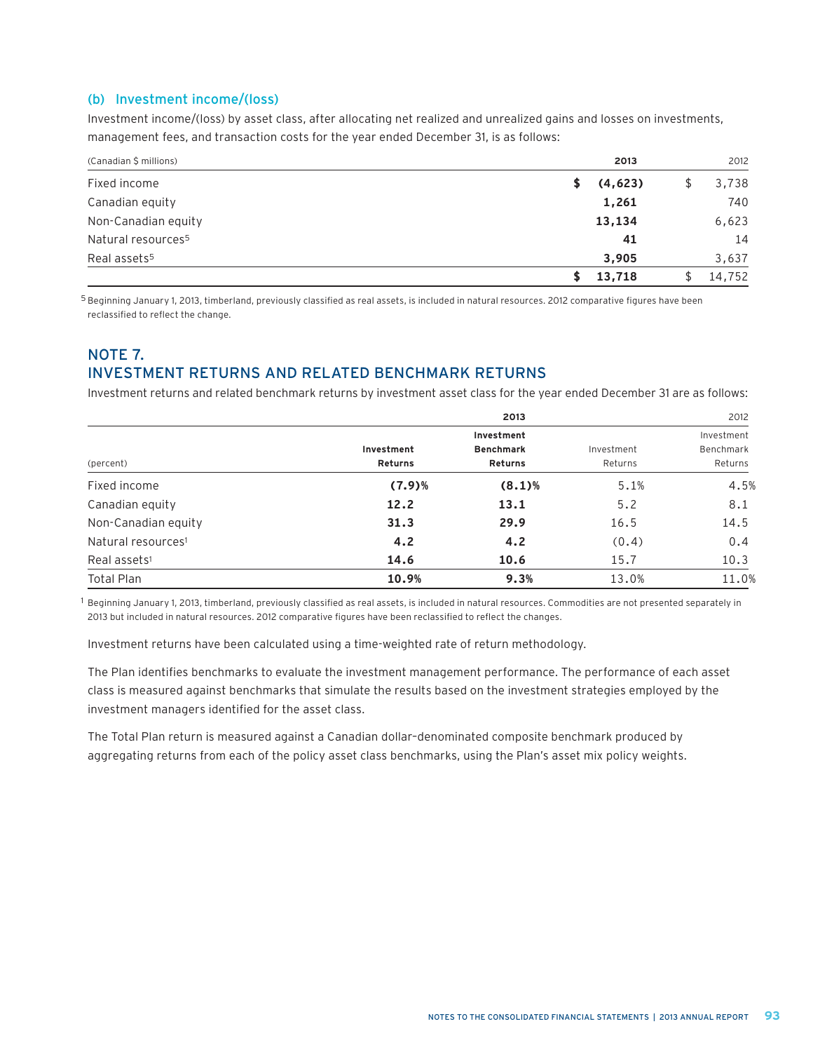### (b) Investment income/(loss)

Investment income/(loss) by asset class, after allocating net realized and unrealized gains and losses on investments, management fees, and transaction costs for the year ended December 31, is as follows:

| (Canadian $ millions) | 2013 | 2012 |
|---|---|---|
| Fixed income | $ (4,623) | $ 3,738 |
| Canadian equity | 1,261 | 740 |
| Non-Canadian equity | 13,134 | 6,623 |
| Natural resources[5] | 41 | 14 |
| Real assets[5] | 3,905 | 3,637 |
| | $ 13,718 | $ 14,752 |

[5] Beginning January 1, 2013, timberland, previously classified as real assets, is included in natural resources. 2012 comparative figures have been reclassified to reflect the change.

## NOTE 7. INVESTMENT RETURNS AND RELATED BENCHMARK RETURNS

Investment returns and related benchmark returns by investment asset class for the year ended December 31 are as follows:

| | 2013 | | 2012 | |
|---|---|---|---|---|
| (percent) | Investment Returns | Investment Benchmark Returns | Investment Returns | Investment Benchmark Returns |
| Fixed income | (7.9)% | (8.1)% | 5.1% | 4.5% |
| Canadian equity | 12.2 | 13.1 | 5.2 | 8.1 |
| Non-Canadian equity | 31.3 | 29.9 | 16.5 | 14.5 |
| Natural resources[1] | 4.2 | 4.2 | (0.4) | 0.4 |
| Real assets[1] | 14.6 | 10.6 | 15.7 | 10.3 |
| Total Plan | 10.9% | 9.3% | 13.0% | 11.0% |

[1] Beginning January 1, 2013, timberland, previously classified as real assets, is included in natural resources. Commodities are not presented separately in 2013 but included in natural resources. 2012 comparative figures have been reclassified to reflect the changes.

Investment returns have been calculated using a time-weighted rate of return methodology.

The Plan identifies benchmarks to evaluate the investment management performance. The performance of each asset class is measured against benchmarks that simulate the results based on the investment strategies employed by the investment managers identified for the asset class.

The Total Plan return is measured against a Canadian dollar–denominated composite benchmark produced by aggregating returns from each of the policy asset class benchmarks, using the Plan's asset mix policy weights.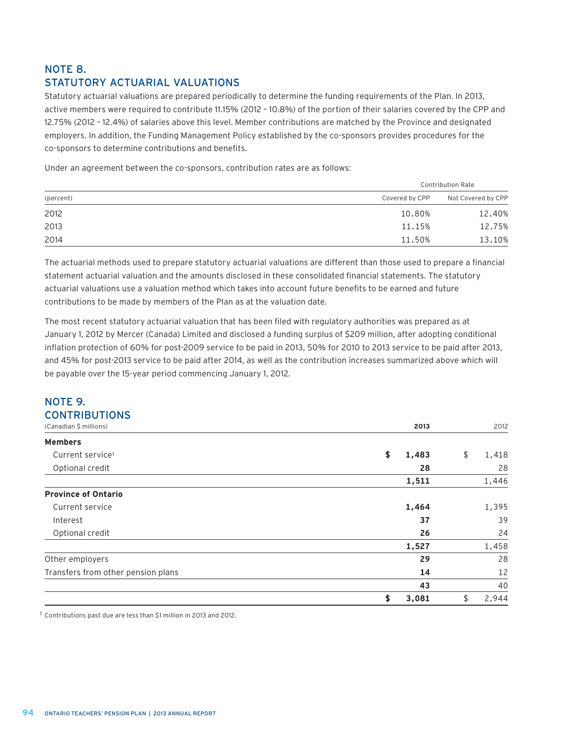## NOTE 8. STATUTORY ACTUARIAL VALUATIONS

Statutory actuarial valuations are prepared periodically to determine the funding requirements of the Plan. In 2013, active members were required to contribute 11.15% (2012 – 10.8%) of the portion of their salaries covered by the CPP and 12.75% (2012 – 12.4%) of salaries above this level. Member contributions are matched by the Province and designated employers. In addition, the Funding Management Policy established by the co-sponsors provides procedures for the co-sponsors to determine contributions and benefits.

Under an agreement between the co-sponsors, contribution rates are as follows:

| | Contribution Rate | |
|---|---|---|
| (percent) | Covered by CPP | Not Covered by CPP |
| 2012 | 10.80% | 12.40% |
| 2013 | 11.15% | 12.75% |
| 2014 | 11.50% | 13.10% |

The actuarial methods used to prepare statutory actuarial valuations are different than those used to prepare a financial statement actuarial valuation and the amounts disclosed in these consolidated financial statements. The statutory actuarial valuations use a valuation method which takes into account future benefits to be earned and future contributions to be made by members of the Plan as at the valuation date.

The most recent statutory actuarial valuation that has been filed with regulatory authorities was prepared as at January 1, 2012 by Mercer (Canada) Limited and disclosed a funding surplus of $209 million, after adopting conditional inflation protection of 60% for post-2009 service to be paid in 2013, 50% for 2010 to 2013 service to be paid after 2013, and 45% for post-2013 service to be paid after 2014, as well as the contribution increases summarized above which will be payable over the 15-year period commencing January 1, 2012.

## NOTE 9. CONTRIBUTIONS

| (Canadian $ millions) | **2013** | 2012 |
|---|---|---|
| **Members** | | |
| Current service[1] | **$ 1,483** | $ 1,418 |
| Optional credit | **28** | 28 |
| | **1,511** | 1,446 |
| **Province of Ontario** | | |
| Current service | **1,464** | 1,395 |
| Interest | **37** | 39 |
| Optional credit | **26** | 24 |
| | **1,527** | 1,458 |
| Other employers | **29** | 28 |
| Transfers from other pension plans | **14** | 12 |
| | **43** | 40 |
| | **$ 3,081** | $ 2,944 |

[1] Contributions past due are less than $1 million in 2013 and 2012.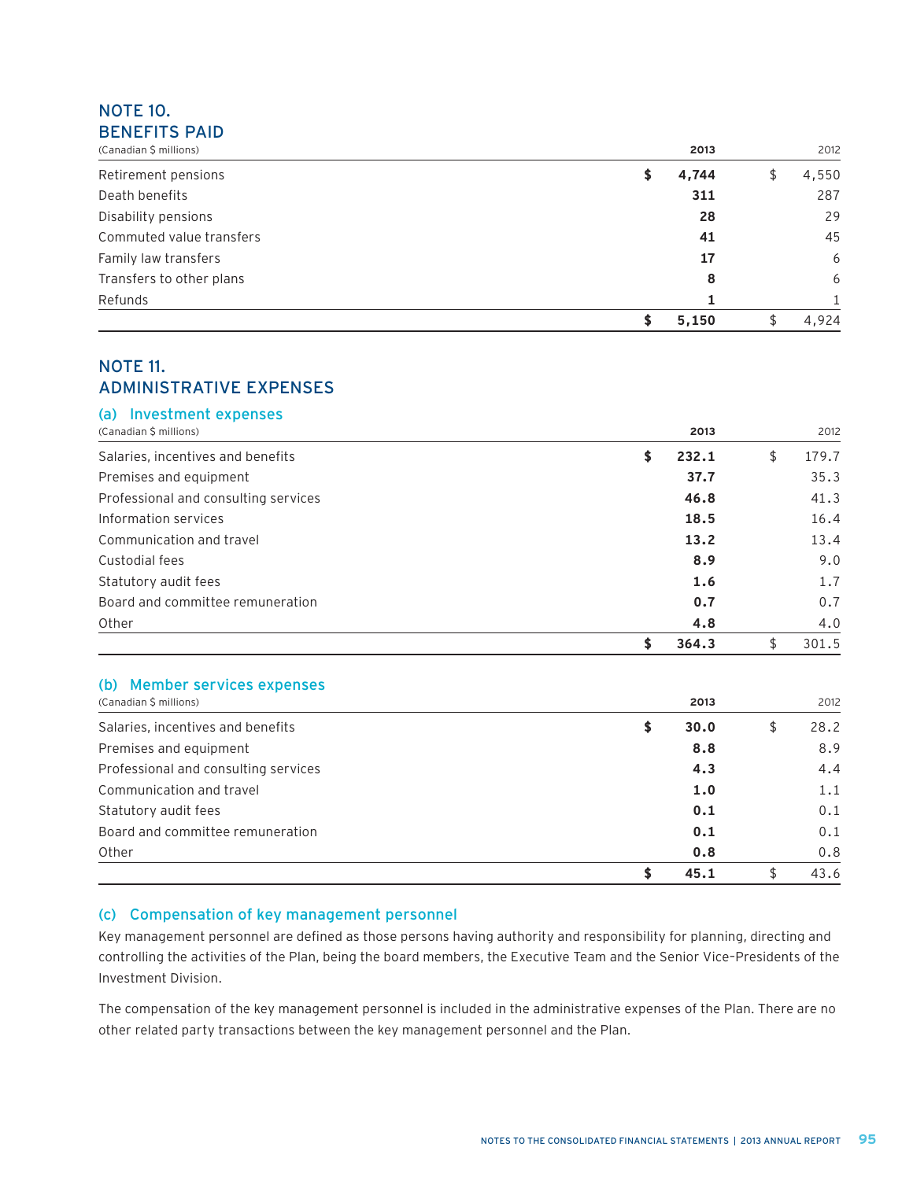## NOTE 10.
## BENEFITS PAID

| (Canadian $ millions) | 2013 | 2012 |
|---|---|---|
| Retirement pensions | **$ 4,744** | $ 4,550 |
| Death benefits | **311** | 287 |
| Disability pensions | **28** | 29 |
| Commuted value transfers | **41** | 45 |
| Family law transfers | **17** | 6 |
| Transfers to other plans | **8** | 6 |
| Refunds | **1** | 1 |
| | **$ 5,150** | $ 4,924 |

## NOTE 11.
## ADMINISTRATIVE EXPENSES

### (a) Investment expenses

| (Canadian $ millions) | 2013 | 2012 |
|---|---|---|
| Salaries, incentives and benefits | **$ 232.1** | $ 179.7 |
| Premises and equipment | **37.7** | 35.3 |
| Professional and consulting services | **46.8** | 41.3 |
| Information services | **18.5** | 16.4 |
| Communication and travel | **13.2** | 13.4 |
| Custodial fees | **8.9** | 9.0 |
| Statutory audit fees | **1.6** | 1.7 |
| Board and committee remuneration | **0.7** | 0.7 |
| Other | **4.8** | 4.0 |
| | **$ 364.3** | $ 301.5 |

### (b) Member services expenses

| (Canadian $ millions) | 2013 | 2012 |
|---|---|---|
| Salaries, incentives and benefits | **$ 30.0** | $ 28.2 |
| Premises and equipment | **8.8** | 8.9 |
| Professional and consulting services | **4.3** | 4.4 |
| Communication and travel | **1.0** | 1.1 |
| Statutory audit fees | **0.1** | 0.1 |
| Board and committee remuneration | **0.1** | 0.1 |
| Other | **0.8** | 0.8 |
| | **$ 45.1** | $ 43.6 |

### (c) Compensation of key management personnel

Key management personnel are defined as those persons having authority and responsibility for planning, directing and controlling the activities of the Plan, being the board members, the Executive Team and the Senior Vice-Presidents of the Investment Division.

The compensation of the key management personnel is included in the administrative expenses of the Plan. There are no other related party transactions between the key management personnel and the Plan.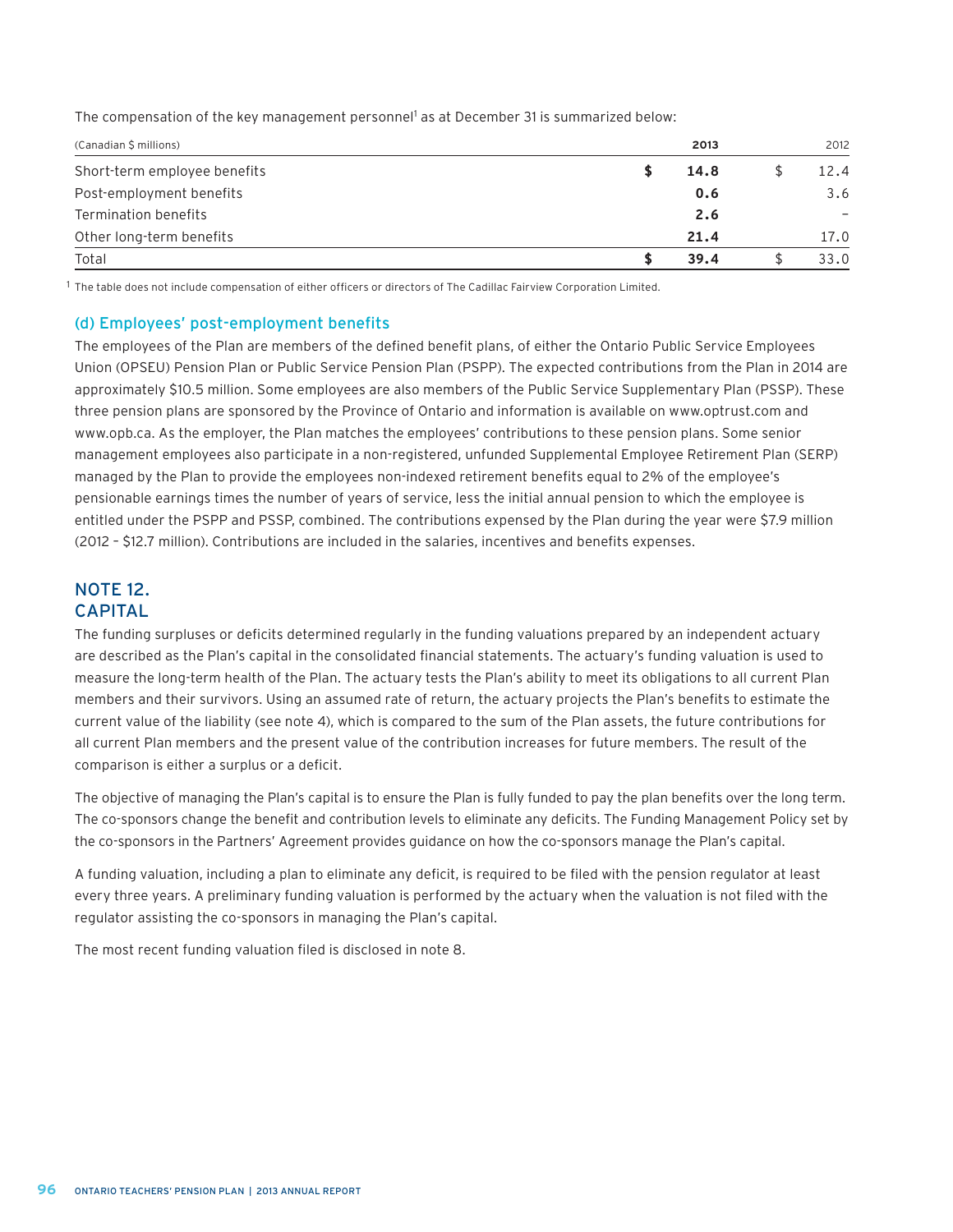The compensation of the key management personnel[1] as at December 31 is summarized below:

| (Canadian $ millions) | 2013 | 2012 |
|---|---|---|
| Short-term employee benefits | $ 14.8 | $ 12.4 |
| Post-employment benefits | 0.6 | 3.6 |
| Termination benefits | 2.6 | – |
| Other long-term benefits | 21.4 | 17.0 |
| Total | $ 39.4 | $ 33.0 |

[1] The table does not include compensation of either officers or directors of The Cadillac Fairview Corporation Limited.

### (d) Employees' post-employment benefits

The employees of the Plan are members of the defined benefit plans, of either the Ontario Public Service Employees Union (OPSEU) Pension Plan or Public Service Pension Plan (PSPP). The expected contributions from the Plan in 2014 are approximately $10.5 million. Some employees are also members of the Public Service Supplementary Plan (PSSP). These three pension plans are sponsored by the Province of Ontario and information is available on www.optrust.com and www.opb.ca. As the employer, the Plan matches the employees' contributions to these pension plans. Some senior management employees also participate in a non-registered, unfunded Supplemental Employee Retirement Plan (SERP) managed by the Plan to provide the employees non-indexed retirement benefits equal to 2% of the employee's pensionable earnings times the number of years of service, less the initial annual pension to which the employee is entitled under the PSPP and PSSP, combined. The contributions expensed by the Plan during the year were $7.9 million (2012 – $12.7 million). Contributions are included in the salaries, incentives and benefits expenses.

## NOTE 12. CAPITAL

The funding surpluses or deficits determined regularly in the funding valuations prepared by an independent actuary are described as the Plan's capital in the consolidated financial statements. The actuary's funding valuation is used to measure the long-term health of the Plan. The actuary tests the Plan's ability to meet its obligations to all current Plan members and their survivors. Using an assumed rate of return, the actuary projects the Plan's benefits to estimate the current value of the liability (see note 4), which is compared to the sum of the Plan assets, the future contributions for all current Plan members and the present value of the contribution increases for future members. The result of the comparison is either a surplus or a deficit.

The objective of managing the Plan's capital is to ensure the Plan is fully funded to pay the plan benefits over the long term. The co-sponsors change the benefit and contribution levels to eliminate any deficits. The Funding Management Policy set by the co-sponsors in the Partners' Agreement provides guidance on how the co-sponsors manage the Plan's capital.

A funding valuation, including a plan to eliminate any deficit, is required to be filed with the pension regulator at least every three years. A preliminary funding valuation is performed by the actuary when the valuation is not filed with the regulator assisting the co-sponsors in managing the Plan's capital.

The most recent funding valuation filed is disclosed in note 8.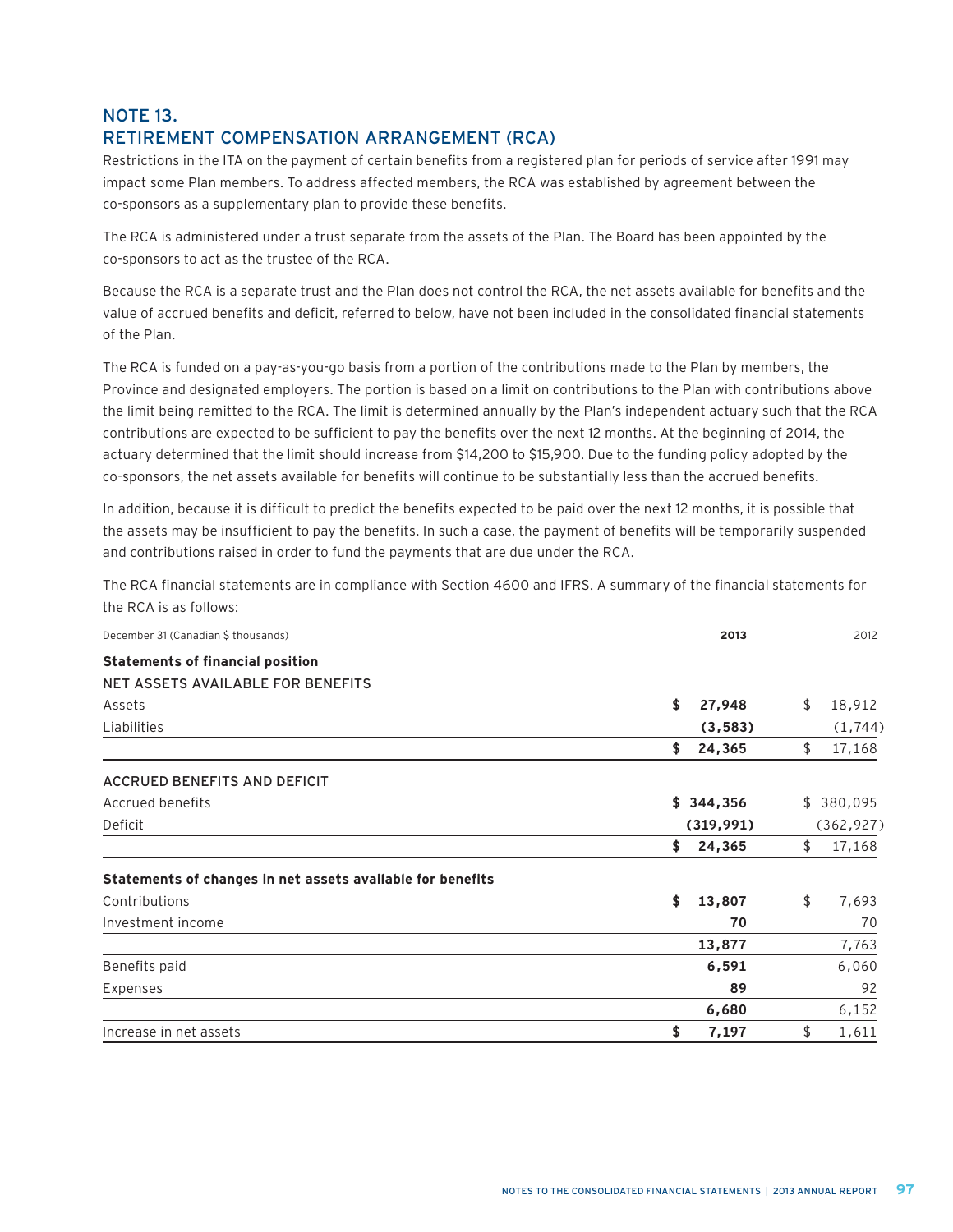## NOTE 13.
## RETIREMENT COMPENSATION ARRANGEMENT (RCA)

Restrictions in the ITA on the payment of certain benefits from a registered plan for periods of service after 1991 may impact some Plan members. To address affected members, the RCA was established by agreement between the co-sponsors as a supplementary plan to provide these benefits.

The RCA is administered under a trust separate from the assets of the Plan. The Board has been appointed by the co-sponsors to act as the trustee of the RCA.

Because the RCA is a separate trust and the Plan does not control the RCA, the net assets available for benefits and the value of accrued benefits and deficit, referred to below, have not been included in the consolidated financial statements of the Plan.

The RCA is funded on a pay-as-you-go basis from a portion of the contributions made to the Plan by members, the Province and designated employers. The portion is based on a limit on contributions to the Plan with contributions above the limit being remitted to the RCA. The limit is determined annually by the Plan's independent actuary such that the RCA contributions are expected to be sufficient to pay the benefits over the next 12 months. At the beginning of 2014, the actuary determined that the limit should increase from $14,200 to $15,900. Due to the funding policy adopted by the co-sponsors, the net assets available for benefits will continue to be substantially less than the accrued benefits.

In addition, because it is difficult to predict the benefits expected to be paid over the next 12 months, it is possible that the assets may be insufficient to pay the benefits. In such a case, the payment of benefits will be temporarily suspended and contributions raised in order to fund the payments that are due under the RCA.

The RCA financial statements are in compliance with Section 4600 and IFRS. A summary of the financial statements for the RCA is as follows:

| December 31 (Canadian $ thousands) | 2013 | 2012 |
|---|---|---|
| **Statements of financial position** | | |
| NET ASSETS AVAILABLE FOR BENEFITS | | |
| Assets | **$ 27,948** | $ 18,912 |
| Liabilities | **(3,583)** | (1,744) |
| | **$ 24,365** | $ 17,168 |
| ACCRUED BENEFITS AND DEFICIT | | |
| Accrued benefits | **$ 344,356** | $ 380,095 |
| Deficit | **(319,991)** | (362,927) |
| | **$ 24,365** | $ 17,168 |
| **Statements of changes in net assets available for benefits** | | |
| Contributions | **$ 13,807** | $ 7,693 |
| Investment income | **70** | 70 |
| | **13,877** | 7,763 |
| Benefits paid | **6,591** | 6,060 |
| Expenses | **89** | 92 |
| | **6,680** | 6,152 |
| Increase in net assets | **$ 7,197** | $ 1,611 |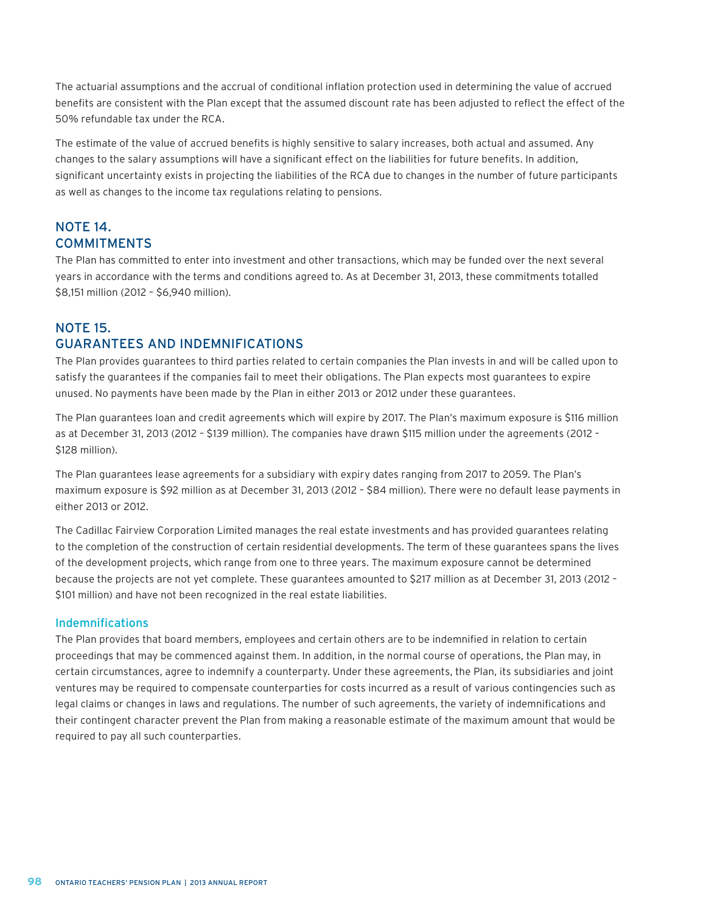The actuarial assumptions and the accrual of conditional inflation protection used in determining the value of accrued benefits are consistent with the Plan except that the assumed discount rate has been adjusted to reflect the effect of the 50% refundable tax under the RCA.

The estimate of the value of accrued benefits is highly sensitive to salary increases, both actual and assumed. Any changes to the salary assumptions will have a significant effect on the liabilities for future benefits. In addition, significant uncertainty exists in projecting the liabilities of the RCA due to changes in the number of future participants as well as changes to the income tax regulations relating to pensions.

## NOTE 14. COMMITMENTS

The Plan has committed to enter into investment and other transactions, which may be funded over the next several years in accordance with the terms and conditions agreed to. As at December 31, 2013, these commitments totalled $8,151 million (2012 – $6,940 million).

## NOTE 15. GUARANTEES AND INDEMNIFICATIONS

The Plan provides guarantees to third parties related to certain companies the Plan invests in and will be called upon to satisfy the guarantees if the companies fail to meet their obligations. The Plan expects most guarantees to expire unused. No payments have been made by the Plan in either 2013 or 2012 under these guarantees.

The Plan guarantees loan and credit agreements which will expire by 2017. The Plan's maximum exposure is $116 million as at December 31, 2013 (2012 – $139 million). The companies have drawn $115 million under the agreements (2012 – $128 million).

The Plan guarantees lease agreements for a subsidiary with expiry dates ranging from 2017 to 2059. The Plan's maximum exposure is $92 million as at December 31, 2013 (2012 – $84 million). There were no default lease payments in either 2013 or 2012.

The Cadillac Fairview Corporation Limited manages the real estate investments and has provided guarantees relating to the completion of the construction of certain residential developments. The term of these guarantees spans the lives of the development projects, which range from one to three years. The maximum exposure cannot be determined because the projects are not yet complete. These guarantees amounted to $217 million as at December 31, 2013 (2012 – $101 million) and have not been recognized in the real estate liabilities.

### Indemnifications

The Plan provides that board members, employees and certain others are to be indemnified in relation to certain proceedings that may be commenced against them. In addition, in the normal course of operations, the Plan may, in certain circumstances, agree to indemnify a counterparty. Under these agreements, the Plan, its subsidiaries and joint ventures may be required to compensate counterparties for costs incurred as a result of various contingencies such as legal claims or changes in laws and regulations. The number of such agreements, the variety of indemnifications and their contingent character prevent the Plan from making a reasonable estimate of the maximum amount that would be required to pay all such counterparties.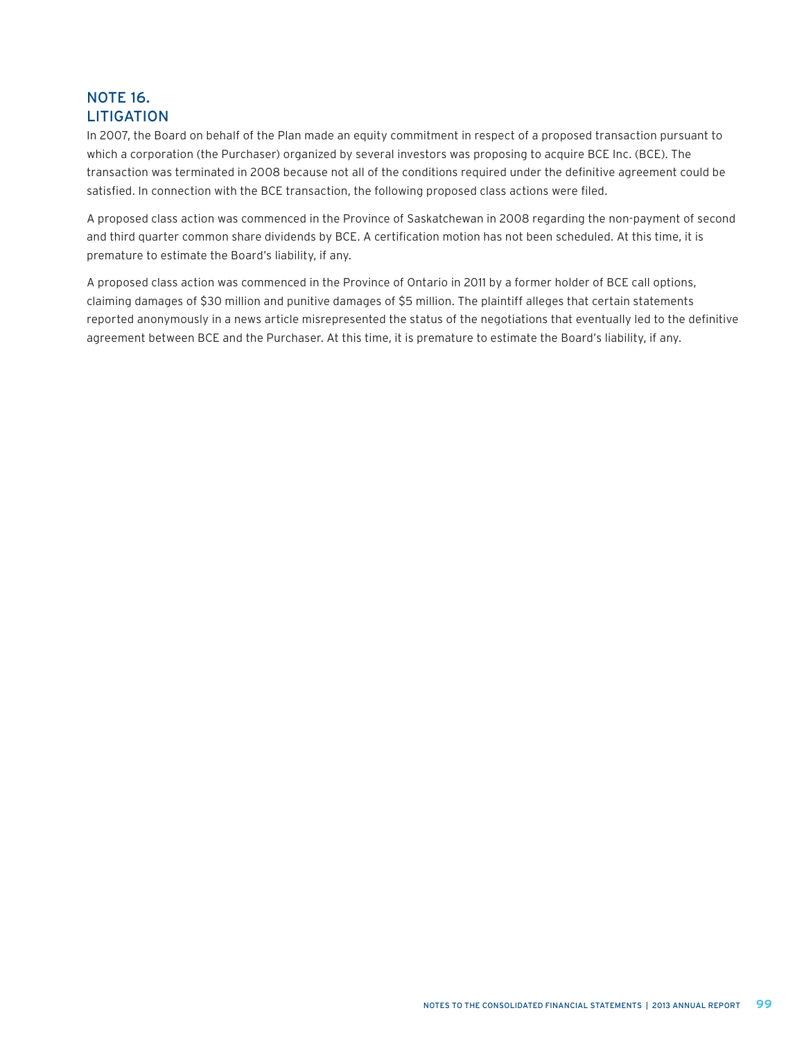## NOTE 16. LITIGATION

In 2007, the Board on behalf of the Plan made an equity commitment in respect of a proposed transaction pursuant to which a corporation (the Purchaser) organized by several investors was proposing to acquire BCE Inc. (BCE). The transaction was terminated in 2008 because not all of the conditions required under the definitive agreement could be satisfied. In connection with the BCE transaction, the following proposed class actions were filed.

A proposed class action was commenced in the Province of Saskatchewan in 2008 regarding the non-payment of second and third quarter common share dividends by BCE. A certification motion has not been scheduled. At this time, it is premature to estimate the Board's liability, if any.

A proposed class action was commenced in the Province of Ontario in 2011 by a former holder of BCE call options, claiming damages of $30 million and punitive damages of $5 million. The plaintiff alleges that certain statements reported anonymously in a news article misrepresented the status of the negotiations that eventually led to the definitive agreement between BCE and the Purchaser. At this time, it is premature to estimate the Board's liability, if any.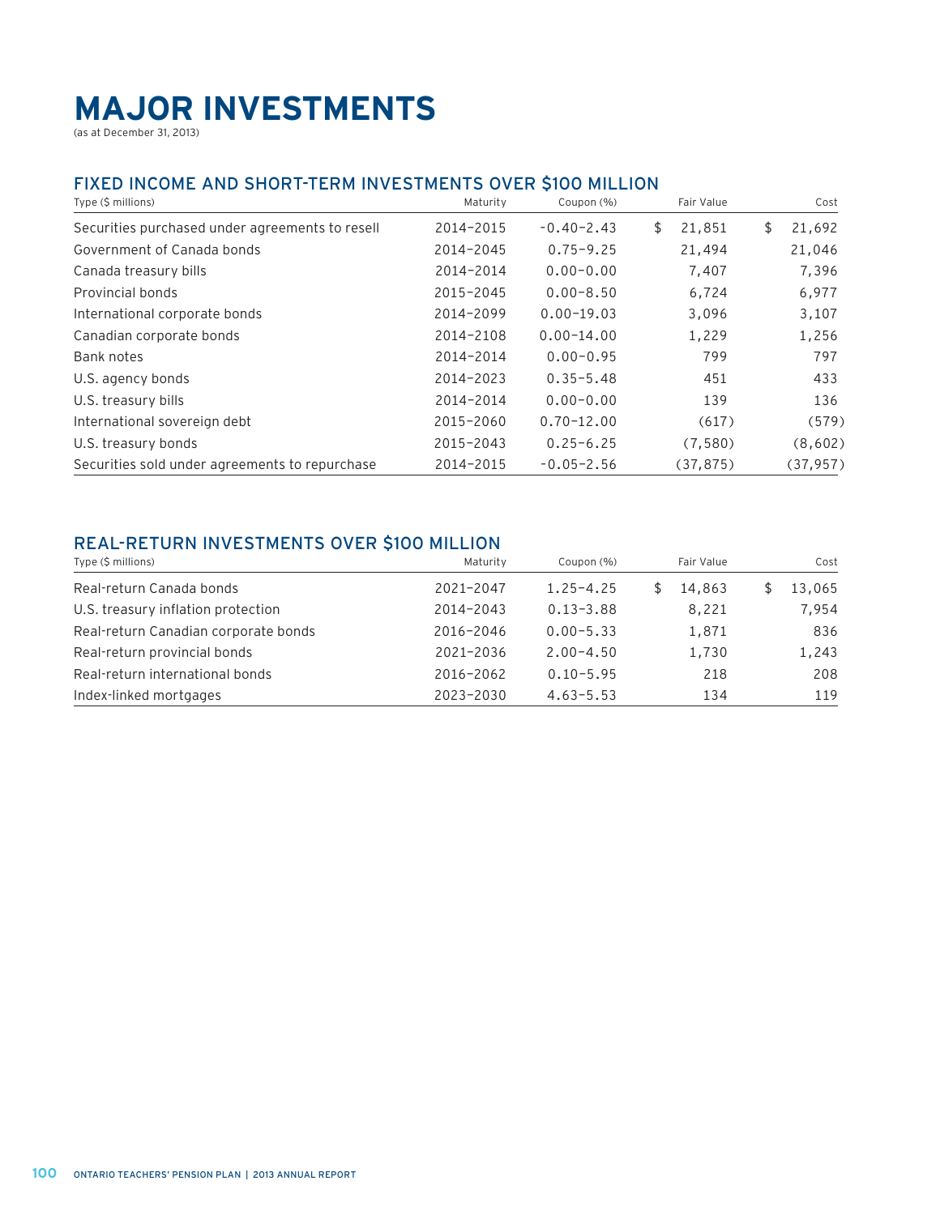# MAJOR INVESTMENTS

(as at December 31, 2013)

## FIXED INCOME AND SHORT-TERM INVESTMENTS OVER $100 MILLION

| Type ($ millions) | Maturity | Coupon (%) | Fair Value | Cost |
|---|---|---|---|---|
| Securities purchased under agreements to resell | 2014–2015 | −0.40–2.43 | $ 21,851 | $ 21,692 |
| Government of Canada bonds | 2014–2045 | 0.75–9.25 | 21,494 | 21,046 |
| Canada treasury bills | 2014–2014 | 0.00–0.00 | 7,407 | 7,396 |
| Provincial bonds | 2015–2045 | 0.00–8.50 | 6,724 | 6,977 |
| International corporate bonds | 2014–2099 | 0.00–19.03 | 3,096 | 3,107 |
| Canadian corporate bonds | 2014–2108 | 0.00–14.00 | 1,229 | 1,256 |
| Bank notes | 2014–2014 | 0.00–0.95 | 799 | 797 |
| U.S. agency bonds | 2014–2023 | 0.35–5.48 | 451 | 433 |
| U.S. treasury bills | 2014–2014 | 0.00–0.00 | 139 | 136 |
| International sovereign debt | 2015–2060 | 0.70–12.00 | (617) | (579) |
| U.S. treasury bonds | 2015–2043 | 0.25–6.25 | (7,580) | (8,602) |
| Securities sold under agreements to repurchase | 2014–2015 | −0.05–2.56 | (37,875) | (37,957) |

## REAL-RETURN INVESTMENTS OVER $100 MILLION

| Type ($ millions) | Maturity | Coupon (%) | Fair Value | Cost |
|---|---|---|---|---|
| Real-return Canada bonds | 2021–2047 | 1.25–4.25 | $ 14,863 | $ 13,065 |
| U.S. treasury inflation protection | 2014–2043 | 0.13–3.88 | 8,221 | 7,954 |
| Real-return Canadian corporate bonds | 2016–2046 | 0.00–5.33 | 1,871 | 836 |
| Real-return provincial bonds | 2021–2036 | 2.00–4.50 | 1,730 | 1,243 |
| Real-return international bonds | 2016–2062 | 0.10–5.95 | 218 | 208 |
| Index-linked mortgages | 2023–2030 | 4.63–5.53 | 134 | 119 |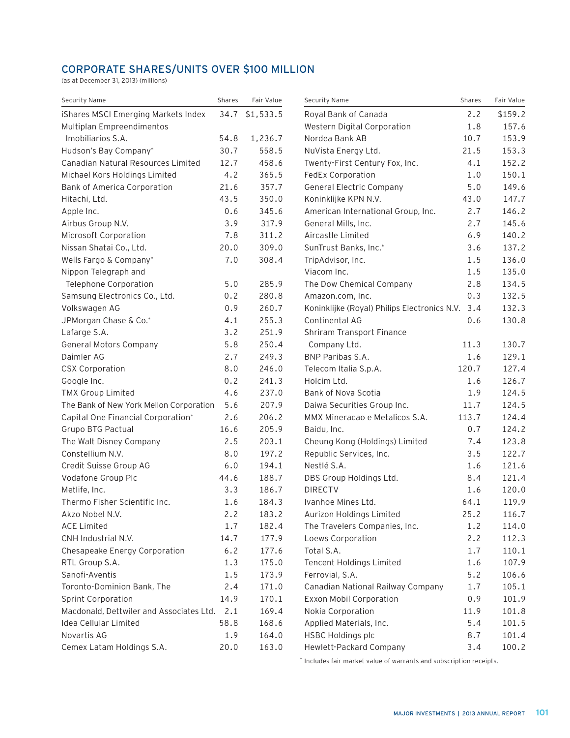## CORPORATE SHARES/UNITS OVER $100 MILLION

(as at December 31, 2013) (millions)

| Security Name | Shares | Fair Value |
|---|---|---|
| iShares MSCI Emerging Markets Index | 34.7 | $1,533.5 |
| Multiplan Empreendimentos Imobiliarios S.A. | 54.8 | 1,236.7 |
| Hudson's Bay Company* | 30.7 | 558.5 |
| Canadian Natural Resources Limited | 12.7 | 458.6 |
| Michael Kors Holdings Limited | 4.2 | 365.5 |
| Bank of America Corporation | 21.6 | 357.7 |
| Hitachi, Ltd. | 43.5 | 350.0 |
| Apple Inc. | 0.6 | 345.6 |
| Airbus Group N.V. | 3.9 | 317.9 |
| Microsoft Corporation | 7.8 | 311.2 |
| Nissan Shatai Co., Ltd. | 20.0 | 309.0 |
| Wells Fargo & Company* | 7.0 | 308.4 |
| Nippon Telegraph and Telephone Corporation | 5.0 | 285.9 |
| Samsung Electronics Co., Ltd. | 0.2 | 280.8 |
| Volkswagen AG | 0.9 | 260.7 |
| JPMorgan Chase & Co.* | 4.1 | 255.3 |
| Lafarge S.A. | 3.2 | 251.9 |
| General Motors Company | 5.8 | 250.4 |
| Daimler AG | 2.7 | 249.3 |
| CSX Corporation | 8.0 | 246.0 |
| Google Inc. | 0.2 | 241.3 |
| TMX Group Limited | 4.6 | 237.0 |
| The Bank of New York Mellon Corporation | 5.6 | 207.9 |
| Capital One Financial Corporation* | 2.6 | 206.2 |
| Grupo BTG Pactual | 16.6 | 205.9 |
| The Walt Disney Company | 2.5 | 203.1 |
| Constellium N.V. | 8.0 | 197.2 |
| Credit Suisse Group AG | 6.0 | 194.1 |
| Vodafone Group Plc | 44.6 | 188.7 |
| Metlife, Inc. | 3.3 | 186.7 |
| Thermo Fisher Scientific Inc. | 1.6 | 184.3 |
| Akzo Nobel N.V. | 2.2 | 183.2 |
| ACE Limited | 1.7 | 182.4 |
| CNH Industrial N.V. | 14.7 | 177.9 |
| Chesapeake Energy Corporation | 6.2 | 177.6 |
| RTL Group S.A. | 1.3 | 175.0 |
| Sanofi-Aventis | 1.5 | 173.9 |
| Toronto-Dominion Bank, The | 2.4 | 171.0 |
| Sprint Corporation | 14.9 | 170.1 |
| Macdonald, Dettwiler and Associates Ltd. | 2.1 | 169.4 |
| Idea Cellular Limited | 58.8 | 168.6 |
| Novartis AG | 1.9 | 164.0 |
| Cemex Latam Holdings S.A. | 20.0 | 163.0 |
| Royal Bank of Canada | 2.2 | $159.2 |
| Western Digital Corporation | 1.8 | 157.6 |
| Nordea Bank AB | 10.7 | 153.9 |
| NuVista Energy Ltd. | 21.5 | 153.3 |
| Twenty-First Century Fox, Inc. | 4.1 | 152.2 |
| FedEx Corporation | 1.0 | 150.1 |
| General Electric Company | 5.0 | 149.6 |
| Koninklijke KPN N.V. | 43.0 | 147.7 |
| American International Group, Inc. | 2.7 | 146.2 |
| General Mills, Inc. | 2.7 | 145.6 |
| Aircastle Limited | 6.9 | 140.2 |
| SunTrust Banks, Inc.* | 3.6 | 137.2 |
| TripAdvisor, Inc. | 1.5 | 136.0 |
| Viacom Inc. | 1.5 | 135.0 |
| The Dow Chemical Company | 2.8 | 134.5 |
| Amazon.com, Inc. | 0.3 | 132.5 |
| Koninklijke (Royal) Philips Electronics N.V. | 3.4 | 132.3 |
| Continental AG | 0.6 | 130.8 |
| Shriram Transport Finance Company Ltd. | 11.3 | 130.7 |
| BNP Paribas S.A. | 1.6 | 129.1 |
| Telecom Italia S.p.A. | 120.7 | 127.4 |
| Holcim Ltd. | 1.6 | 126.7 |
| Bank of Nova Scotia | 1.9 | 124.5 |
| Daiwa Securities Group Inc. | 11.7 | 124.5 |
| MMX Mineracao e Metalicos S.A. | 113.7 | 124.4 |
| Baidu, Inc. | 0.7 | 124.2 |
| Cheung Kong (Holdings) Limited | 7.4 | 123.8 |
| Republic Services, Inc. | 3.5 | 122.7 |
| Nestlé S.A. | 1.6 | 121.6 |
| DBS Group Holdings Ltd. | 8.4 | 121.4 |
| DIRECTV | 1.6 | 120.0 |
| Ivanhoe Mines Ltd. | 64.1 | 119.9 |
| Aurizon Holdings Limited | 25.2 | 116.7 |
| The Travelers Companies, Inc. | 1.2 | 114.0 |
| Loews Corporation | 2.2 | 112.3 |
| Total S.A. | 1.7 | 110.1 |
| Tencent Holdings Limited | 1.6 | 107.9 |
| Ferrovial, S.A. | 5.2 | 106.6 |
| Canadian National Railway Company | 1.7 | 105.1 |
| Exxon Mobil Corporation | 0.9 | 101.9 |
| Nokia Corporation | 11.9 | 101.8 |
| Applied Materials, Inc. | 5.4 | 101.5 |
| HSBC Holdings plc | 8.7 | 101.4 |
| Hewlett-Packard Company | 3.4 | 100.2 |

* Includes fair market value of warrants and subscription receipts.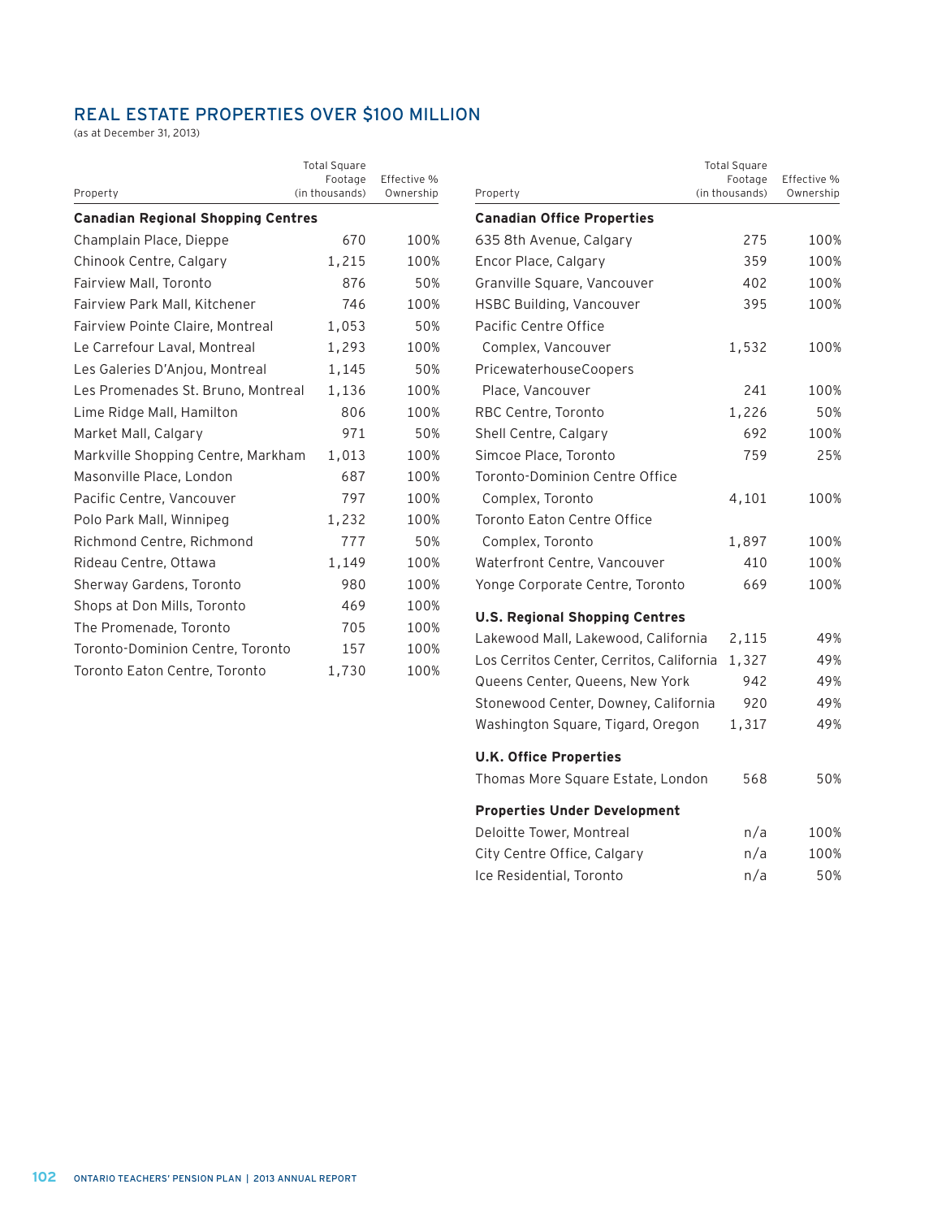## REAL ESTATE PROPERTIES OVER $100 MILLION

(as at December 31, 2013)

| Property | Total Square Footage (in thousands) | Effective % Ownership |
|---|---|---|
| **Canadian Regional Shopping Centres** | | |
| Champlain Place, Dieppe | 670 | 100% |
| Chinook Centre, Calgary | 1,215 | 100% |
| Fairview Mall, Toronto | 876 | 50% |
| Fairview Park Mall, Kitchener | 746 | 100% |
| Fairview Pointe Claire, Montreal | 1,053 | 50% |
| Le Carrefour Laval, Montreal | 1,293 | 100% |
| Les Galeries D'Anjou, Montreal | 1,145 | 50% |
| Les Promenades St. Bruno, Montreal | 1,136 | 100% |
| Lime Ridge Mall, Hamilton | 806 | 100% |
| Market Mall, Calgary | 971 | 50% |
| Markville Shopping Centre, Markham | 1,013 | 100% |
| Masonville Place, London | 687 | 100% |
| Pacific Centre, Vancouver | 797 | 100% |
| Polo Park Mall, Winnipeg | 1,232 | 100% |
| Richmond Centre, Richmond | 777 | 50% |
| Rideau Centre, Ottawa | 1,149 | 100% |
| Sherway Gardens, Toronto | 980 | 100% |
| Shops at Don Mills, Toronto | 469 | 100% |
| The Promenade, Toronto | 705 | 100% |
| Toronto-Dominion Centre, Toronto | 157 | 100% |
| Toronto Eaton Centre, Toronto | 1,730 | 100% |
| **Canadian Office Properties** | | |
| 635 8th Avenue, Calgary | 275 | 100% |
| Encor Place, Calgary | 359 | 100% |
| Granville Square, Vancouver | 402 | 100% |
| HSBC Building, Vancouver | 395 | 100% |
| Pacific Centre Office Complex, Vancouver | 1,532 | 100% |
| PricewaterhouseCoopers Place, Vancouver | 241 | 100% |
| RBC Centre, Toronto | 1,226 | 50% |
| Shell Centre, Calgary | 692 | 100% |
| Simcoe Place, Toronto | 759 | 25% |
| Toronto-Dominion Centre Office Complex, Toronto | 4,101 | 100% |
| Toronto Eaton Centre Office Complex, Toronto | 1,897 | 100% |
| Waterfront Centre, Vancouver | 410 | 100% |
| Yonge Corporate Centre, Toronto | 669 | 100% |
| **U.S. Regional Shopping Centres** | | |
| Lakewood Mall, Lakewood, California | 2,115 | 49% |
| Los Cerritos Center, Cerritos, California | 1,327 | 49% |
| Queens Center, Queens, New York | 942 | 49% |
| Stonewood Center, Downey, California | 920 | 49% |
| Washington Square, Tigard, Oregon | 1,317 | 49% |
| **U.K. Office Properties** | | |
| Thomas More Square Estate, London | 568 | 50% |
| **Properties Under Development** | | |
| Deloitte Tower, Montreal | n/a | 100% |
| City Centre Office, Calgary | n/a | 100% |
| Ice Residential, Toronto | n/a | 50% |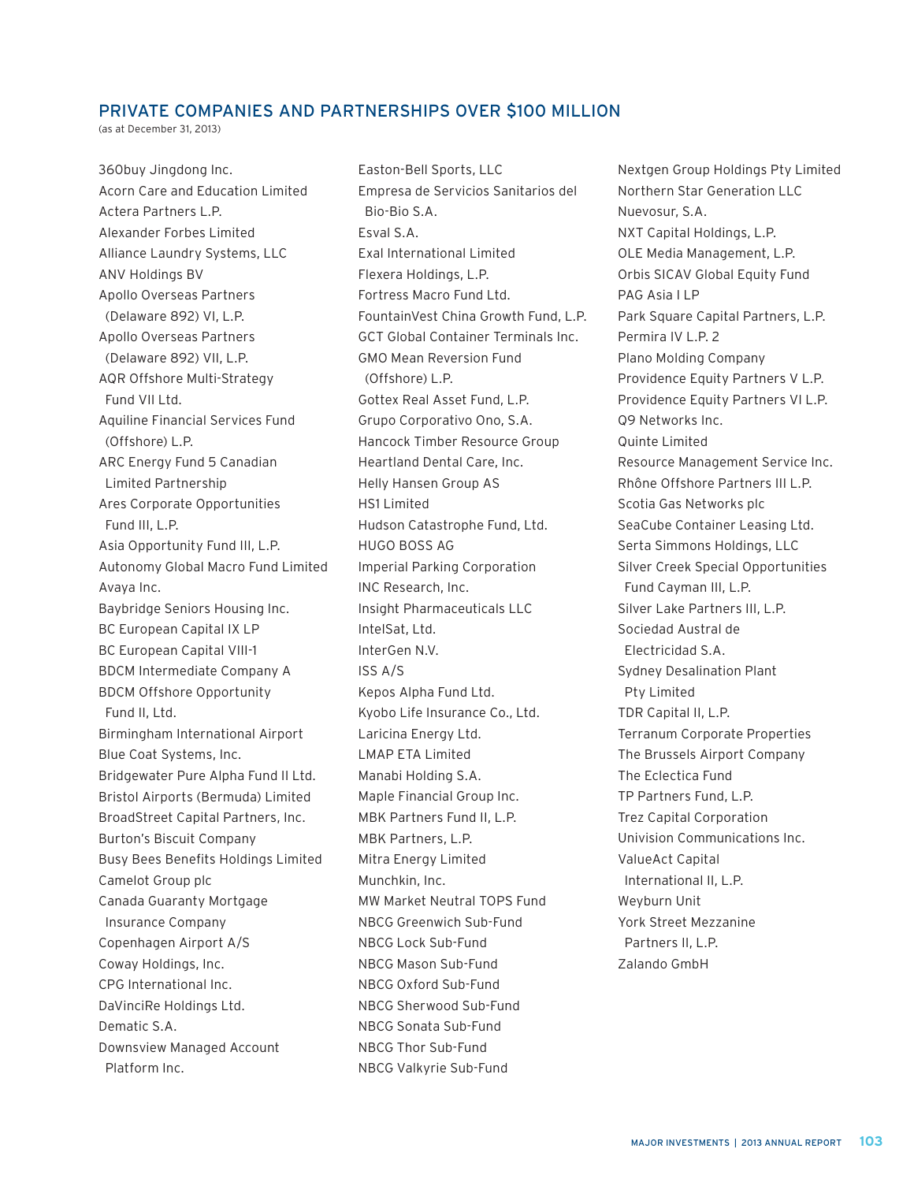## PRIVATE COMPANIES AND PARTNERSHIPS OVER $100 MILLION

(as at December 31, 2013)

360buy Jingdong Inc.
Acorn Care and Education Limited
Actera Partners L.P.
Alexander Forbes Limited
Alliance Laundry Systems, LLC
ANV Holdings BV
Apollo Overseas Partners (Delaware 892) VI, L.P.
Apollo Overseas Partners (Delaware 892) VII, L.P.
AQR Offshore Multi-Strategy Fund VII Ltd.
Aquiline Financial Services Fund (Offshore) L.P.
ARC Energy Fund 5 Canadian Limited Partnership
Ares Corporate Opportunities Fund III, L.P.
Asia Opportunity Fund III, L.P.
Autonomy Global Macro Fund Limited
Avaya Inc.
Baybridge Seniors Housing Inc.
BC European Capital IX LP
BC European Capital VIII-1
BDCM Intermediate Company A
BDCM Offshore Opportunity Fund II, Ltd.
Birmingham International Airport
Blue Coat Systems, Inc.
Bridgewater Pure Alpha Fund II Ltd.
Bristol Airports (Bermuda) Limited
BroadStreet Capital Partners, Inc.
Burton's Biscuit Company
Busy Bees Benefits Holdings Limited
Camelot Group plc
Canada Guaranty Mortgage Insurance Company
Copenhagen Airport A/S
Coway Holdings, Inc.
CPG International Inc.
DaVinciRe Holdings Ltd.
Dematic S.A.
Downsview Managed Account Platform Inc.
Easton-Bell Sports, LLC
Empresa de Servicios Sanitarios del Bio-Bio S.A.
Esval S.A.
Exal International Limited
Flexera Holdings, L.P.
Fortress Macro Fund Ltd.
FountainVest China Growth Fund, L.P.
GCT Global Container Terminals Inc.
GMO Mean Reversion Fund (Offshore) L.P.
Gottex Real Asset Fund, L.P.
Grupo Corporativo Ono, S.A.
Hancock Timber Resource Group
Heartland Dental Care, Inc.
Helly Hansen Group AS
HS1 Limited
Hudson Catastrophe Fund, Ltd.
HUGO BOSS AG
Imperial Parking Corporation
INC Research, Inc.
Insight Pharmaceuticals LLC
IntelSat, Ltd.
InterGen N.V.
ISS A/S
Kepos Alpha Fund Ltd.
Kyobo Life Insurance Co., Ltd.
Laricina Energy Ltd.
LMAP ETA Limited
Manabi Holding S.A.
Maple Financial Group Inc.
MBK Partners Fund II, L.P.
MBK Partners, L.P.
Mitra Energy Limited
Munchkin, Inc.
MW Market Neutral TOPS Fund
NBCG Greenwich Sub-Fund
NBCG Lock Sub-Fund
NBCG Mason Sub-Fund
NBCG Oxford Sub-Fund
NBCG Sherwood Sub-Fund
NBCG Sonata Sub-Fund
NBCG Thor Sub-Fund
NBCG Valkyrie Sub-Fund
Nextgen Group Holdings Pty Limited
Northern Star Generation LLC
Nuevosur, S.A.
NXT Capital Holdings, L.P.
OLE Media Management, L.P.
Orbis SICAV Global Equity Fund
PAG Asia I LP
Park Square Capital Partners, L.P.
Permira IV L.P. 2
Plano Molding Company
Providence Equity Partners V L.P.
Providence Equity Partners VI L.P.
Q9 Networks Inc.
Quinte Limited
Resource Management Service Inc.
Rhône Offshore Partners III L.P.
Scotia Gas Networks plc
SeaCube Container Leasing Ltd.
Serta Simmons Holdings, LLC
Silver Creek Special Opportunities Fund Cayman III, L.P.
Silver Lake Partners III, L.P.
Sociedad Austral de Electricidad S.A.
Sydney Desalination Plant Pty Limited
TDR Capital II, L.P.
Terranum Corporate Properties
The Brussels Airport Company
The Eclectica Fund
TP Partners Fund, L.P.
Trez Capital Corporation
Univision Communications Inc.
ValueAct Capital International II, L.P.
Weyburn Unit
York Street Mezzanine Partners II, L.P.
Zalando GmbH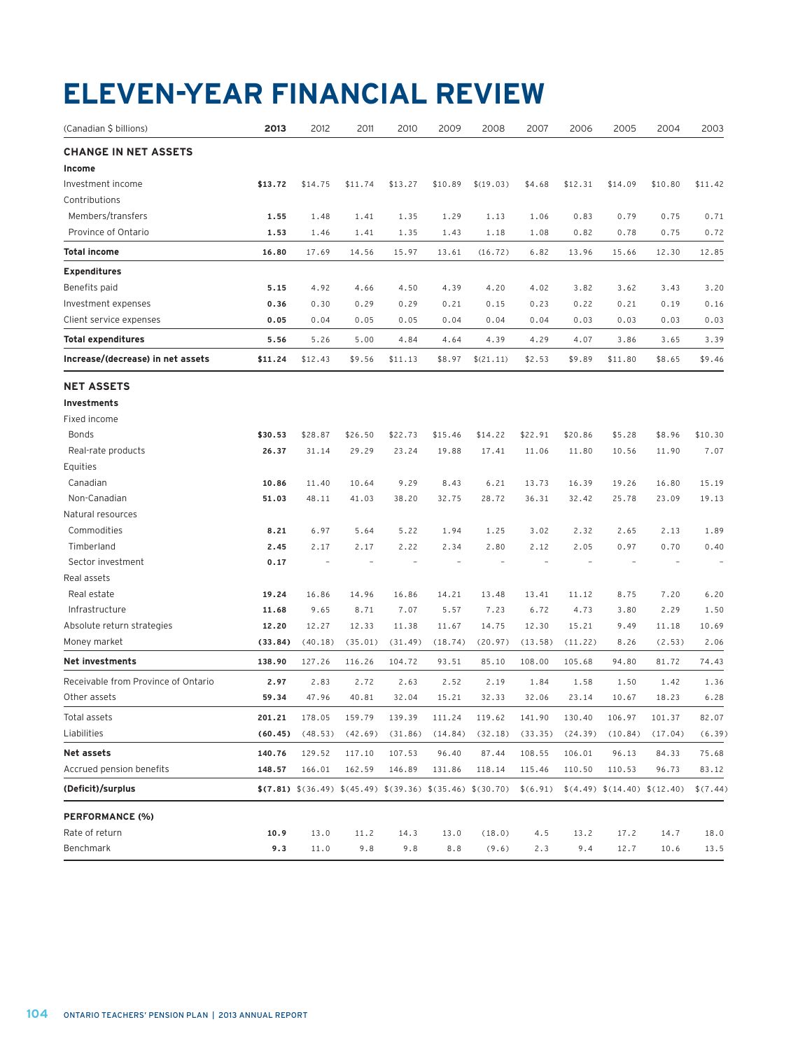# ELEVEN-YEAR FINANCIAL REVIEW

| (Canadian $ billions) | 2013 | 2012 | 2011 | 2010 | 2009 | 2008 | 2007 | 2006 | 2005 | 2004 | 2003 |
|---|---|---|---|---|---|---|---|---|---|---|---|
| **CHANGE IN NET ASSETS** | | | | | | | | | | | |
| **Income** | | | | | | | | | | | |
| Investment income | **$13.72** | $14.75 | $11.74 | $13.27 | $10.89 | $(19.03) | $4.68 | $12.31 | $14.09 | $10.80 | $11.42 |
| Contributions | | | | | | | | | | | |
| Members/transfers | **1.55** | 1.48 | 1.41 | 1.35 | 1.29 | 1.13 | 1.06 | 0.83 | 0.79 | 0.75 | 0.71 |
| Province of Ontario | **1.53** | 1.46 | 1.41 | 1.35 | 1.43 | 1.18 | 1.08 | 0.82 | 0.78 | 0.75 | 0.72 |
| **Total income** | **16.80** | 17.69 | 14.56 | 15.97 | 13.61 | (16.72) | 6.82 | 13.96 | 15.66 | 12.30 | 12.85 |
| **Expenditures** | | | | | | | | | | | |
| Benefits paid | **5.15** | 4.92 | 4.66 | 4.50 | 4.39 | 4.20 | 4.02 | 3.82 | 3.62 | 3.43 | 3.20 |
| Investment expenses | **0.36** | 0.30 | 0.29 | 0.29 | 0.21 | 0.15 | 0.23 | 0.22 | 0.21 | 0.19 | 0.16 |
| Client service expenses | **0.05** | 0.04 | 0.05 | 0.05 | 0.04 | 0.04 | 0.04 | 0.03 | 0.03 | 0.03 | 0.03 |
| **Total expenditures** | **5.56** | 5.26 | 5.00 | 4.84 | 4.64 | 4.39 | 4.29 | 4.07 | 3.86 | 3.65 | 3.39 |
| **Increase/(decrease) in net assets** | **$11.24** | $12.43 | $9.56 | $11.13 | $8.97 | $(21.11) | $2.53 | $9.89 | $11.80 | $8.65 | $9.46 |
| **NET ASSETS** | | | | | | | | | | | |
| **Investments** | | | | | | | | | | | |
| Fixed income | | | | | | | | | | | |
| Bonds | **$30.53** | $28.87 | $26.50 | $22.73 | $15.46 | $14.22 | $22.91 | $20.86 | $5.28 | $8.96 | $10.30 |
| Real-rate products | **26.37** | 31.14 | 29.29 | 23.24 | 19.88 | 17.41 | 11.06 | 11.80 | 10.56 | 11.90 | 7.07 |
| Equities | | | | | | | | | | | |
| Canadian | **10.86** | 11.40 | 10.64 | 9.29 | 8.43 | 6.21 | 13.73 | 16.39 | 19.26 | 16.80 | 15.19 |
| Non-Canadian | **51.03** | 48.11 | 41.03 | 38.20 | 32.75 | 28.72 | 36.31 | 32.42 | 25.78 | 23.09 | 19.13 |
| Natural resources | | | | | | | | | | | |
| Commodities | **8.21** | 6.97 | 5.64 | 5.22 | 1.94 | 1.25 | 3.02 | 2.32 | 2.65 | 2.13 | 1.89 |
| Timberland | **2.45** | 2.17 | 2.17 | 2.22 | 2.34 | 2.80 | 2.12 | 2.05 | 0.97 | 0.70 | 0.40 |
| Sector investment | **0.17** | – | – | – | – | – | – | – | – | – | – |
| Real assets | | | | | | | | | | | |
| Real estate | **19.24** | 16.86 | 14.96 | 16.86 | 14.21 | 13.48 | 13.41 | 11.12 | 8.75 | 7.20 | 6.20 |
| Infrastructure | **11.68** | 9.65 | 8.71 | 7.07 | 5.57 | 7.23 | 6.72 | 4.73 | 3.80 | 2.29 | 1.50 |
| Absolute return strategies | **12.20** | 12.27 | 12.33 | 11.38 | 11.67 | 14.75 | 12.30 | 15.21 | 9.49 | 11.18 | 10.69 |
| Money market | **(33.84)** | (40.18) | (35.01) | (31.49) | (18.74) | (20.97) | (13.58) | (11.22) | 8.26 | (2.53) | 2.06 |
| **Net investments** | **138.90** | 127.26 | 116.26 | 104.72 | 93.51 | 85.10 | 108.00 | 105.68 | 94.80 | 81.72 | 74.43 |
| Receivable from Province of Ontario | **2.97** | 2.83 | 2.72 | 2.63 | 2.52 | 2.19 | 1.84 | 1.58 | 1.50 | 1.42 | 1.36 |
| Other assets | **59.34** | 47.96 | 40.81 | 32.04 | 15.21 | 32.33 | 32.06 | 23.14 | 10.67 | 18.23 | 6.28 |
| Total assets | **201.21** | 178.05 | 159.79 | 139.39 | 111.24 | 119.62 | 141.90 | 130.40 | 106.97 | 101.37 | 82.07 |
| Liabilities | **(60.45)** | (48.53) | (42.69) | (31.86) | (14.84) | (32.18) | (33.35) | (24.39) | (10.84) | (17.04) | (6.39) |
| **Net assets** | **140.76** | 129.52 | 117.10 | 107.53 | 96.40 | 87.44 | 108.55 | 106.01 | 96.13 | 84.33 | 75.68 |
| Accrued pension benefits | **148.57** | 166.01 | 162.59 | 146.89 | 131.86 | 118.14 | 115.46 | 110.50 | 110.53 | 96.73 | 83.12 |
| **(Deficit)/surplus** | **$(7.81)** | $(36.49) | $(45.49) | $(39.36) | $(35.46) | $(30.70) | $(6.91) | $(4.49) | $(14.40) | $(12.40) | $(7.44) |
| **PERFORMANCE (%)** | | | | | | | | | | | |
| Rate of return | **10.9** | 13.0 | 11.2 | 14.3 | 13.0 | (18.0) | 4.5 | 13.2 | 17.2 | 14.7 | 18.0 |
| Benchmark | **9.3** | 11.0 | 9.8 | 9.8 | 8.8 | (9.6) | 2.3 | 9.4 | 12.7 | 10.6 | 13.5 |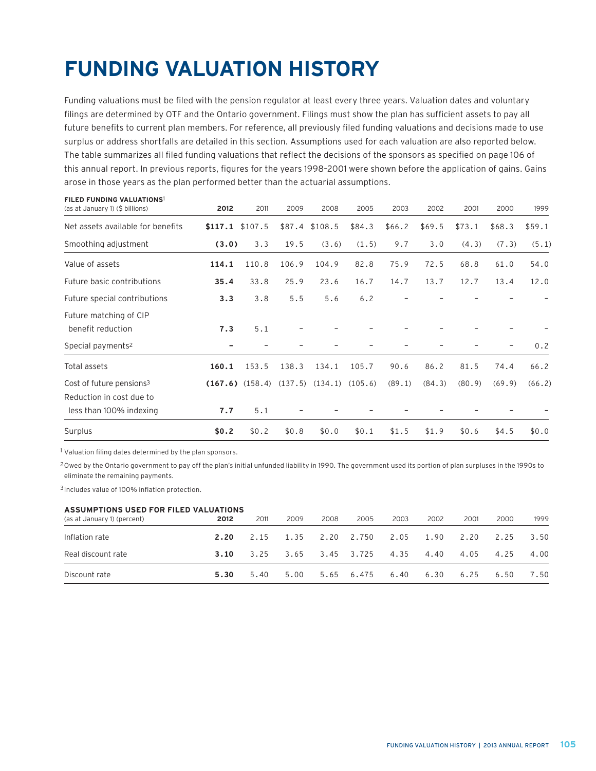# FUNDING VALUATION HISTORY

Funding valuations must be filed with the pension regulator at least every three years. Valuation dates and voluntary filings are determined by OTF and the Ontario government. Filings must show the plan has sufficient assets to pay all future benefits to current plan members. For reference, all previously filed funding valuations and decisions made to use surplus or address shortfalls are detailed in this section. Assumptions used for each valuation are also reported below. The table summarizes all filed funding valuations that reflect the decisions of the sponsors as specified on page 106 of this annual report. In previous reports, figures for the years 1998–2001 were shown before the application of gains. Gains arose in those years as the plan performed better than the actuarial assumptions.

| **FILED FUNDING VALUATIONS**[1] (as at January 1) ($ billions) | **2012** | 2011 | 2009 | 2008 | 2005 | 2003 | 2002 | 2001 | 2000 | 1999 |
|---|---|---|---|---|---|---|---|---|---|---|
| Net assets available for benefits | **$117.1** | $107.5 | $87.4 | $108.5 | $84.3 | $66.2 | $69.5 | $73.1 | $68.3 | $59.1 |
| Smoothing adjustment | **(3.0)** | 3.3 | 19.5 | (3.6) | (1.5) | 9.7 | 3.0 | (4.3) | (7.3) | (5.1) |
| Value of assets | **114.1** | 110.8 | 106.9 | 104.9 | 82.8 | 75.9 | 72.5 | 68.8 | 61.0 | 54.0 |
| Future basic contributions | **35.4** | 33.8 | 25.9 | 23.6 | 16.7 | 14.7 | 13.7 | 12.7 | 13.4 | 12.0 |
| Future special contributions | **3.3** | 3.8 | 5.5 | 5.6 | 6.2 | – | – | – | – | – |
| Future matching of CIP benefit reduction | **7.3** | 5.1 | – | – | – | – | – | – | – | – |
| Special payments[2] | **–** | – | – | – | – | – | – | – | – | 0.2 |
| Total assets | **160.1** | 153.5 | 138.3 | 134.1 | 105.7 | 90.6 | 86.2 | 81.5 | 74.4 | 66.2 |
| Cost of future pensions[3] | **(167.6)** | (158.4) | (137.5) | (134.1) | (105.6) | (89.1) | (84.3) | (80.9) | (69.9) | (66.2) |
| Reduction in cost due to less than 100% indexing | **7.7** | 5.1 | – | – | – | – | – | – | – | – |
| Surplus | **$0.2** | $0.2 | $0.8 | $0.0 | $0.1 | $1.5 | $1.9 | $0.6 | $4.5 | $0.0 |

[1] Valuation filing dates determined by the plan sponsors.

[2] Owed by the Ontario government to pay off the plan's initial unfunded liability in 1990. The government used its portion of plan surpluses in the 1990s to eliminate the remaining payments.

[3] Includes value of 100% inflation protection.

| **ASSUMPTIONS USED FOR FILED VALUATIONS** (as at January 1) (percent) | **2012** | 2011 | 2009 | 2008 | 2005 | 2003 | 2002 | 2001 | 2000 | 1999 |
|---|---|---|---|---|---|---|---|---|---|---|
| Inflation rate | **2.20** | 2.15 | 1.35 | 2.20 | 2.750 | 2.05 | 1.90 | 2.20 | 2.25 | 3.50 |
| Real discount rate | **3.10** | 3.25 | 3.65 | 3.45 | 3.725 | 4.35 | 4.40 | 4.05 | 4.25 | 4.00 |
| Discount rate | **5.30** | 5.40 | 5.00 | 5.65 | 6.475 | 6.40 | 6.30 | 6.25 | 6.50 | 7.50 |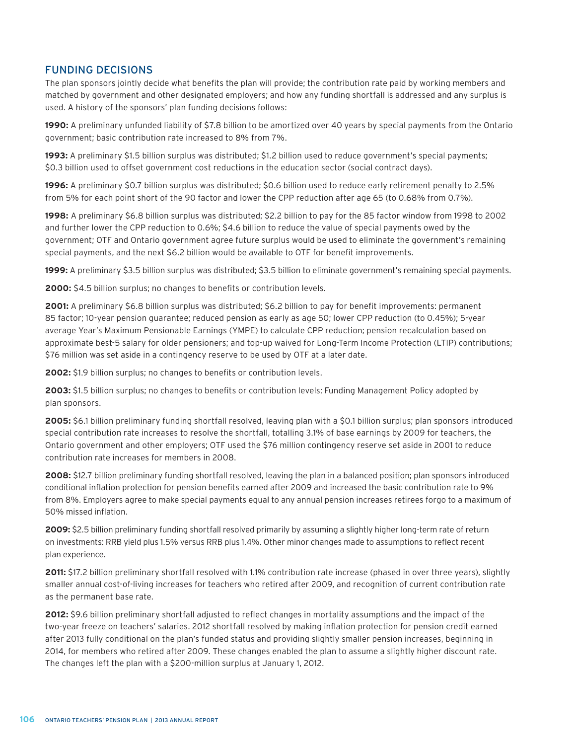## FUNDING DECISIONS

The plan sponsors jointly decide what benefits the plan will provide; the contribution rate paid by working members and matched by government and other designated employers; and how any funding shortfall is addressed and any surplus is used. A history of the sponsors' plan funding decisions follows:

**1990:** A preliminary unfunded liability of $7.8 billion to be amortized over 40 years by special payments from the Ontario government; basic contribution rate increased to 8% from 7%.

**1993:** A preliminary $1.5 billion surplus was distributed; $1.2 billion used to reduce government's special payments; $0.3 billion used to offset government cost reductions in the education sector (social contract days).

**1996:** A preliminary $0.7 billion surplus was distributed; $0.6 billion used to reduce early retirement penalty to 2.5% from 5% for each point short of the 90 factor and lower the CPP reduction after age 65 (to 0.68% from 0.7%).

**1998:** A preliminary $6.8 billion surplus was distributed; $2.2 billion to pay for the 85 factor window from 1998 to 2002 and further lower the CPP reduction to 0.6%; $4.6 billion to reduce the value of special payments owed by the government; OTF and Ontario government agree future surplus would be used to eliminate the government's remaining special payments, and the next $6.2 billion would be available to OTF for benefit improvements.

**1999:** A preliminary $3.5 billion surplus was distributed; $3.5 billion to eliminate government's remaining special payments.

**2000:** $4.5 billion surplus; no changes to benefits or contribution levels.

**2001:** A preliminary $6.8 billion surplus was distributed; $6.2 billion to pay for benefit improvements: permanent 85 factor; 10-year pension guarantee; reduced pension as early as age 50; lower CPP reduction (to 0.45%); 5-year average Year's Maximum Pensionable Earnings (YMPE) to calculate CPP reduction; pension recalculation based on approximate best-5 salary for older pensioners; and top-up waived for Long-Term Income Protection (LTIP) contributions; $76 million was set aside in a contingency reserve to be used by OTF at a later date.

**2002:** $1.9 billion surplus; no changes to benefits or contribution levels.

**2003:** $1.5 billion surplus; no changes to benefits or contribution levels; Funding Management Policy adopted by plan sponsors.

**2005:** $6.1 billion preliminary funding shortfall resolved, leaving plan with a $0.1 billion surplus; plan sponsors introduced special contribution rate increases to resolve the shortfall, totalling 3.1% of base earnings by 2009 for teachers, the Ontario government and other employers; OTF used the $76 million contingency reserve set aside in 2001 to reduce contribution rate increases for members in 2008.

**2008:** $12.7 billion preliminary funding shortfall resolved, leaving the plan in a balanced position; plan sponsors introduced conditional inflation protection for pension benefits earned after 2009 and increased the basic contribution rate to 9% from 8%. Employers agree to make special payments equal to any annual pension increases retirees forgo to a maximum of 50% missed inflation.

**2009:** $2.5 billion preliminary funding shortfall resolved primarily by assuming a slightly higher long-term rate of return on investments: RRB yield plus 1.5% versus RRB plus 1.4%. Other minor changes made to assumptions to reflect recent plan experience.

**2011:** $17.2 billion preliminary shortfall resolved with 1.1% contribution rate increase (phased in over three years), slightly smaller annual cost-of-living increases for teachers who retired after 2009, and recognition of current contribution rate as the permanent base rate.

**2012:** $9.6 billion preliminary shortfall adjusted to reflect changes in mortality assumptions and the impact of the two-year freeze on teachers' salaries. 2012 shortfall resolved by making inflation protection for pension credit earned after 2013 fully conditional on the plan's funded status and providing slightly smaller pension increases, beginning in 2014, for members who retired after 2009. These changes enabled the plan to assume a slightly higher discount rate. The changes left the plan with a $200-million surplus at January 1, 2012.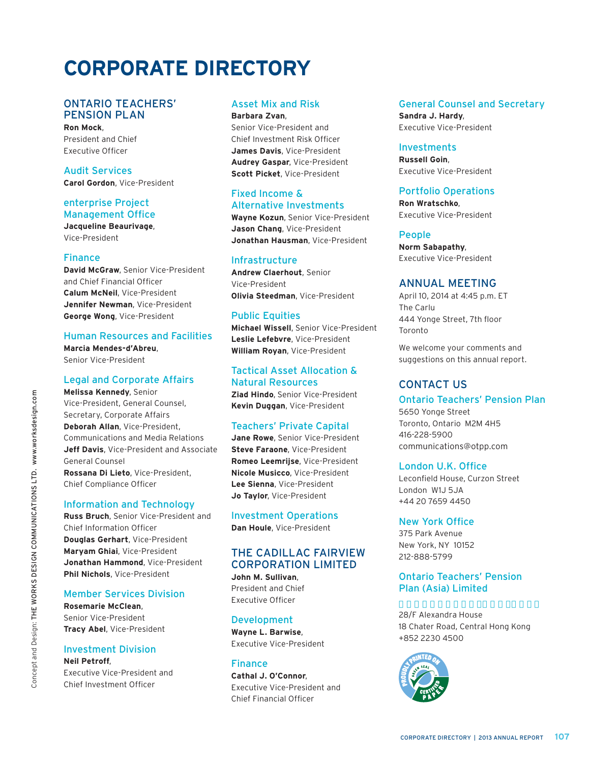# CORPORATE DIRECTORY

## ONTARIO TEACHERS' PENSION PLAN

**Ron Mock**,
President and Chief
Executive Officer

### Audit Services

**Carol Gordon**, Vice-President

### enterprise Project Management Office

**Jacqueline Beaurivage**,
Vice-President

### Finance

**David McGraw**, Senior Vice-President and Chief Financial Officer
**Calum McNeil**, Vice-President
**Jennifer Newman**, Vice-President
**George Wong**, Vice-President

### Human Resources and Facilities

**Marcia Mendes-d'Abreu**,
Senior Vice-President

### Legal and Corporate Affairs

**Melissa Kennedy**, Senior Vice-President, General Counsel, Secretary, Corporate Affairs
**Deborah Allan**, Vice-President, Communications and Media Relations
**Jeff Davis**, Vice-President and Associate General Counsel
**Rossana Di Lieto**, Vice-President, Chief Compliance Officer

### Information and Technology

**Russ Bruch**, Senior Vice-President and Chief Information Officer
**Douglas Gerhart**, Vice-President
**Maryam Ghiai**, Vice-President
**Jonathan Hammond**, Vice-President
**Phil Nichols**, Vice-President

### Member Services Division

**Rosemarie McClean**,
Senior Vice-President
**Tracy Abel**, Vice-President

### Investment Division

**Neil Petroff**,
Executive Vice-President and
Chief Investment Officer

### Asset Mix and Risk

**Barbara Zvan**,
Senior Vice-President and
Chief Investment Risk Officer
**James Davis**, Vice-President
**Audrey Gaspar**, Vice-President
**Scott Picket**, Vice-President

### Fixed Income & Alternative Investments

**Wayne Kozun**, Senior Vice-President
**Jason Chang**, Vice-President
**Jonathan Hausman**, Vice-President

### Infrastructure

**Andrew Claerhout**, Senior Vice-President
**Olivia Steedman**, Vice-President

### Public Equities

**Michael Wissell**, Senior Vice-President
**Leslie Lefebvre**, Vice-President
**William Royan**, Vice-President

### Tactical Asset Allocation & Natural Resources

**Ziad Hindo**, Senior Vice-President
**Kevin Duggan**, Vice-President

### Teachers' Private Capital

**Jane Rowe**, Senior Vice-President
**Steve Faraone**, Vice-President
**Romeo Leemrijse**, Vice-President
**Nicole Musicco**, Vice-President
**Lee Sienna**, Vice-President
**Jo Taylor**, Vice-President

### Investment Operations

**Dan Houle**, Vice-President

## THE CADILLAC FAIRVIEW CORPORATION LIMITED

**John M. Sullivan**,
President and Chief
Executive Officer

### Development

**Wayne L. Barwise**,
Executive Vice-President

### Finance

**Cathal J. O'Connor**,
Executive Vice-President and
Chief Financial Officer

### General Counsel and Secretary

**Sandra J. Hardy**,
Executive Vice-President

### Investments

**Russell Goin**,
Executive Vice-President

### Portfolio Operations

**Ron Wratschko**,
Executive Vice-President

### People

**Norm Sabapathy**,
Executive Vice-President

## ANNUAL MEETING

April 10, 2014 at 4:45 p.m. ET
The Carlu
444 Yonge Street, 7th floor
Toronto

We welcome your comments and suggestions on this annual report.

## CONTACT US

### Ontario Teachers' Pension Plan

5650 Yonge Street
Toronto, Ontario M2M 4H5
416-228-5900
communications@otpp.com

### London U.K. Office

Leconfield House, Curzon Street
London W1J 5JA
+44 20 7659 4450

### New York Office

375 Park Avenue
New York, NY 10152
212-888-5799

### Ontario Teachers' Pension Plan (Asia) Limited

28/F Alexandra House
18 Chater Road, Central Hong Kong
+852 2230 4500

Concept and Design: THE WORKS DESIGN COMMUNICATIONS LTD. www.worksdesign.com